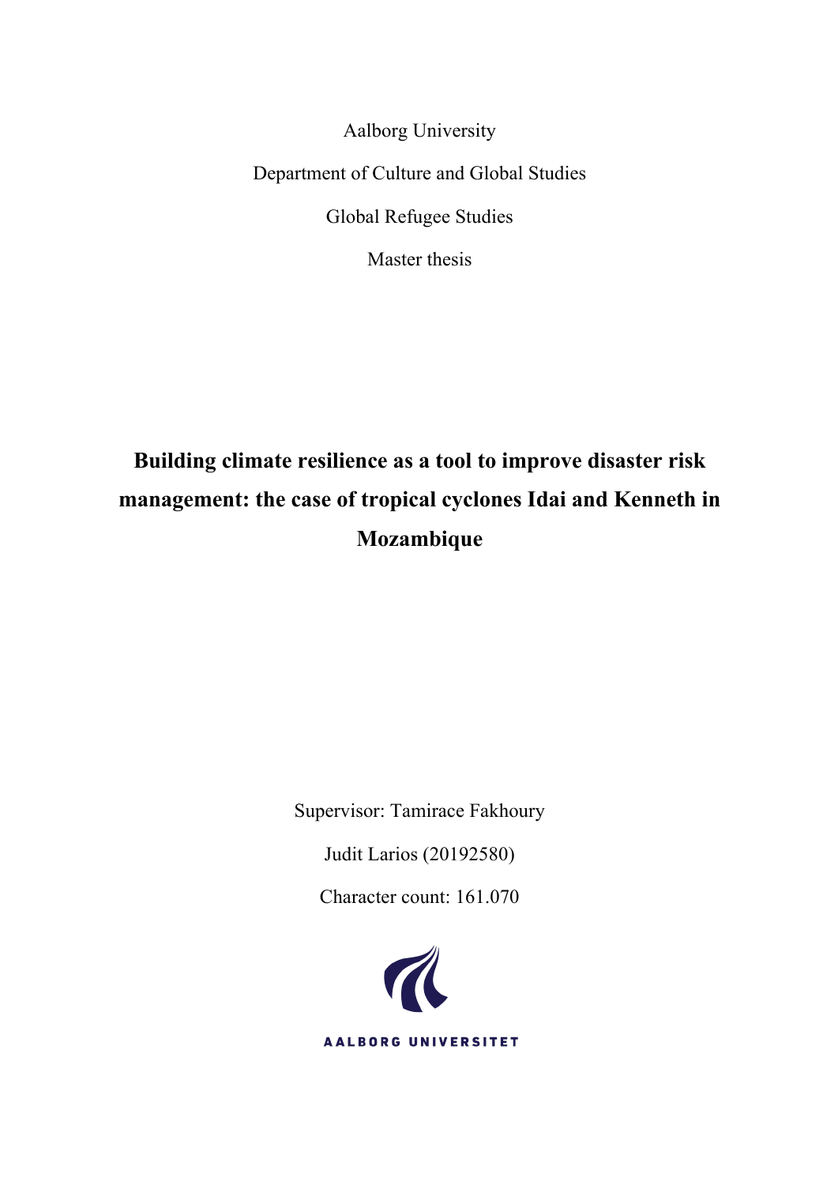Aalborg University

Department of Culture and Global Studies

Global Refugee Studies

Master thesis

# Building climate resilience as a tool to improve disaster risk management: the case of tropical cyclones Idai and Kenneth in Mozambique

Supervisor: Tamirace Fakhoury

Judit Larios (20192580)

Character count: 161.070

AALBORG UNIVERSITET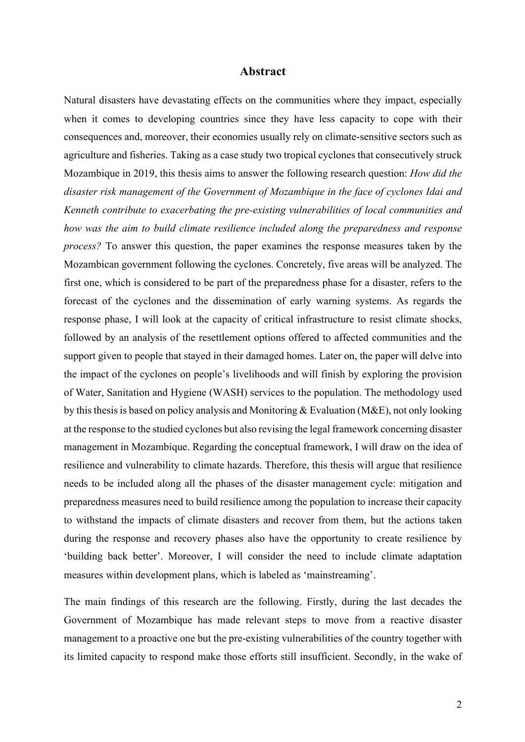# Abstract

Natural disasters have devastating effects on the communities where they impact, especially when it comes to developing countries since they have less capacity to cope with their consequences and, moreover, their economies usually rely on climate-sensitive sectors such as agriculture and fisheries. Taking as a case study two tropical cyclones that consecutively struck Mozambique in 2019, this thesis aims to answer the following research question: *How did the disaster risk management of the Government of Mozambique in the face of cyclones Idai and Kenneth contribute to exacerbating the pre-existing vulnerabilities of local communities and how was the aim to build climate resilience included along the preparedness and response process?* To answer this question, the paper examines the response measures taken by the Mozambican government following the cyclones. Concretely, five areas will be analyzed. The first one, which is considered to be part of the preparedness phase for a disaster, refers to the forecast of the cyclones and the dissemination of early warning systems. As regards the response phase, I will look at the capacity of critical infrastructure to resist climate shocks, followed by an analysis of the resettlement options offered to affected communities and the support given to people that stayed in their damaged homes. Later on, the paper will delve into the impact of the cyclones on people's livelihoods and will finish by exploring the provision of Water, Sanitation and Hygiene (WASH) services to the population. The methodology used by this thesis is based on policy analysis and Monitoring & Evaluation (M&E), not only looking at the response to the studied cyclones but also revising the legal framework concerning disaster management in Mozambique. Regarding the conceptual framework, I will draw on the idea of resilience and vulnerability to climate hazards. Therefore, this thesis will argue that resilience needs to be included along all the phases of the disaster management cycle: mitigation and preparedness measures need to build resilience among the population to increase their capacity to withstand the impacts of climate disasters and recover from them, but the actions taken during the response and recovery phases also have the opportunity to create resilience by 'building back better'. Moreover, I will consider the need to include climate adaptation measures within development plans, which is labeled as 'mainstreaming'.

The main findings of this research are the following. Firstly, during the last decades the Government of Mozambique has made relevant steps to move from a reactive disaster management to a proactive one but the pre-existing vulnerabilities of the country together with its limited capacity to respond make those efforts still insufficient. Secondly, in the wake of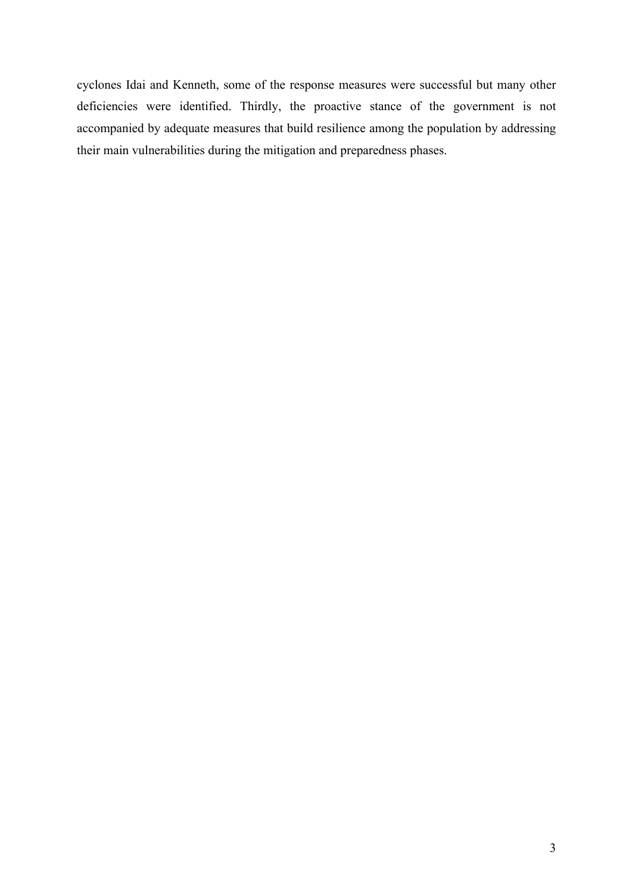cyclones Idai and Kenneth, some of the response measures were successful but many other deficiencies were identified. Thirdly, the proactive stance of the government is not accompanied by adequate measures that build resilience among the population by addressing their main vulnerabilities during the mitigation and preparedness phases.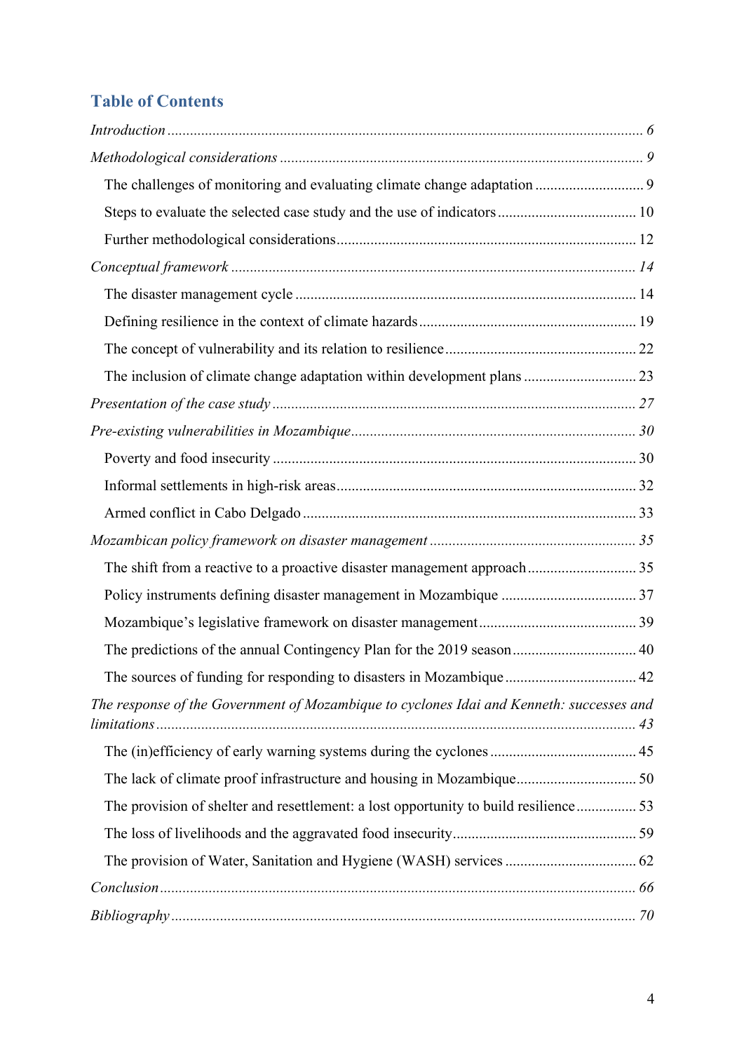## Table of Contents

*Introduction* ........................................................................................................................ *6*

*Methodological considerations* ........................................................................................... *9*

- The challenges of monitoring and evaluating climate change adaptation ............................ 9
- Steps to evaluate the selected case study and the use of indicators .................................... 10
- Further methodological considerations ............................................................................... 12

*Conceptual framework* ........................................................................................................ *14*

- The disaster management cycle ......................................................................................... 14
- Defining resilience in the context of climate hazards ......................................................... 19
- The concept of vulnerability and its relation to resilience .................................................. 22
- The inclusion of climate change adaptation within development plans ............................. 23

*Presentation of the case study* ............................................................................................. *27*

*Pre-existing vulnerabilities in Mozambique* ........................................................................ *30*

- Poverty and food insecurity ................................................................................................ 30
- Informal settlements in high-risk areas ............................................................................... 32
- Armed conflict in Cabo Delgado ........................................................................................ 33

*Mozambican policy framework on disaster management* ................................................... *35*

- The shift from a reactive to a proactive disaster management approach ............................ 35
- Policy instruments defining disaster management in Mozambique ................................... 37
- Mozambique's legislative framework on disaster management .......................................... 39
- The predictions of the annual Contingency Plan for the 2019 season ................................ 40
- The sources of funding for responding to disasters in Mozambique .................................. 42

*The response of the Government of Mozambique to cyclones Idai and Kenneth: successes and limitations* ....................................................................................................................... *43*

- The (in)efficiency of early warning systems during the cyclones ...................................... 45
- The lack of climate proof infrastructure and housing in Mozambique ............................... 50
- The provision of shelter and resettlement: a lost opportunity to build resilience ................ 53
- The loss of livelihoods and the aggravated food insecurity ................................................ 59
- The provision of Water, Sanitation and Hygiene (WASH) services .................................. 62

*Conclusion* ........................................................................................................................... *66*

*Bibliography* ........................................................................................................................ *70*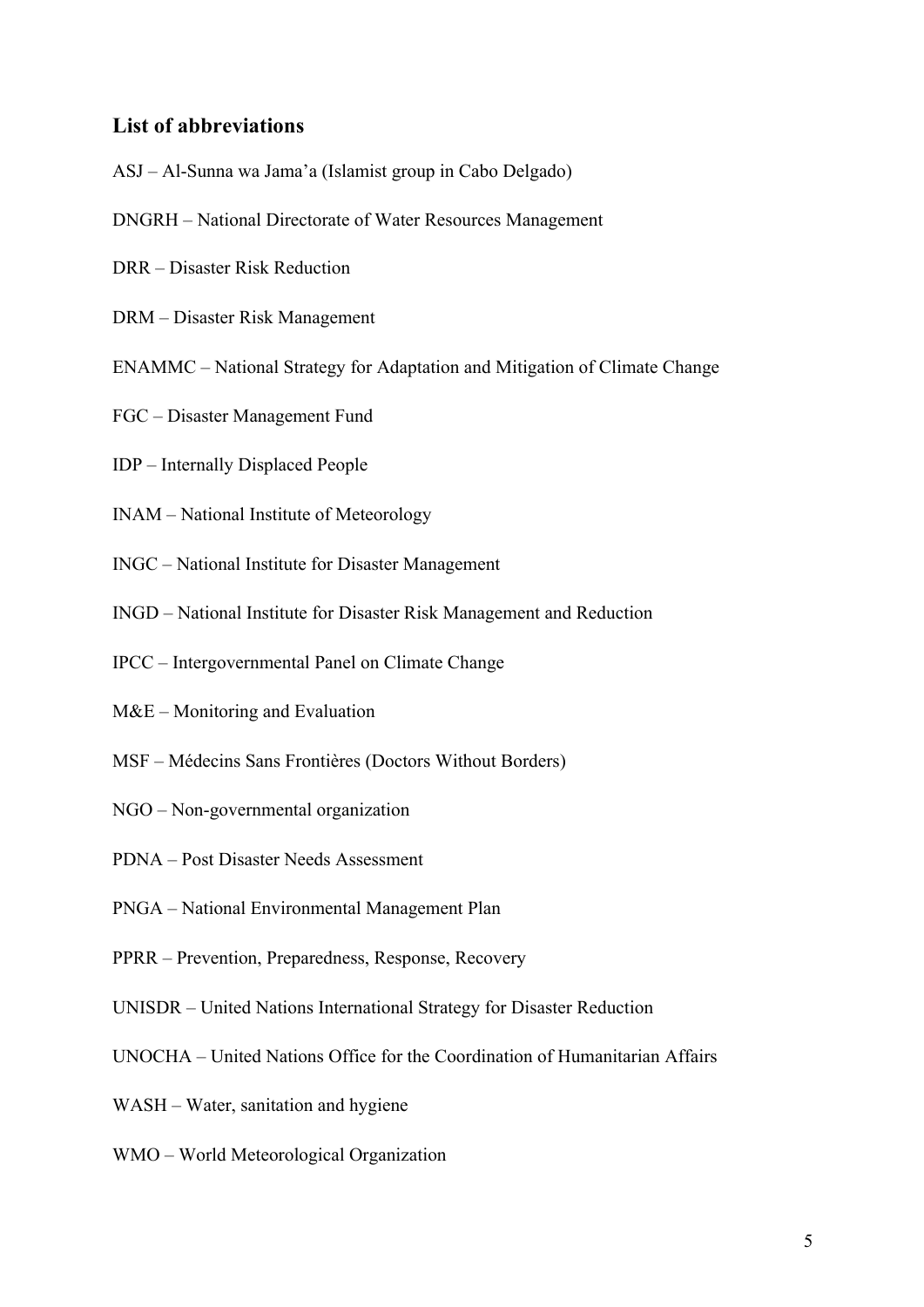## List of abbreviations

ASJ – Al-Sunna wa Jama'a (Islamist group in Cabo Delgado)

DNGRH – National Directorate of Water Resources Management

DRR – Disaster Risk Reduction

DRM – Disaster Risk Management

ENAMMC – National Strategy for Adaptation and Mitigation of Climate Change

FGC – Disaster Management Fund

IDP – Internally Displaced People

INAM – National Institute of Meteorology

INGC – National Institute for Disaster Management

INGD – National Institute for Disaster Risk Management and Reduction

IPCC – Intergovernmental Panel on Climate Change

M&E – Monitoring and Evaluation

MSF – Médecins Sans Frontières (Doctors Without Borders)

NGO – Non-governmental organization

PDNA – Post Disaster Needs Assessment

PNGA – National Environmental Management Plan

PPRR – Prevention, Preparedness, Response, Recovery

UNISDR – United Nations International Strategy for Disaster Reduction

UNOCHA – United Nations Office for the Coordination of Humanitarian Affairs

WASH – Water, sanitation and hygiene

WMO – World Meteorological Organization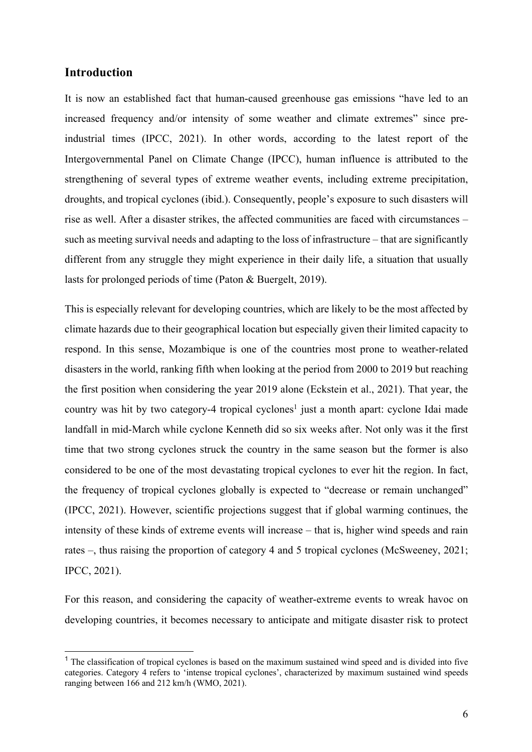## Introduction

It is now an established fact that human-caused greenhouse gas emissions "have led to an increased frequency and/or intensity of some weather and climate extremes" since pre-industrial times (IPCC, 2021). In other words, according to the latest report of the Intergovernmental Panel on Climate Change (IPCC), human influence is attributed to the strengthening of several types of extreme weather events, including extreme precipitation, droughts, and tropical cyclones (ibid.). Consequently, people's exposure to such disasters will rise as well. After a disaster strikes, the affected communities are faced with circumstances – such as meeting survival needs and adapting to the loss of infrastructure – that are significantly different from any struggle they might experience in their daily life, a situation that usually lasts for prolonged periods of time (Paton & Buergelt, 2019).

This is especially relevant for developing countries, which are likely to be the most affected by climate hazards due to their geographical location but especially given their limited capacity to respond. In this sense, Mozambique is one of the countries most prone to weather-related disasters in the world, ranking fifth when looking at the period from 2000 to 2019 but reaching the first position when considering the year 2019 alone (Eckstein et al., 2021). That year, the country was hit by two category-4 tropical cyclones[1] just a month apart: cyclone Idai made landfall in mid-March while cyclone Kenneth did so six weeks after. Not only was it the first time that two strong cyclones struck the country in the same season but the former is also considered to be one of the most devastating tropical cyclones to ever hit the region. In fact, the frequency of tropical cyclones globally is expected to "decrease or remain unchanged" (IPCC, 2021). However, scientific projections suggest that if global warming continues, the intensity of these kinds of extreme events will increase – that is, higher wind speeds and rain rates –, thus raising the proportion of category 4 and 5 tropical cyclones (McSweeney, 2021; IPCC, 2021).

For this reason, and considering the capacity of weather-extreme events to wreak havoc on developing countries, it becomes necessary to anticipate and mitigate disaster risk to protect

---

[1] The classification of tropical cyclones is based on the maximum sustained wind speed and is divided into five categories. Category 4 refers to 'intense tropical cyclones', characterized by maximum sustained wind speeds ranging between 166 and 212 km/h (WMO, 2021).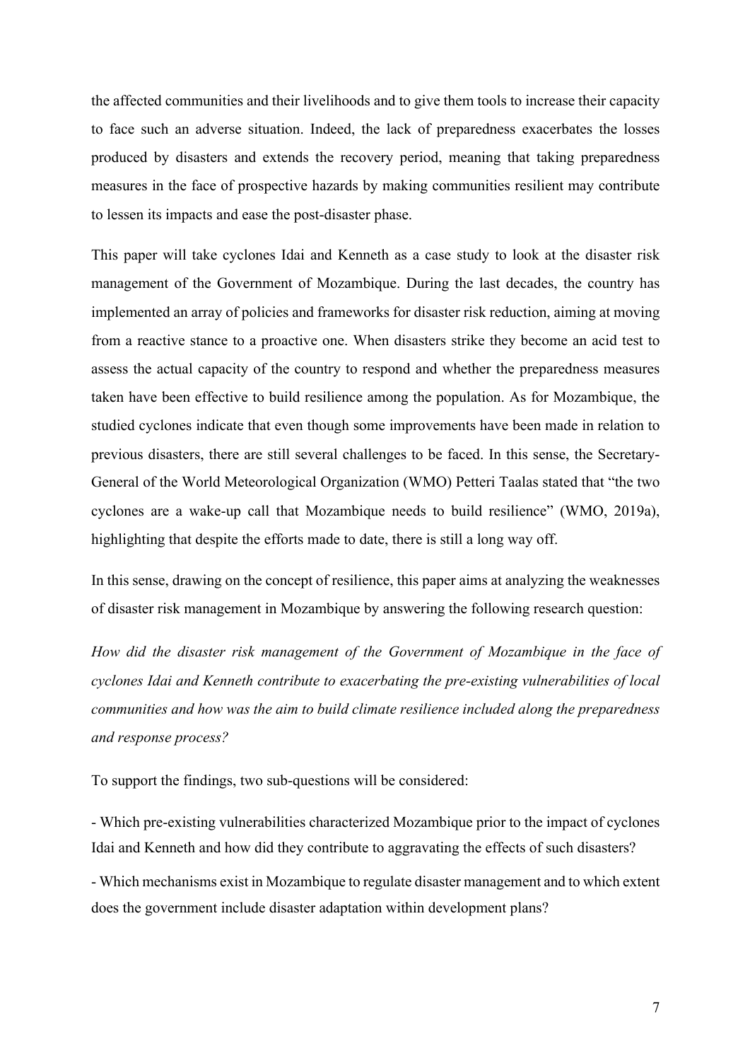the affected communities and their livelihoods and to give them tools to increase their capacity to face such an adverse situation. Indeed, the lack of preparedness exacerbates the losses produced by disasters and extends the recovery period, meaning that taking preparedness measures in the face of prospective hazards by making communities resilient may contribute to lessen its impacts and ease the post-disaster phase.

This paper will take cyclones Idai and Kenneth as a case study to look at the disaster risk management of the Government of Mozambique. During the last decades, the country has implemented an array of policies and frameworks for disaster risk reduction, aiming at moving from a reactive stance to a proactive one. When disasters strike they become an acid test to assess the actual capacity of the country to respond and whether the preparedness measures taken have been effective to build resilience among the population. As for Mozambique, the studied cyclones indicate that even though some improvements have been made in relation to previous disasters, there are still several challenges to be faced. In this sense, the Secretary-General of the World Meteorological Organization (WMO) Petteri Taalas stated that "the two cyclones are a wake-up call that Mozambique needs to build resilience" (WMO, 2019a), highlighting that despite the efforts made to date, there is still a long way off.

In this sense, drawing on the concept of resilience, this paper aims at analyzing the weaknesses of disaster risk management in Mozambique by answering the following research question:

*How did the disaster risk management of the Government of Mozambique in the face of cyclones Idai and Kenneth contribute to exacerbating the pre-existing vulnerabilities of local communities and how was the aim to build climate resilience included along the preparedness and response process?*

To support the findings, two sub-questions will be considered:

- Which pre-existing vulnerabilities characterized Mozambique prior to the impact of cyclones Idai and Kenneth and how did they contribute to aggravating the effects of such disasters?

- Which mechanisms exist in Mozambique to regulate disaster management and to which extent does the government include disaster adaptation within development plans?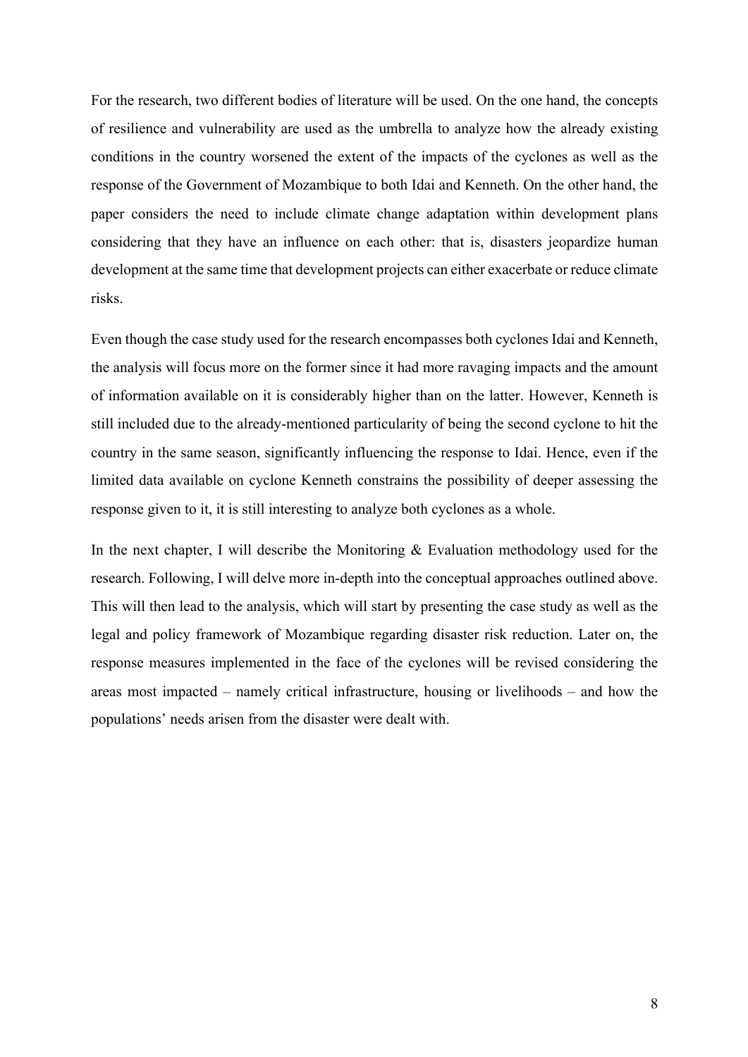For the research, two different bodies of literature will be used. On the one hand, the concepts of resilience and vulnerability are used as the umbrella to analyze how the already existing conditions in the country worsened the extent of the impacts of the cyclones as well as the response of the Government of Mozambique to both Idai and Kenneth. On the other hand, the paper considers the need to include climate change adaptation within development plans considering that they have an influence on each other: that is, disasters jeopardize human development at the same time that development projects can either exacerbate or reduce climate risks.

Even though the case study used for the research encompasses both cyclones Idai and Kenneth, the analysis will focus more on the former since it had more ravaging impacts and the amount of information available on it is considerably higher than on the latter. However, Kenneth is still included due to the already-mentioned particularity of being the second cyclone to hit the country in the same season, significantly influencing the response to Idai. Hence, even if the limited data available on cyclone Kenneth constrains the possibility of deeper assessing the response given to it, it is still interesting to analyze both cyclones as a whole.

In the next chapter, I will describe the Monitoring & Evaluation methodology used for the research. Following, I will delve more in-depth into the conceptual approaches outlined above. This will then lead to the analysis, which will start by presenting the case study as well as the legal and policy framework of Mozambique regarding disaster risk reduction. Later on, the response measures implemented in the face of the cyclones will be revised considering the areas most impacted – namely critical infrastructure, housing or livelihoods – and how the populations' needs arisen from the disaster were dealt with.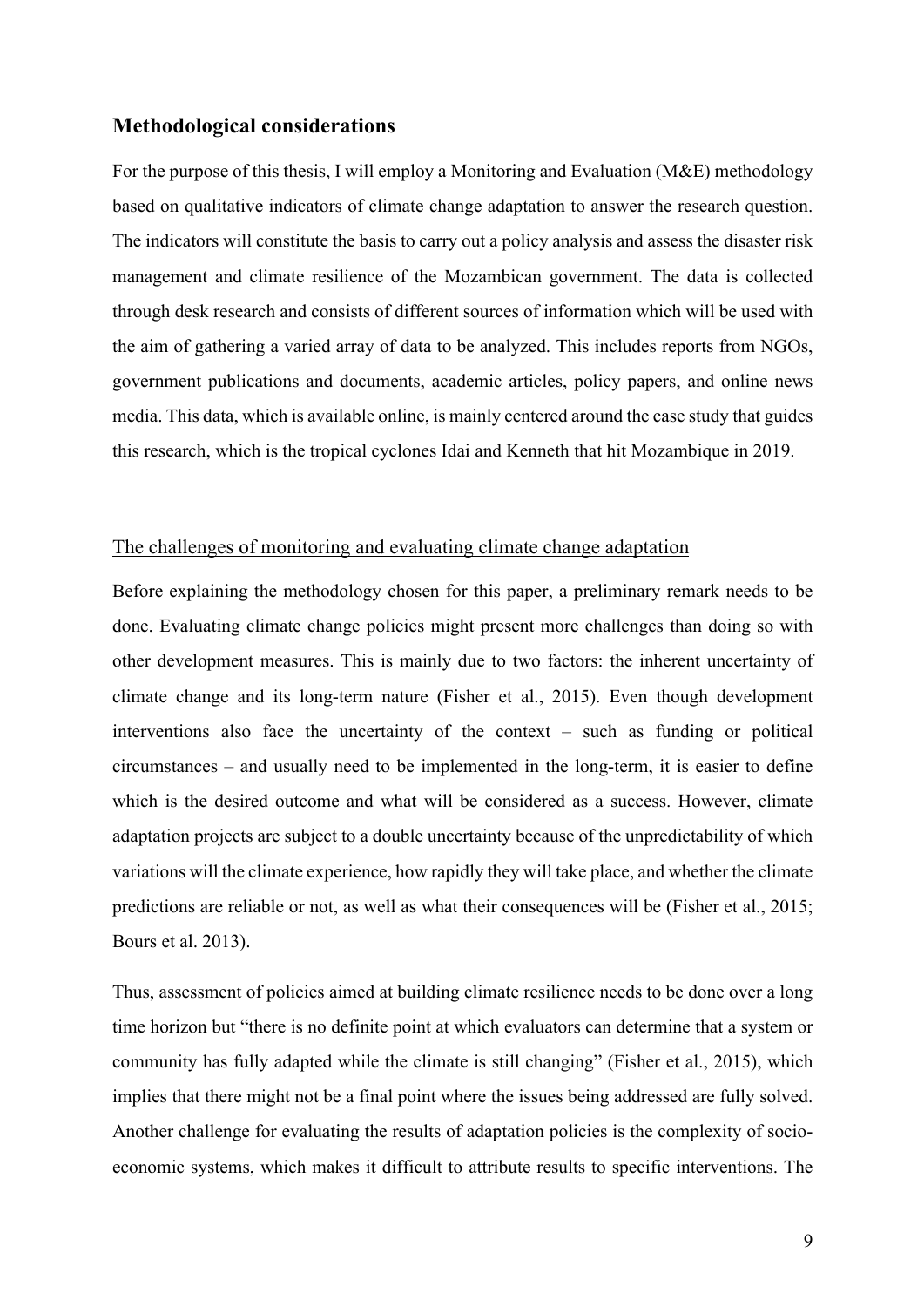## Methodological considerations

For the purpose of this thesis, I will employ a Monitoring and Evaluation (M&E) methodology based on qualitative indicators of climate change adaptation to answer the research question. The indicators will constitute the basis to carry out a policy analysis and assess the disaster risk management and climate resilience of the Mozambican government. The data is collected through desk research and consists of different sources of information which will be used with the aim of gathering a varied array of data to be analyzed. This includes reports from NGOs, government publications and documents, academic articles, policy papers, and online news media. This data, which is available online, is mainly centered around the case study that guides this research, which is the tropical cyclones Idai and Kenneth that hit Mozambique in 2019.

### The challenges of monitoring and evaluating climate change adaptation

Before explaining the methodology chosen for this paper, a preliminary remark needs to be done. Evaluating climate change policies might present more challenges than doing so with other development measures. This is mainly due to two factors: the inherent uncertainty of climate change and its long-term nature (Fisher et al., 2015). Even though development interventions also face the uncertainty of the context – such as funding or political circumstances – and usually need to be implemented in the long-term, it is easier to define which is the desired outcome and what will be considered as a success. However, climate adaptation projects are subject to a double uncertainty because of the unpredictability of which variations will the climate experience, how rapidly they will take place, and whether the climate predictions are reliable or not, as well as what their consequences will be (Fisher et al., 2015; Bours et al. 2013).

Thus, assessment of policies aimed at building climate resilience needs to be done over a long time horizon but "there is no definite point at which evaluators can determine that a system or community has fully adapted while the climate is still changing" (Fisher et al., 2015), which implies that there might not be a final point where the issues being addressed are fully solved. Another challenge for evaluating the results of adaptation policies is the complexity of socio-economic systems, which makes it difficult to attribute results to specific interventions. The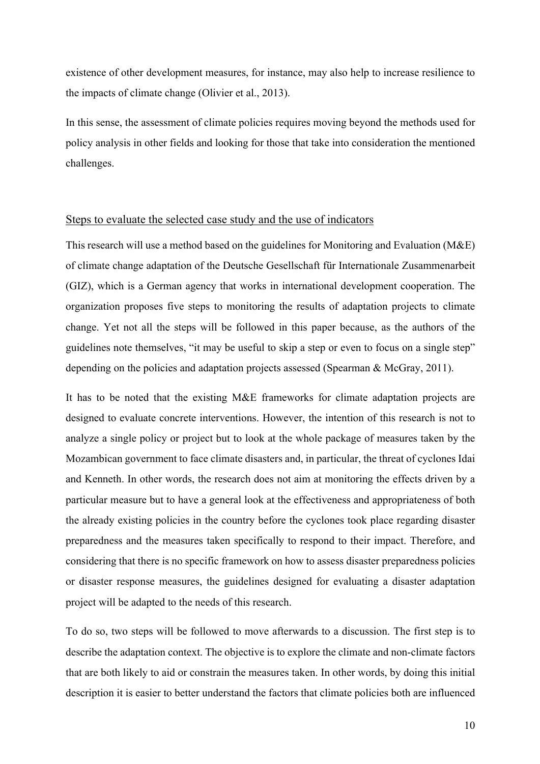existence of other development measures, for instance, may also help to increase resilience to the impacts of climate change (Olivier et al., 2013).

In this sense, the assessment of climate policies requires moving beyond the methods used for policy analysis in other fields and looking for those that take into consideration the mentioned challenges.

## Steps to evaluate the selected case study and the use of indicators

This research will use a method based on the guidelines for Monitoring and Evaluation (M&E) of climate change adaptation of the Deutsche Gesellschaft für Internationale Zusammenarbeit (GIZ), which is a German agency that works in international development cooperation. The organization proposes five steps to monitoring the results of adaptation projects to climate change. Yet not all the steps will be followed in this paper because, as the authors of the guidelines note themselves, "it may be useful to skip a step or even to focus on a single step" depending on the policies and adaptation projects assessed (Spearman & McGray, 2011).

It has to be noted that the existing M&E frameworks for climate adaptation projects are designed to evaluate concrete interventions. However, the intention of this research is not to analyze a single policy or project but to look at the whole package of measures taken by the Mozambican government to face climate disasters and, in particular, the threat of cyclones Idai and Kenneth. In other words, the research does not aim at monitoring the effects driven by a particular measure but to have a general look at the effectiveness and appropriateness of both the already existing policies in the country before the cyclones took place regarding disaster preparedness and the measures taken specifically to respond to their impact. Therefore, and considering that there is no specific framework on how to assess disaster preparedness policies or disaster response measures, the guidelines designed for evaluating a disaster adaptation project will be adapted to the needs of this research.

To do so, two steps will be followed to move afterwards to a discussion. The first step is to describe the adaptation context. The objective is to explore the climate and non-climate factors that are both likely to aid or constrain the measures taken. In other words, by doing this initial description it is easier to better understand the factors that climate policies both are influenced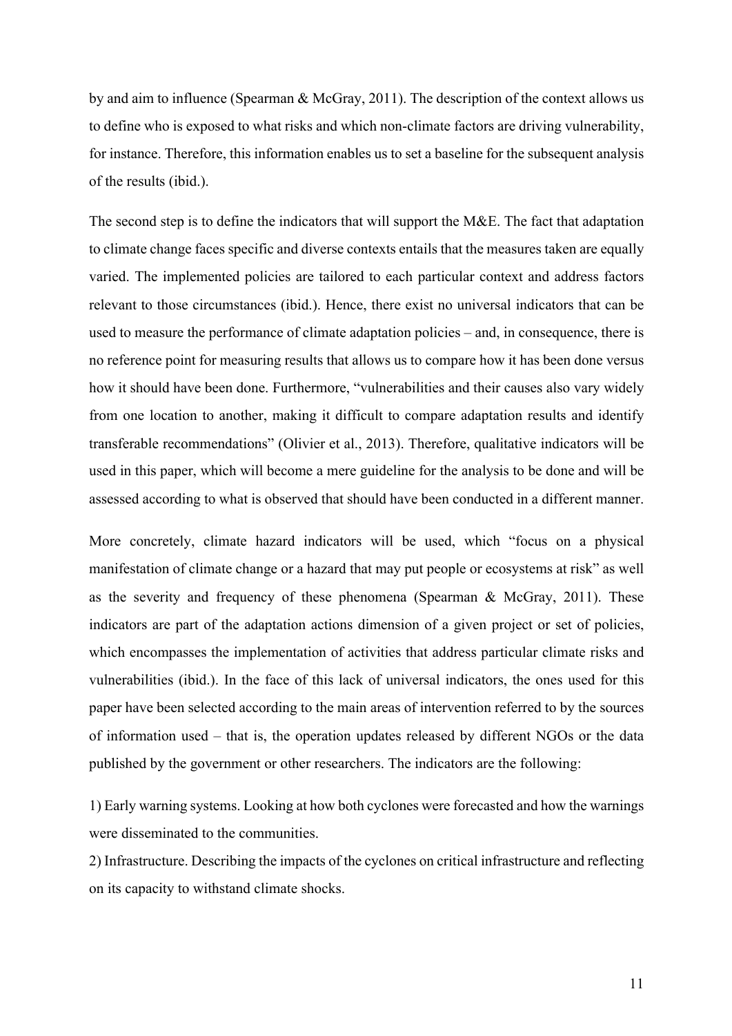by and aim to influence (Spearman & McGray, 2011). The description of the context allows us to define who is exposed to what risks and which non-climate factors are driving vulnerability, for instance. Therefore, this information enables us to set a baseline for the subsequent analysis of the results (ibid.).

The second step is to define the indicators that will support the M&E. The fact that adaptation to climate change faces specific and diverse contexts entails that the measures taken are equally varied. The implemented policies are tailored to each particular context and address factors relevant to those circumstances (ibid.). Hence, there exist no universal indicators that can be used to measure the performance of climate adaptation policies – and, in consequence, there is no reference point for measuring results that allows us to compare how it has been done versus how it should have been done. Furthermore, "vulnerabilities and their causes also vary widely from one location to another, making it difficult to compare adaptation results and identify transferable recommendations" (Olivier et al., 2013). Therefore, qualitative indicators will be used in this paper, which will become a mere guideline for the analysis to be done and will be assessed according to what is observed that should have been conducted in a different manner.

More concretely, climate hazard indicators will be used, which "focus on a physical manifestation of climate change or a hazard that may put people or ecosystems at risk" as well as the severity and frequency of these phenomena (Spearman & McGray, 2011). These indicators are part of the adaptation actions dimension of a given project or set of policies, which encompasses the implementation of activities that address particular climate risks and vulnerabilities (ibid.). In the face of this lack of universal indicators, the ones used for this paper have been selected according to the main areas of intervention referred to by the sources of information used – that is, the operation updates released by different NGOs or the data published by the government or other researchers. The indicators are the following:

1) Early warning systems. Looking at how both cyclones were forecasted and how the warnings were disseminated to the communities.
2) Infrastructure. Describing the impacts of the cyclones on critical infrastructure and reflecting on its capacity to withstand climate shocks.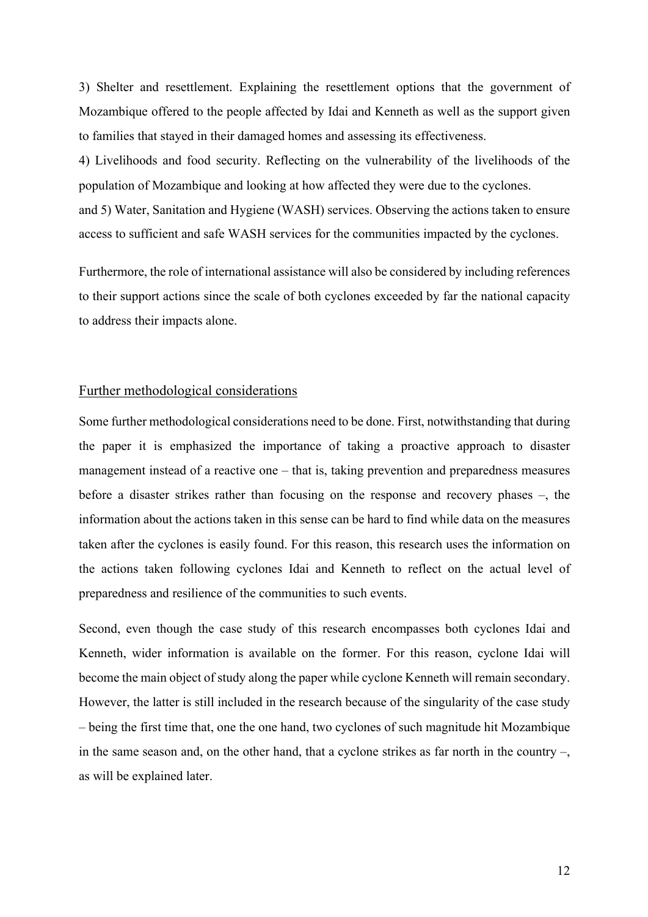3) Shelter and resettlement. Explaining the resettlement options that the government of Mozambique offered to the people affected by Idai and Kenneth as well as the support given to families that stayed in their damaged homes and assessing its effectiveness.

4) Livelihoods and food security. Reflecting on the vulnerability of the livelihoods of the population of Mozambique and looking at how affected they were due to the cyclones.

and 5) Water, Sanitation and Hygiene (WASH) services. Observing the actions taken to ensure access to sufficient and safe WASH services for the communities impacted by the cyclones.

Furthermore, the role of international assistance will also be considered by including references to their support actions since the scale of both cyclones exceeded by far the national capacity to address their impacts alone.

## Further methodological considerations

Some further methodological considerations need to be done. First, notwithstanding that during the paper it is emphasized the importance of taking a proactive approach to disaster management instead of a reactive one – that is, taking prevention and preparedness measures before a disaster strikes rather than focusing on the response and recovery phases –, the information about the actions taken in this sense can be hard to find while data on the measures taken after the cyclones is easily found. For this reason, this research uses the information on the actions taken following cyclones Idai and Kenneth to reflect on the actual level of preparedness and resilience of the communities to such events.

Second, even though the case study of this research encompasses both cyclones Idai and Kenneth, wider information is available on the former. For this reason, cyclone Idai will become the main object of study along the paper while cyclone Kenneth will remain secondary. However, the latter is still included in the research because of the singularity of the case study – being the first time that, one the one hand, two cyclones of such magnitude hit Mozambique in the same season and, on the other hand, that a cyclone strikes as far north in the country –, as will be explained later.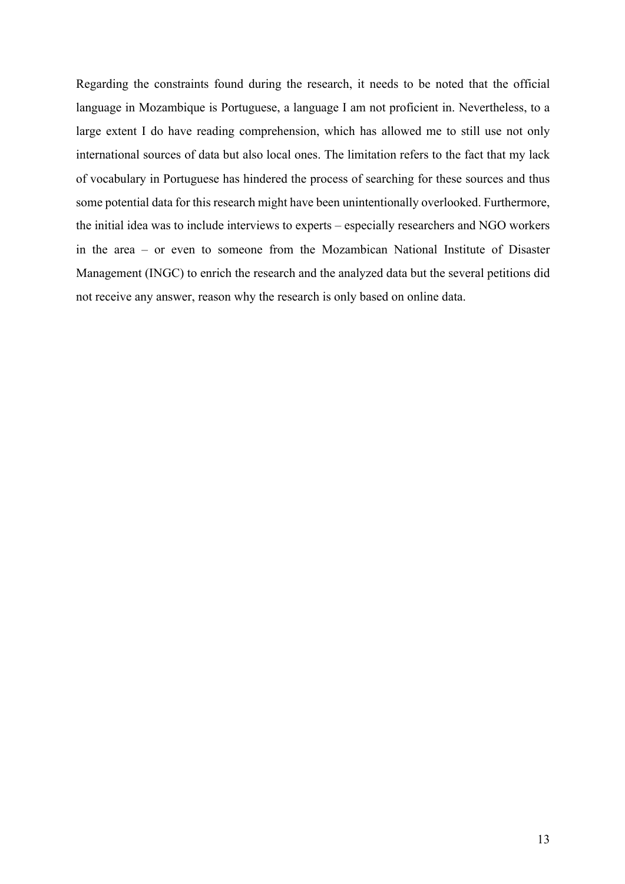Regarding the constraints found during the research, it needs to be noted that the official language in Mozambique is Portuguese, a language I am not proficient in. Nevertheless, to a large extent I do have reading comprehension, which has allowed me to still use not only international sources of data but also local ones. The limitation refers to the fact that my lack of vocabulary in Portuguese has hindered the process of searching for these sources and thus some potential data for this research might have been unintentionally overlooked. Furthermore, the initial idea was to include interviews to experts – especially researchers and NGO workers in the area – or even to someone from the Mozambican National Institute of Disaster Management (INGC) to enrich the research and the analyzed data but the several petitions did not receive any answer, reason why the research is only based on online data.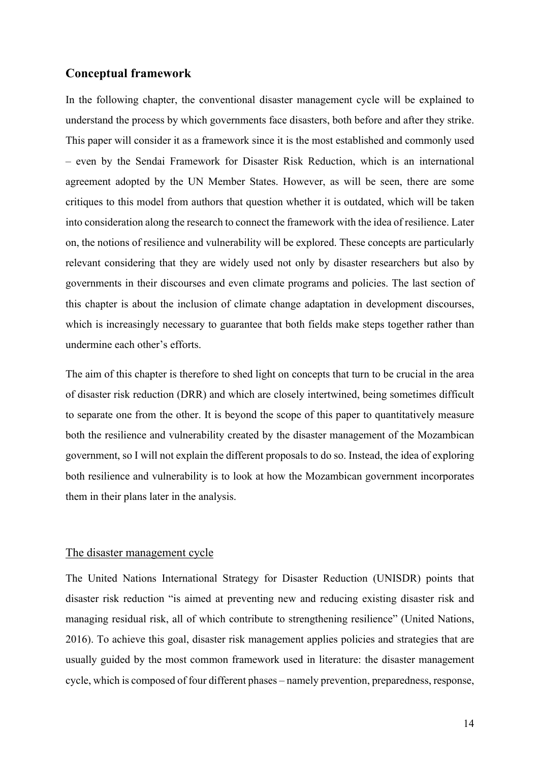## Conceptual framework

In the following chapter, the conventional disaster management cycle will be explained to understand the process by which governments face disasters, both before and after they strike. This paper will consider it as a framework since it is the most established and commonly used – even by the Sendai Framework for Disaster Risk Reduction, which is an international agreement adopted by the UN Member States. However, as will be seen, there are some critiques to this model from authors that question whether it is outdated, which will be taken into consideration along the research to connect the framework with the idea of resilience. Later on, the notions of resilience and vulnerability will be explored. These concepts are particularly relevant considering that they are widely used not only by disaster researchers but also by governments in their discourses and even climate programs and policies. The last section of this chapter is about the inclusion of climate change adaptation in development discourses, which is increasingly necessary to guarantee that both fields make steps together rather than undermine each other's efforts.

The aim of this chapter is therefore to shed light on concepts that turn to be crucial in the area of disaster risk reduction (DRR) and which are closely intertwined, being sometimes difficult to separate one from the other. It is beyond the scope of this paper to quantitatively measure both the resilience and vulnerability created by the disaster management of the Mozambican government, so I will not explain the different proposals to do so. Instead, the idea of exploring both resilience and vulnerability is to look at how the Mozambican government incorporates them in their plans later in the analysis.

### The disaster management cycle

The United Nations International Strategy for Disaster Reduction (UNISDR) points that disaster risk reduction "is aimed at preventing new and reducing existing disaster risk and managing residual risk, all of which contribute to strengthening resilience" (United Nations, 2016). To achieve this goal, disaster risk management applies policies and strategies that are usually guided by the most common framework used in literature: the disaster management cycle, which is composed of four different phases – namely prevention, preparedness, response,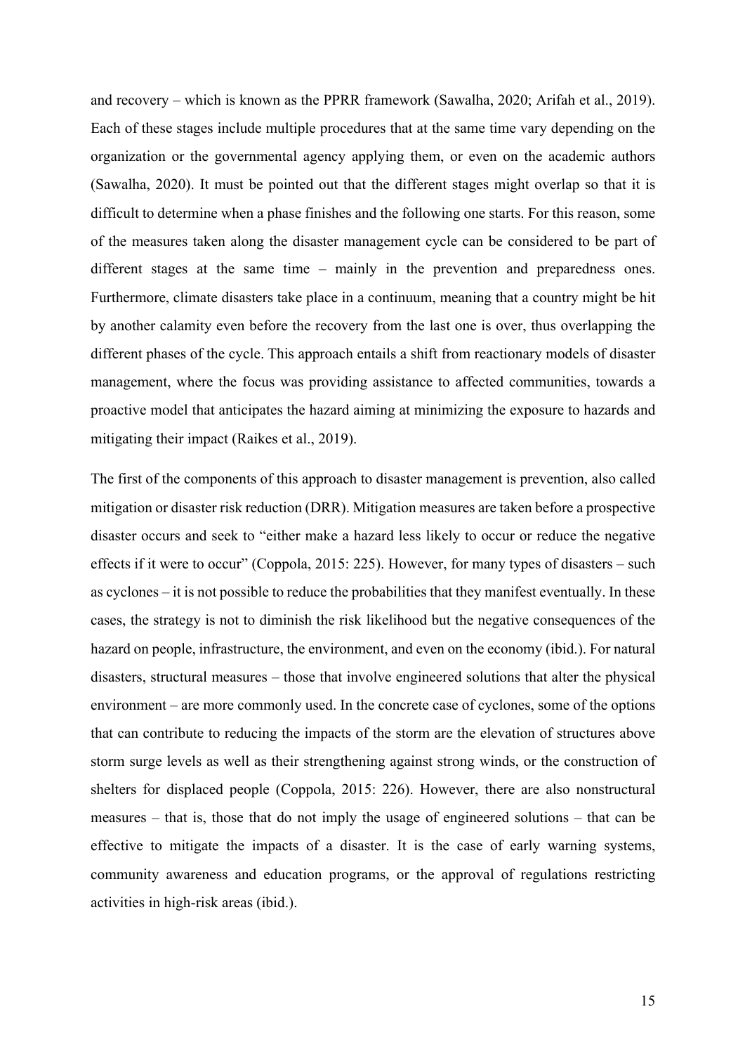and recovery – which is known as the PPRR framework (Sawalha, 2020; Arifah et al., 2019). Each of these stages include multiple procedures that at the same time vary depending on the organization or the governmental agency applying them, or even on the academic authors (Sawalha, 2020). It must be pointed out that the different stages might overlap so that it is difficult to determine when a phase finishes and the following one starts. For this reason, some of the measures taken along the disaster management cycle can be considered to be part of different stages at the same time – mainly in the prevention and preparedness ones. Furthermore, climate disasters take place in a continuum, meaning that a country might be hit by another calamity even before the recovery from the last one is over, thus overlapping the different phases of the cycle. This approach entails a shift from reactionary models of disaster management, where the focus was providing assistance to affected communities, towards a proactive model that anticipates the hazard aiming at minimizing the exposure to hazards and mitigating their impact (Raikes et al., 2019).

The first of the components of this approach to disaster management is prevention, also called mitigation or disaster risk reduction (DRR). Mitigation measures are taken before a prospective disaster occurs and seek to "either make a hazard less likely to occur or reduce the negative effects if it were to occur" (Coppola, 2015: 225). However, for many types of disasters – such as cyclones – it is not possible to reduce the probabilities that they manifest eventually. In these cases, the strategy is not to diminish the risk likelihood but the negative consequences of the hazard on people, infrastructure, the environment, and even on the economy (ibid.). For natural disasters, structural measures – those that involve engineered solutions that alter the physical environment – are more commonly used. In the concrete case of cyclones, some of the options that can contribute to reducing the impacts of the storm are the elevation of structures above storm surge levels as well as their strengthening against strong winds, or the construction of shelters for displaced people (Coppola, 2015: 226). However, there are also nonstructural measures – that is, those that do not imply the usage of engineered solutions – that can be effective to mitigate the impacts of a disaster. It is the case of early warning systems, community awareness and education programs, or the approval of regulations restricting activities in high-risk areas (ibid.).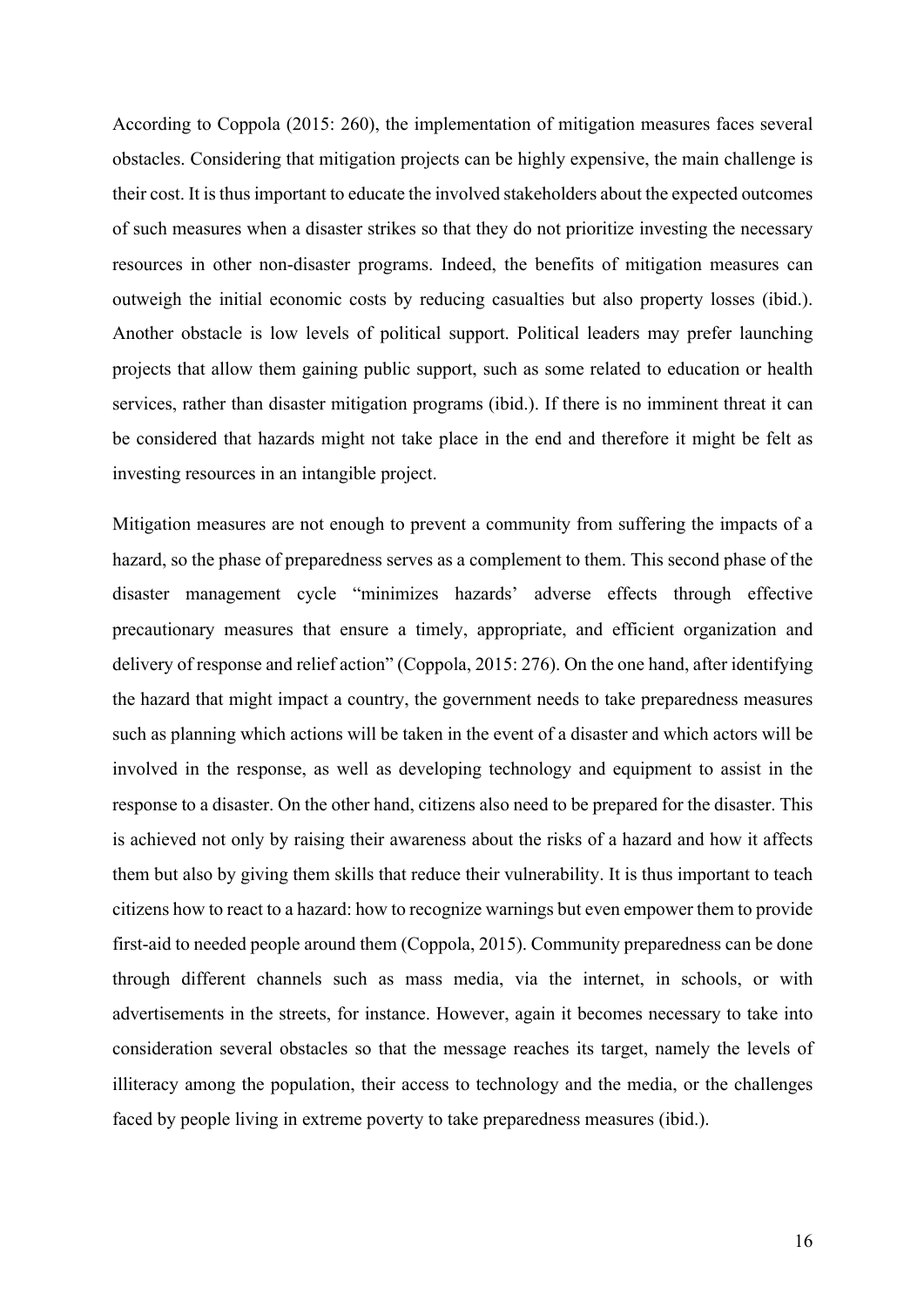According to Coppola (2015: 260), the implementation of mitigation measures faces several obstacles. Considering that mitigation projects can be highly expensive, the main challenge is their cost. It is thus important to educate the involved stakeholders about the expected outcomes of such measures when a disaster strikes so that they do not prioritize investing the necessary resources in other non-disaster programs. Indeed, the benefits of mitigation measures can outweigh the initial economic costs by reducing casualties but also property losses (ibid.). Another obstacle is low levels of political support. Political leaders may prefer launching projects that allow them gaining public support, such as some related to education or health services, rather than disaster mitigation programs (ibid.). If there is no imminent threat it can be considered that hazards might not take place in the end and therefore it might be felt as investing resources in an intangible project.

Mitigation measures are not enough to prevent a community from suffering the impacts of a hazard, so the phase of preparedness serves as a complement to them. This second phase of the disaster management cycle "minimizes hazards' adverse effects through effective precautionary measures that ensure a timely, appropriate, and efficient organization and delivery of response and relief action" (Coppola, 2015: 276). On the one hand, after identifying the hazard that might impact a country, the government needs to take preparedness measures such as planning which actions will be taken in the event of a disaster and which actors will be involved in the response, as well as developing technology and equipment to assist in the response to a disaster. On the other hand, citizens also need to be prepared for the disaster. This is achieved not only by raising their awareness about the risks of a hazard and how it affects them but also by giving them skills that reduce their vulnerability. It is thus important to teach citizens how to react to a hazard: how to recognize warnings but even empower them to provide first-aid to needed people around them (Coppola, 2015). Community preparedness can be done through different channels such as mass media, via the internet, in schools, or with advertisements in the streets, for instance. However, again it becomes necessary to take into consideration several obstacles so that the message reaches its target, namely the levels of illiteracy among the population, their access to technology and the media, or the challenges faced by people living in extreme poverty to take preparedness measures (ibid.).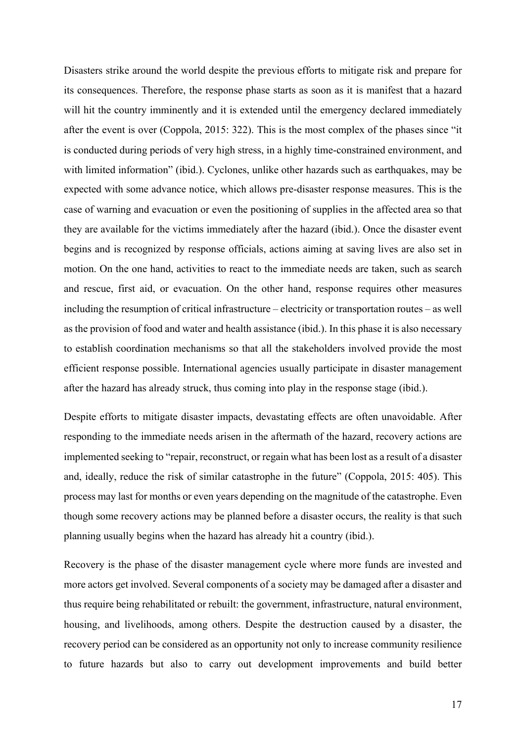Disasters strike around the world despite the previous efforts to mitigate risk and prepare for its consequences. Therefore, the response phase starts as soon as it is manifest that a hazard will hit the country imminently and it is extended until the emergency declared immediately after the event is over (Coppola, 2015: 322). This is the most complex of the phases since "it is conducted during periods of very high stress, in a highly time-constrained environment, and with limited information" (ibid.). Cyclones, unlike other hazards such as earthquakes, may be expected with some advance notice, which allows pre-disaster response measures. This is the case of warning and evacuation or even the positioning of supplies in the affected area so that they are available for the victims immediately after the hazard (ibid.). Once the disaster event begins and is recognized by response officials, actions aiming at saving lives are also set in motion. On the one hand, activities to react to the immediate needs are taken, such as search and rescue, first aid, or evacuation. On the other hand, response requires other measures including the resumption of critical infrastructure – electricity or transportation routes – as well as the provision of food and water and health assistance (ibid.). In this phase it is also necessary to establish coordination mechanisms so that all the stakeholders involved provide the most efficient response possible. International agencies usually participate in disaster management after the hazard has already struck, thus coming into play in the response stage (ibid.).

Despite efforts to mitigate disaster impacts, devastating effects are often unavoidable. After responding to the immediate needs arisen in the aftermath of the hazard, recovery actions are implemented seeking to "repair, reconstruct, or regain what has been lost as a result of a disaster and, ideally, reduce the risk of similar catastrophe in the future" (Coppola, 2015: 405). This process may last for months or even years depending on the magnitude of the catastrophe. Even though some recovery actions may be planned before a disaster occurs, the reality is that such planning usually begins when the hazard has already hit a country (ibid.).

Recovery is the phase of the disaster management cycle where more funds are invested and more actors get involved. Several components of a society may be damaged after a disaster and thus require being rehabilitated or rebuilt: the government, infrastructure, natural environment, housing, and livelihoods, among others. Despite the destruction caused by a disaster, the recovery period can be considered as an opportunity not only to increase community resilience to future hazards but also to carry out development improvements and build better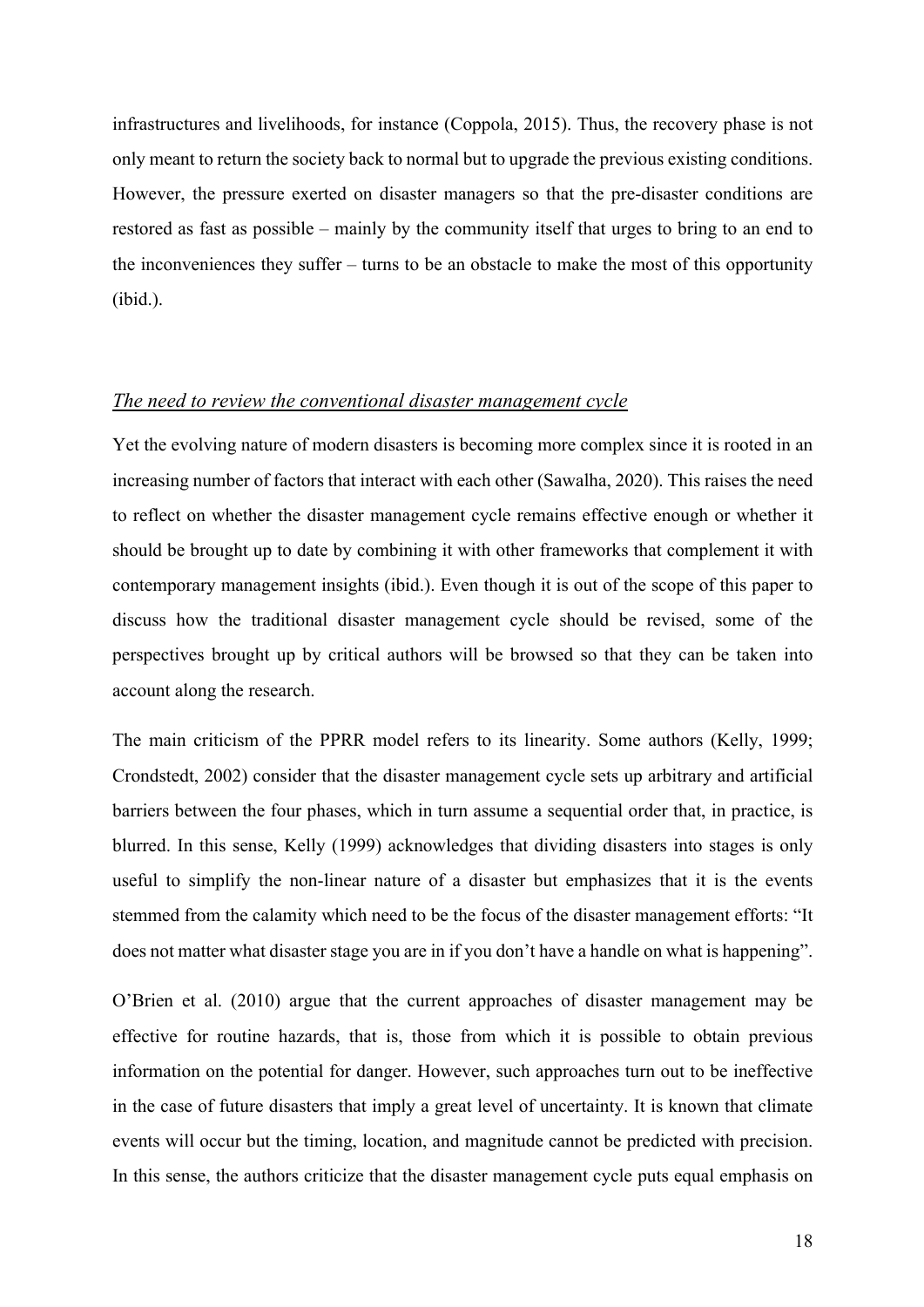infrastructures and livelihoods, for instance (Coppola, 2015). Thus, the recovery phase is not only meant to return the society back to normal but to upgrade the previous existing conditions. However, the pressure exerted on disaster managers so that the pre-disaster conditions are restored as fast as possible – mainly by the community itself that urges to bring to an end to the inconveniences they suffer – turns to be an obstacle to make the most of this opportunity (ibid.).

### *The need to review the conventional disaster management cycle*

Yet the evolving nature of modern disasters is becoming more complex since it is rooted in an increasing number of factors that interact with each other (Sawalha, 2020). This raises the need to reflect on whether the disaster management cycle remains effective enough or whether it should be brought up to date by combining it with other frameworks that complement it with contemporary management insights (ibid.). Even though it is out of the scope of this paper to discuss how the traditional disaster management cycle should be revised, some of the perspectives brought up by critical authors will be browsed so that they can be taken into account along the research.

The main criticism of the PPRR model refers to its linearity. Some authors (Kelly, 1999; Crondstedt, 2002) consider that the disaster management cycle sets up arbitrary and artificial barriers between the four phases, which in turn assume a sequential order that, in practice, is blurred. In this sense, Kelly (1999) acknowledges that dividing disasters into stages is only useful to simplify the non-linear nature of a disaster but emphasizes that it is the events stemmed from the calamity which need to be the focus of the disaster management efforts: "It does not matter what disaster stage you are in if you don't have a handle on what is happening".

O'Brien et al. (2010) argue that the current approaches of disaster management may be effective for routine hazards, that is, those from which it is possible to obtain previous information on the potential for danger. However, such approaches turn out to be ineffective in the case of future disasters that imply a great level of uncertainty. It is known that climate events will occur but the timing, location, and magnitude cannot be predicted with precision. In this sense, the authors criticize that the disaster management cycle puts equal emphasis on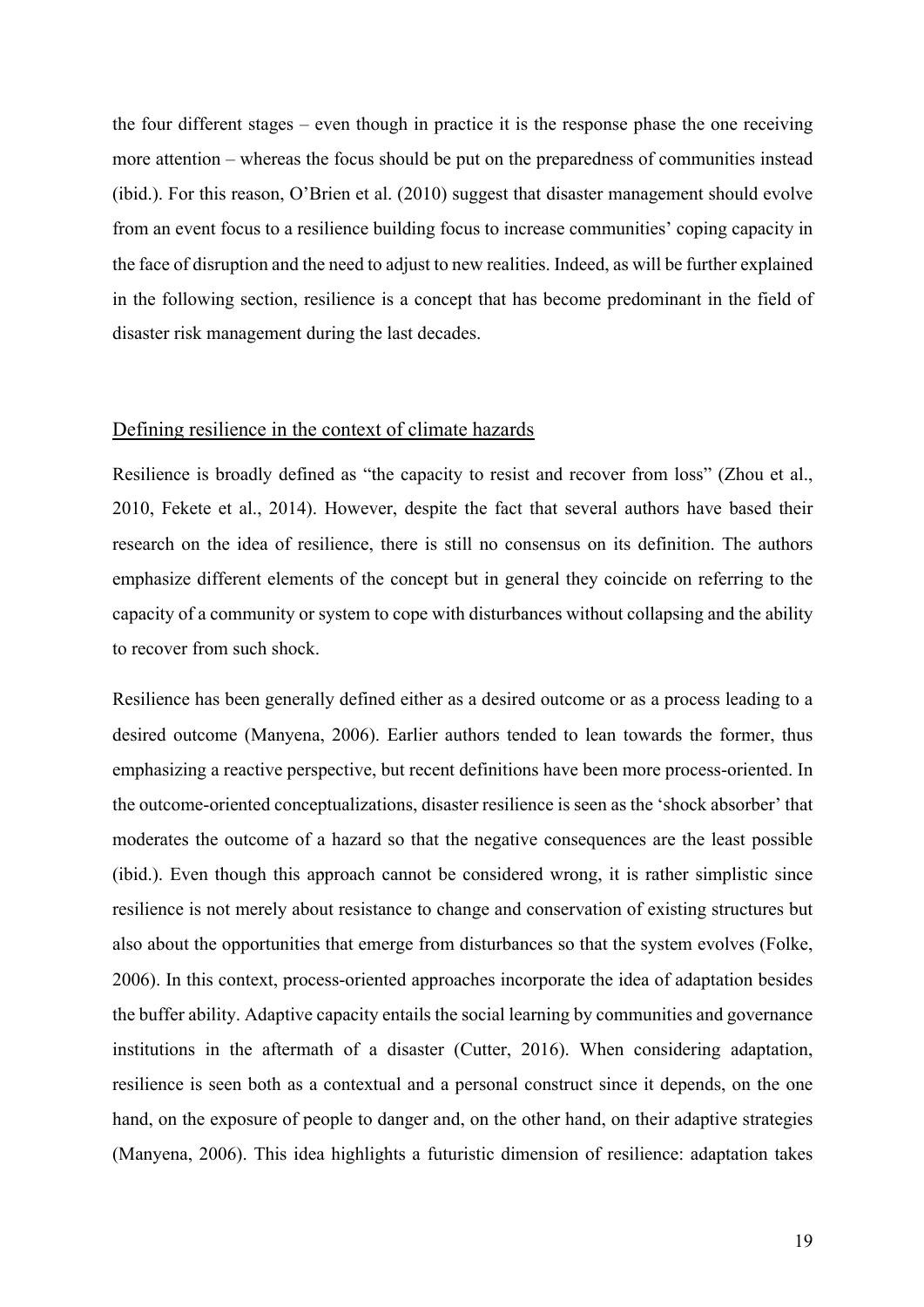the four different stages – even though in practice it is the response phase the one receiving more attention – whereas the focus should be put on the preparedness of communities instead (ibid.). For this reason, O'Brien et al. (2010) suggest that disaster management should evolve from an event focus to a resilience building focus to increase communities' coping capacity in the face of disruption and the need to adjust to new realities. Indeed, as will be further explained in the following section, resilience is a concept that has become predominant in the field of disaster risk management during the last decades.

## Defining resilience in the context of climate hazards

Resilience is broadly defined as "the capacity to resist and recover from loss" (Zhou et al., 2010, Fekete et al., 2014). However, despite the fact that several authors have based their research on the idea of resilience, there is still no consensus on its definition. The authors emphasize different elements of the concept but in general they coincide on referring to the capacity of a community or system to cope with disturbances without collapsing and the ability to recover from such shock.

Resilience has been generally defined either as a desired outcome or as a process leading to a desired outcome (Manyena, 2006). Earlier authors tended to lean towards the former, thus emphasizing a reactive perspective, but recent definitions have been more process-oriented. In the outcome-oriented conceptualizations, disaster resilience is seen as the 'shock absorber' that moderates the outcome of a hazard so that the negative consequences are the least possible (ibid.). Even though this approach cannot be considered wrong, it is rather simplistic since resilience is not merely about resistance to change and conservation of existing structures but also about the opportunities that emerge from disturbances so that the system evolves (Folke, 2006). In this context, process-oriented approaches incorporate the idea of adaptation besides the buffer ability. Adaptive capacity entails the social learning by communities and governance institutions in the aftermath of a disaster (Cutter, 2016). When considering adaptation, resilience is seen both as a contextual and a personal construct since it depends, on the one hand, on the exposure of people to danger and, on the other hand, on their adaptive strategies (Manyena, 2006). This idea highlights a futuristic dimension of resilience: adaptation takes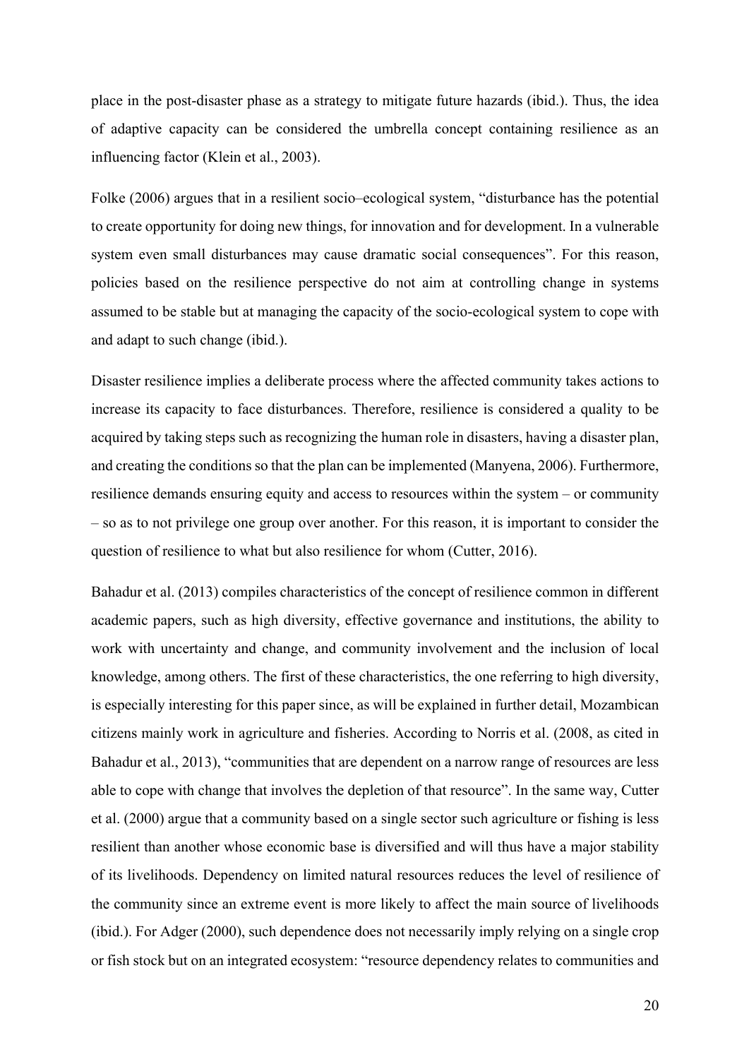place in the post-disaster phase as a strategy to mitigate future hazards (ibid.). Thus, the idea of adaptive capacity can be considered the umbrella concept containing resilience as an influencing factor (Klein et al., 2003).

Folke (2006) argues that in a resilient socio–ecological system, "disturbance has the potential to create opportunity for doing new things, for innovation and for development. In a vulnerable system even small disturbances may cause dramatic social consequences". For this reason, policies based on the resilience perspective do not aim at controlling change in systems assumed to be stable but at managing the capacity of the socio-ecological system to cope with and adapt to such change (ibid.).

Disaster resilience implies a deliberate process where the affected community takes actions to increase its capacity to face disturbances. Therefore, resilience is considered a quality to be acquired by taking steps such as recognizing the human role in disasters, having a disaster plan, and creating the conditions so that the plan can be implemented (Manyena, 2006). Furthermore, resilience demands ensuring equity and access to resources within the system – or community – so as to not privilege one group over another. For this reason, it is important to consider the question of resilience to what but also resilience for whom (Cutter, 2016).

Bahadur et al. (2013) compiles characteristics of the concept of resilience common in different academic papers, such as high diversity, effective governance and institutions, the ability to work with uncertainty and change, and community involvement and the inclusion of local knowledge, among others. The first of these characteristics, the one referring to high diversity, is especially interesting for this paper since, as will be explained in further detail, Mozambican citizens mainly work in agriculture and fisheries. According to Norris et al. (2008, as cited in Bahadur et al., 2013), "communities that are dependent on a narrow range of resources are less able to cope with change that involves the depletion of that resource". In the same way, Cutter et al. (2000) argue that a community based on a single sector such agriculture or fishing is less resilient than another whose economic base is diversified and will thus have a major stability of its livelihoods. Dependency on limited natural resources reduces the level of resilience of the community since an extreme event is more likely to affect the main source of livelihoods (ibid.). For Adger (2000), such dependence does not necessarily imply relying on a single crop or fish stock but on an integrated ecosystem: "resource dependency relates to communities and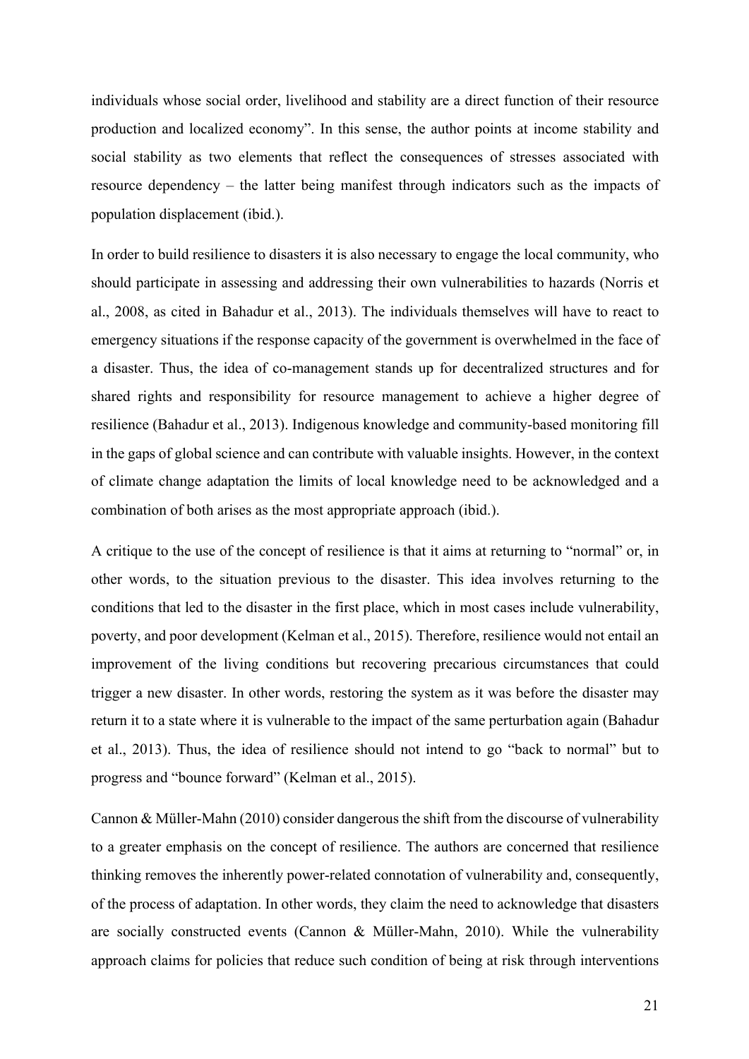individuals whose social order, livelihood and stability are a direct function of their resource production and localized economy". In this sense, the author points at income stability and social stability as two elements that reflect the consequences of stresses associated with resource dependency – the latter being manifest through indicators such as the impacts of population displacement (ibid.).

In order to build resilience to disasters it is also necessary to engage the local community, who should participate in assessing and addressing their own vulnerabilities to hazards (Norris et al., 2008, as cited in Bahadur et al., 2013). The individuals themselves will have to react to emergency situations if the response capacity of the government is overwhelmed in the face of a disaster. Thus, the idea of co-management stands up for decentralized structures and for shared rights and responsibility for resource management to achieve a higher degree of resilience (Bahadur et al., 2013). Indigenous knowledge and community-based monitoring fill in the gaps of global science and can contribute with valuable insights. However, in the context of climate change adaptation the limits of local knowledge need to be acknowledged and a combination of both arises as the most appropriate approach (ibid.).

A critique to the use of the concept of resilience is that it aims at returning to "normal" or, in other words, to the situation previous to the disaster. This idea involves returning to the conditions that led to the disaster in the first place, which in most cases include vulnerability, poverty, and poor development (Kelman et al., 2015). Therefore, resilience would not entail an improvement of the living conditions but recovering precarious circumstances that could trigger a new disaster. In other words, restoring the system as it was before the disaster may return it to a state where it is vulnerable to the impact of the same perturbation again (Bahadur et al., 2013). Thus, the idea of resilience should not intend to go "back to normal" but to progress and "bounce forward" (Kelman et al., 2015).

Cannon & Müller-Mahn (2010) consider dangerous the shift from the discourse of vulnerability to a greater emphasis on the concept of resilience. The authors are concerned that resilience thinking removes the inherently power-related connotation of vulnerability and, consequently, of the process of adaptation. In other words, they claim the need to acknowledge that disasters are socially constructed events (Cannon & Müller-Mahn, 2010). While the vulnerability approach claims for policies that reduce such condition of being at risk through interventions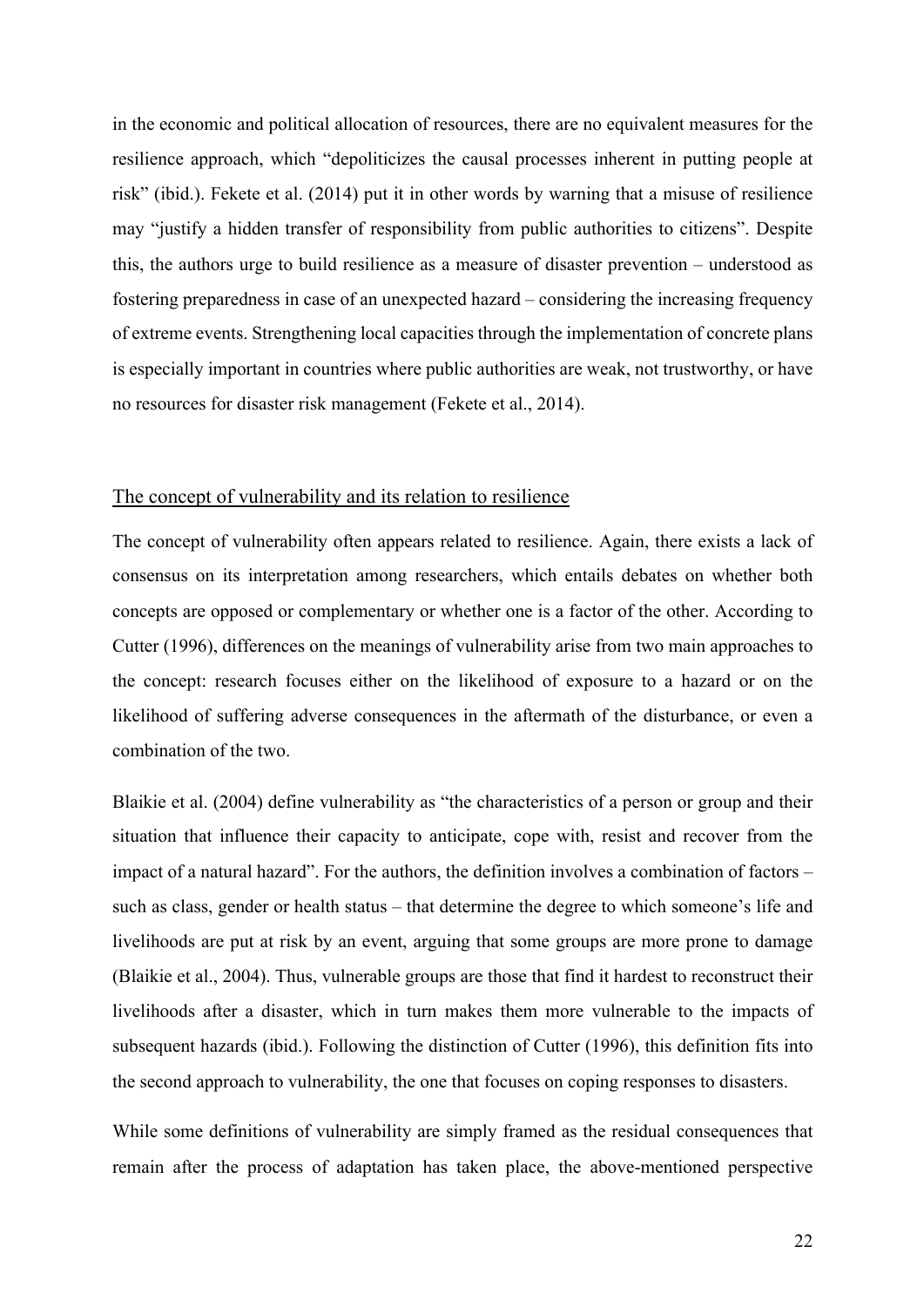in the economic and political allocation of resources, there are no equivalent measures for the resilience approach, which "depoliticizes the causal processes inherent in putting people at risk" (ibid.). Fekete et al. (2014) put it in other words by warning that a misuse of resilience may "justify a hidden transfer of responsibility from public authorities to citizens". Despite this, the authors urge to build resilience as a measure of disaster prevention – understood as fostering preparedness in case of an unexpected hazard – considering the increasing frequency of extreme events. Strengthening local capacities through the implementation of concrete plans is especially important in countries where public authorities are weak, not trustworthy, or have no resources for disaster risk management (Fekete et al., 2014).

## The concept of vulnerability and its relation to resilience

The concept of vulnerability often appears related to resilience. Again, there exists a lack of consensus on its interpretation among researchers, which entails debates on whether both concepts are opposed or complementary or whether one is a factor of the other. According to Cutter (1996), differences on the meanings of vulnerability arise from two main approaches to the concept: research focuses either on the likelihood of exposure to a hazard or on the likelihood of suffering adverse consequences in the aftermath of the disturbance, or even a combination of the two.

Blaikie et al. (2004) define vulnerability as "the characteristics of a person or group and their situation that influence their capacity to anticipate, cope with, resist and recover from the impact of a natural hazard". For the authors, the definition involves a combination of factors – such as class, gender or health status – that determine the degree to which someone's life and livelihoods are put at risk by an event, arguing that some groups are more prone to damage (Blaikie et al., 2004). Thus, vulnerable groups are those that find it hardest to reconstruct their livelihoods after a disaster, which in turn makes them more vulnerable to the impacts of subsequent hazards (ibid.). Following the distinction of Cutter (1996), this definition fits into the second approach to vulnerability, the one that focuses on coping responses to disasters.

While some definitions of vulnerability are simply framed as the residual consequences that remain after the process of adaptation has taken place, the above-mentioned perspective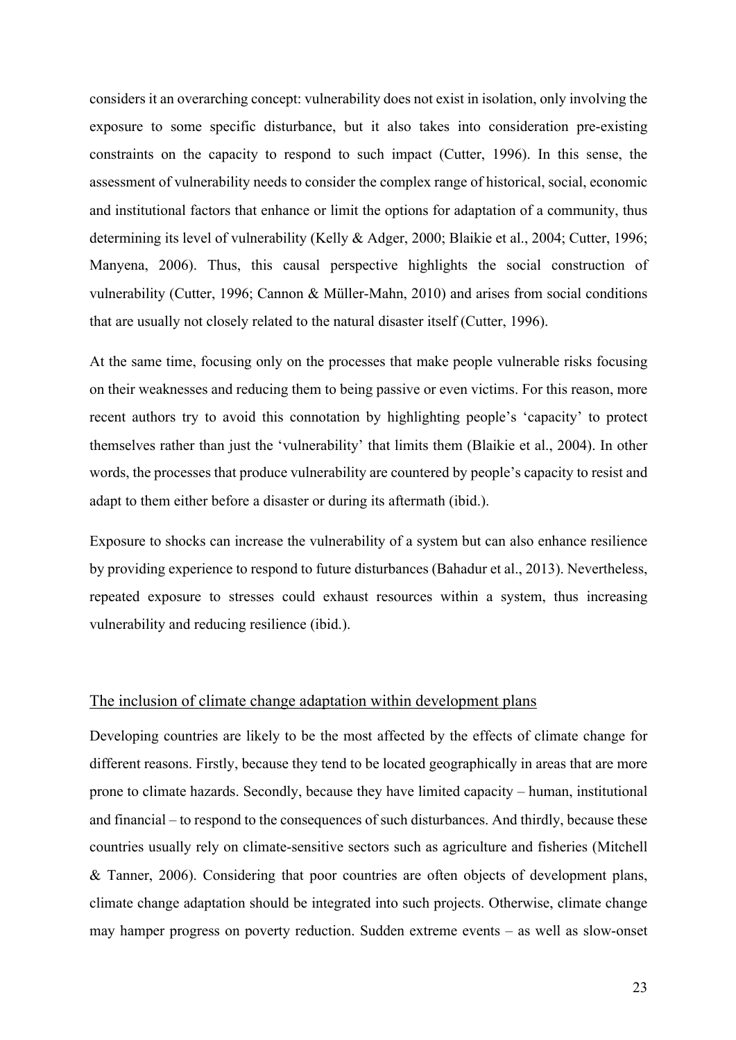considers it an overarching concept: vulnerability does not exist in isolation, only involving the exposure to some specific disturbance, but it also takes into consideration pre-existing constraints on the capacity to respond to such impact (Cutter, 1996). In this sense, the assessment of vulnerability needs to consider the complex range of historical, social, economic and institutional factors that enhance or limit the options for adaptation of a community, thus determining its level of vulnerability (Kelly & Adger, 2000; Blaikie et al., 2004; Cutter, 1996; Manyena, 2006). Thus, this causal perspective highlights the social construction of vulnerability (Cutter, 1996; Cannon & Müller-Mahn, 2010) and arises from social conditions that are usually not closely related to the natural disaster itself (Cutter, 1996).

At the same time, focusing only on the processes that make people vulnerable risks focusing on their weaknesses and reducing them to being passive or even victims. For this reason, more recent authors try to avoid this connotation by highlighting people's 'capacity' to protect themselves rather than just the 'vulnerability' that limits them (Blaikie et al., 2004). In other words, the processes that produce vulnerability are countered by people's capacity to resist and adapt to them either before a disaster or during its aftermath (ibid.).

Exposure to shocks can increase the vulnerability of a system but can also enhance resilience by providing experience to respond to future disturbances (Bahadur et al., 2013). Nevertheless, repeated exposure to stresses could exhaust resources within a system, thus increasing vulnerability and reducing resilience (ibid.).

## The inclusion of climate change adaptation within development plans

Developing countries are likely to be the most affected by the effects of climate change for different reasons. Firstly, because they tend to be located geographically in areas that are more prone to climate hazards. Secondly, because they have limited capacity – human, institutional and financial – to respond to the consequences of such disturbances. And thirdly, because these countries usually rely on climate-sensitive sectors such as agriculture and fisheries (Mitchell & Tanner, 2006). Considering that poor countries are often objects of development plans, climate change adaptation should be integrated into such projects. Otherwise, climate change may hamper progress on poverty reduction. Sudden extreme events – as well as slow-onset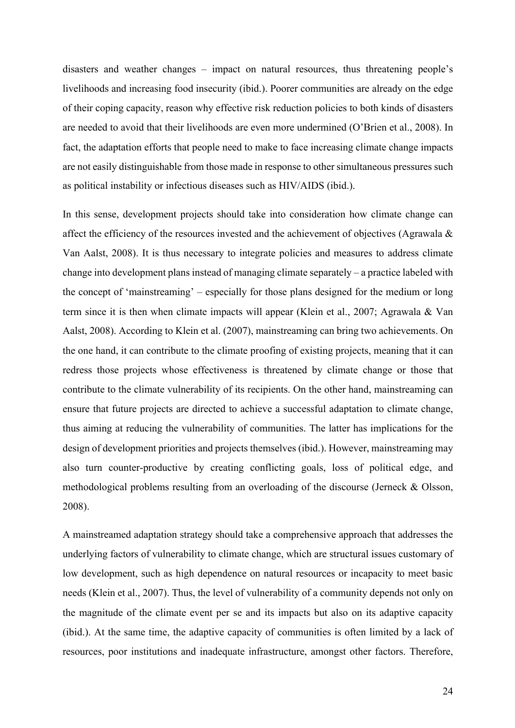disasters and weather changes – impact on natural resources, thus threatening people's livelihoods and increasing food insecurity (ibid.). Poorer communities are already on the edge of their coping capacity, reason why effective risk reduction policies to both kinds of disasters are needed to avoid that their livelihoods are even more undermined (O'Brien et al., 2008). In fact, the adaptation efforts that people need to make to face increasing climate change impacts are not easily distinguishable from those made in response to other simultaneous pressures such as political instability or infectious diseases such as HIV/AIDS (ibid.).

In this sense, development projects should take into consideration how climate change can affect the efficiency of the resources invested and the achievement of objectives (Agrawala & Van Aalst, 2008). It is thus necessary to integrate policies and measures to address climate change into development plans instead of managing climate separately – a practice labeled with the concept of 'mainstreaming' – especially for those plans designed for the medium or long term since it is then when climate impacts will appear (Klein et al., 2007; Agrawala & Van Aalst, 2008). According to Klein et al. (2007), mainstreaming can bring two achievements. On the one hand, it can contribute to the climate proofing of existing projects, meaning that it can redress those projects whose effectiveness is threatened by climate change or those that contribute to the climate vulnerability of its recipients. On the other hand, mainstreaming can ensure that future projects are directed to achieve a successful adaptation to climate change, thus aiming at reducing the vulnerability of communities. The latter has implications for the design of development priorities and projects themselves (ibid.). However, mainstreaming may also turn counter-productive by creating conflicting goals, loss of political edge, and methodological problems resulting from an overloading of the discourse (Jerneck & Olsson, 2008).

A mainstreamed adaptation strategy should take a comprehensive approach that addresses the underlying factors of vulnerability to climate change, which are structural issues customary of low development, such as high dependence on natural resources or incapacity to meet basic needs (Klein et al., 2007). Thus, the level of vulnerability of a community depends not only on the magnitude of the climate event per se and its impacts but also on its adaptive capacity (ibid.). At the same time, the adaptive capacity of communities is often limited by a lack of resources, poor institutions and inadequate infrastructure, amongst other factors. Therefore,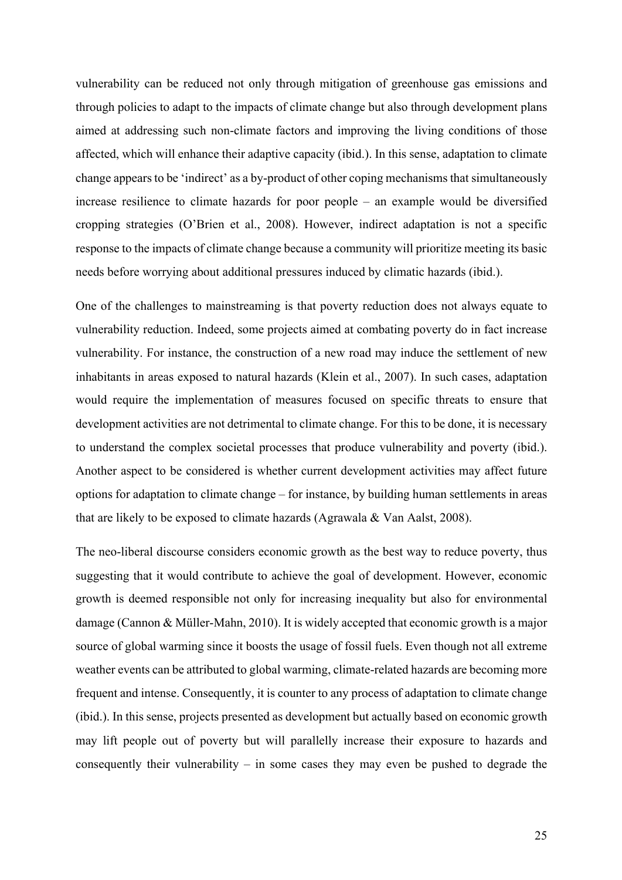vulnerability can be reduced not only through mitigation of greenhouse gas emissions and through policies to adapt to the impacts of climate change but also through development plans aimed at addressing such non-climate factors and improving the living conditions of those affected, which will enhance their adaptive capacity (ibid.). In this sense, adaptation to climate change appears to be 'indirect' as a by-product of other coping mechanisms that simultaneously increase resilience to climate hazards for poor people – an example would be diversified cropping strategies (O'Brien et al., 2008). However, indirect adaptation is not a specific response to the impacts of climate change because a community will prioritize meeting its basic needs before worrying about additional pressures induced by climatic hazards (ibid.).

One of the challenges to mainstreaming is that poverty reduction does not always equate to vulnerability reduction. Indeed, some projects aimed at combating poverty do in fact increase vulnerability. For instance, the construction of a new road may induce the settlement of new inhabitants in areas exposed to natural hazards (Klein et al., 2007). In such cases, adaptation would require the implementation of measures focused on specific threats to ensure that development activities are not detrimental to climate change. For this to be done, it is necessary to understand the complex societal processes that produce vulnerability and poverty (ibid.). Another aspect to be considered is whether current development activities may affect future options for adaptation to climate change – for instance, by building human settlements in areas that are likely to be exposed to climate hazards (Agrawala & Van Aalst, 2008).

The neo-liberal discourse considers economic growth as the best way to reduce poverty, thus suggesting that it would contribute to achieve the goal of development. However, economic growth is deemed responsible not only for increasing inequality but also for environmental damage (Cannon & Müller-Mahn, 2010). It is widely accepted that economic growth is a major source of global warming since it boosts the usage of fossil fuels. Even though not all extreme weather events can be attributed to global warming, climate-related hazards are becoming more frequent and intense. Consequently, it is counter to any process of adaptation to climate change (ibid.). In this sense, projects presented as development but actually based on economic growth may lift people out of poverty but will parallelly increase their exposure to hazards and consequently their vulnerability – in some cases they may even be pushed to degrade the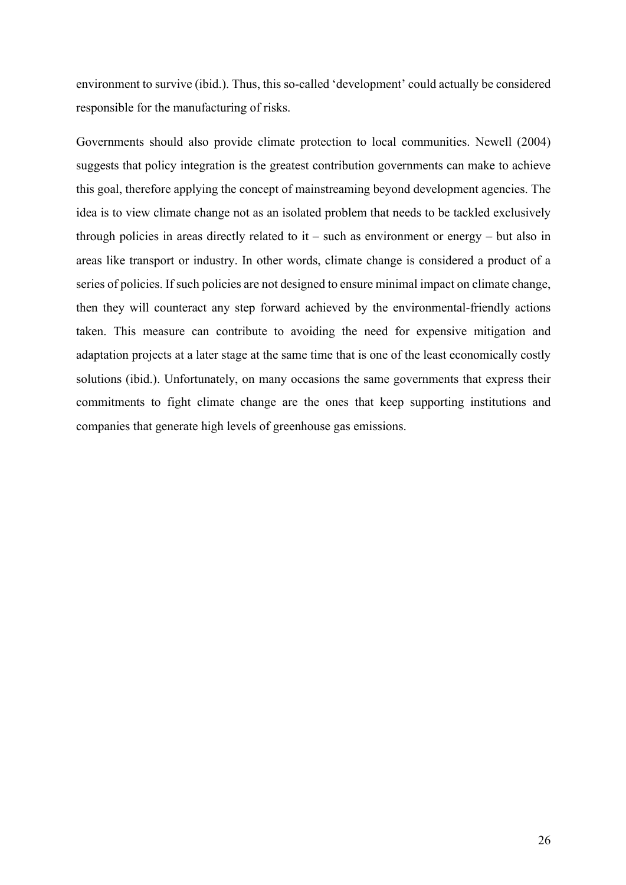environment to survive (ibid.). Thus, this so-called 'development' could actually be considered responsible for the manufacturing of risks.

Governments should also provide climate protection to local communities. Newell (2004) suggests that policy integration is the greatest contribution governments can make to achieve this goal, therefore applying the concept of mainstreaming beyond development agencies. The idea is to view climate change not as an isolated problem that needs to be tackled exclusively through policies in areas directly related to it – such as environment or energy – but also in areas like transport or industry. In other words, climate change is considered a product of a series of policies. If such policies are not designed to ensure minimal impact on climate change, then they will counteract any step forward achieved by the environmental-friendly actions taken. This measure can contribute to avoiding the need for expensive mitigation and adaptation projects at a later stage at the same time that is one of the least economically costly solutions (ibid.). Unfortunately, on many occasions the same governments that express their commitments to fight climate change are the ones that keep supporting institutions and companies that generate high levels of greenhouse gas emissions.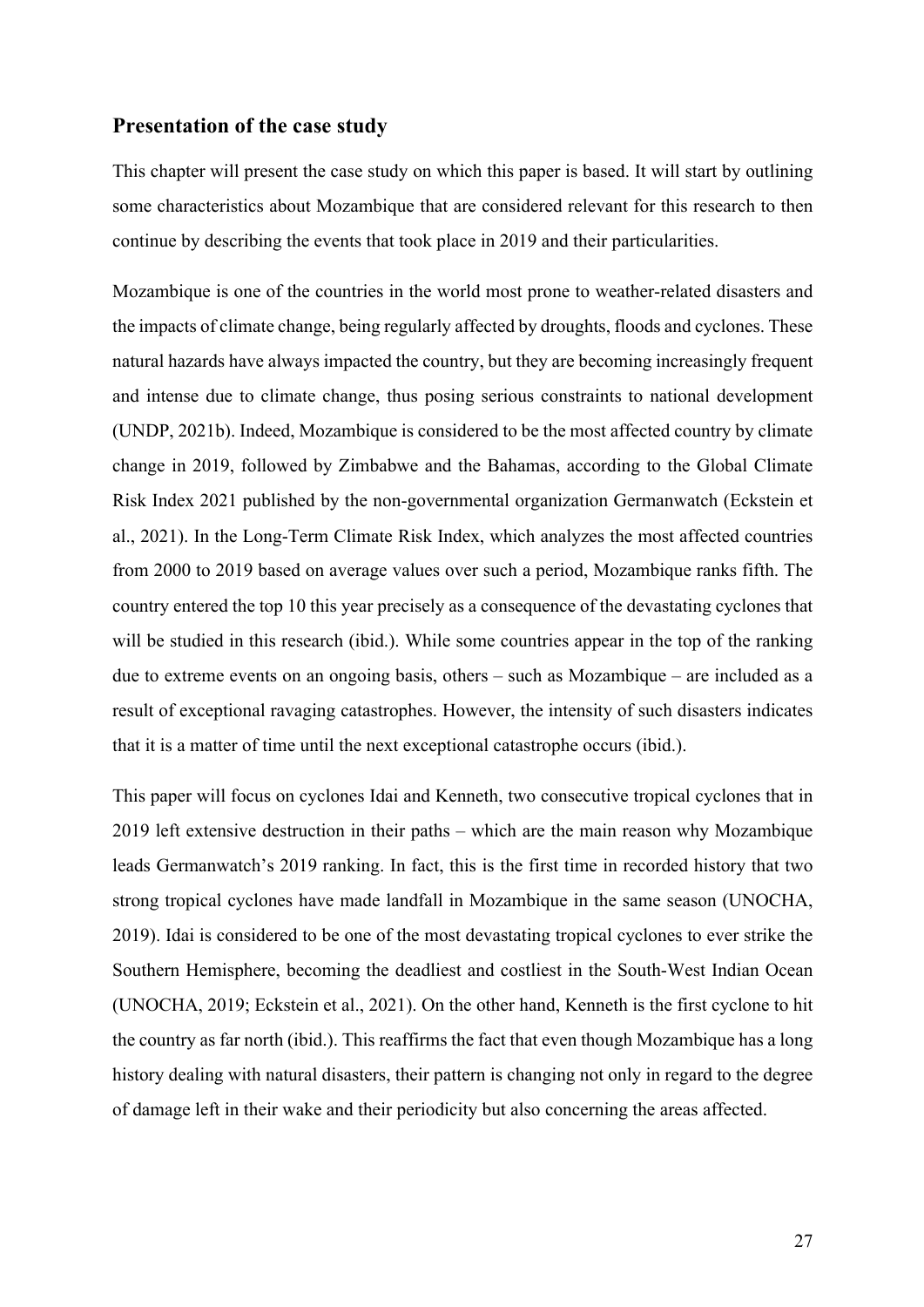## Presentation of the case study

This chapter will present the case study on which this paper is based. It will start by outlining some characteristics about Mozambique that are considered relevant for this research to then continue by describing the events that took place in 2019 and their particularities.

Mozambique is one of the countries in the world most prone to weather-related disasters and the impacts of climate change, being regularly affected by droughts, floods and cyclones. These natural hazards have always impacted the country, but they are becoming increasingly frequent and intense due to climate change, thus posing serious constraints to national development (UNDP, 2021b). Indeed, Mozambique is considered to be the most affected country by climate change in 2019, followed by Zimbabwe and the Bahamas, according to the Global Climate Risk Index 2021 published by the non-governmental organization Germanwatch (Eckstein et al., 2021). In the Long-Term Climate Risk Index, which analyzes the most affected countries from 2000 to 2019 based on average values over such a period, Mozambique ranks fifth. The country entered the top 10 this year precisely as a consequence of the devastating cyclones that will be studied in this research (ibid.). While some countries appear in the top of the ranking due to extreme events on an ongoing basis, others – such as Mozambique – are included as a result of exceptional ravaging catastrophes. However, the intensity of such disasters indicates that it is a matter of time until the next exceptional catastrophe occurs (ibid.).

This paper will focus on cyclones Idai and Kenneth, two consecutive tropical cyclones that in 2019 left extensive destruction in their paths – which are the main reason why Mozambique leads Germanwatch's 2019 ranking. In fact, this is the first time in recorded history that two strong tropical cyclones have made landfall in Mozambique in the same season (UNOCHA, 2019). Idai is considered to be one of the most devastating tropical cyclones to ever strike the Southern Hemisphere, becoming the deadliest and costliest in the South-West Indian Ocean (UNOCHA, 2019; Eckstein et al., 2021). On the other hand, Kenneth is the first cyclone to hit the country as far north (ibid.). This reaffirms the fact that even though Mozambique has a long history dealing with natural disasters, their pattern is changing not only in regard to the degree of damage left in their wake and their periodicity but also concerning the areas affected.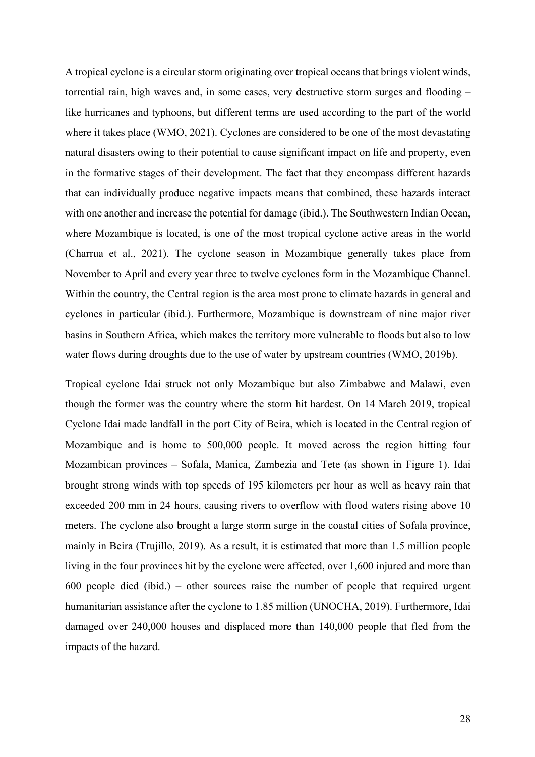A tropical cyclone is a circular storm originating over tropical oceans that brings violent winds, torrential rain, high waves and, in some cases, very destructive storm surges and flooding – like hurricanes and typhoons, but different terms are used according to the part of the world where it takes place (WMO, 2021). Cyclones are considered to be one of the most devastating natural disasters owing to their potential to cause significant impact on life and property, even in the formative stages of their development. The fact that they encompass different hazards that can individually produce negative impacts means that combined, these hazards interact with one another and increase the potential for damage (ibid.). The Southwestern Indian Ocean, where Mozambique is located, is one of the most tropical cyclone active areas in the world (Charrua et al., 2021). The cyclone season in Mozambique generally takes place from November to April and every year three to twelve cyclones form in the Mozambique Channel. Within the country, the Central region is the area most prone to climate hazards in general and cyclones in particular (ibid.). Furthermore, Mozambique is downstream of nine major river basins in Southern Africa, which makes the territory more vulnerable to floods but also to low water flows during droughts due to the use of water by upstream countries (WMO, 2019b).

Tropical cyclone Idai struck not only Mozambique but also Zimbabwe and Malawi, even though the former was the country where the storm hit hardest. On 14 March 2019, tropical Cyclone Idai made landfall in the port City of Beira, which is located in the Central region of Mozambique and is home to 500,000 people. It moved across the region hitting four Mozambican provinces – Sofala, Manica, Zambezia and Tete (as shown in Figure 1). Idai brought strong winds with top speeds of 195 kilometers per hour as well as heavy rain that exceeded 200 mm in 24 hours, causing rivers to overflow with flood waters rising above 10 meters. The cyclone also brought a large storm surge in the coastal cities of Sofala province, mainly in Beira (Trujillo, 2019). As a result, it is estimated that more than 1.5 million people living in the four provinces hit by the cyclone were affected, over 1,600 injured and more than 600 people died (ibid.) – other sources raise the number of people that required urgent humanitarian assistance after the cyclone to 1.85 million (UNOCHA, 2019). Furthermore, Idai damaged over 240,000 houses and displaced more than 140,000 people that fled from the impacts of the hazard.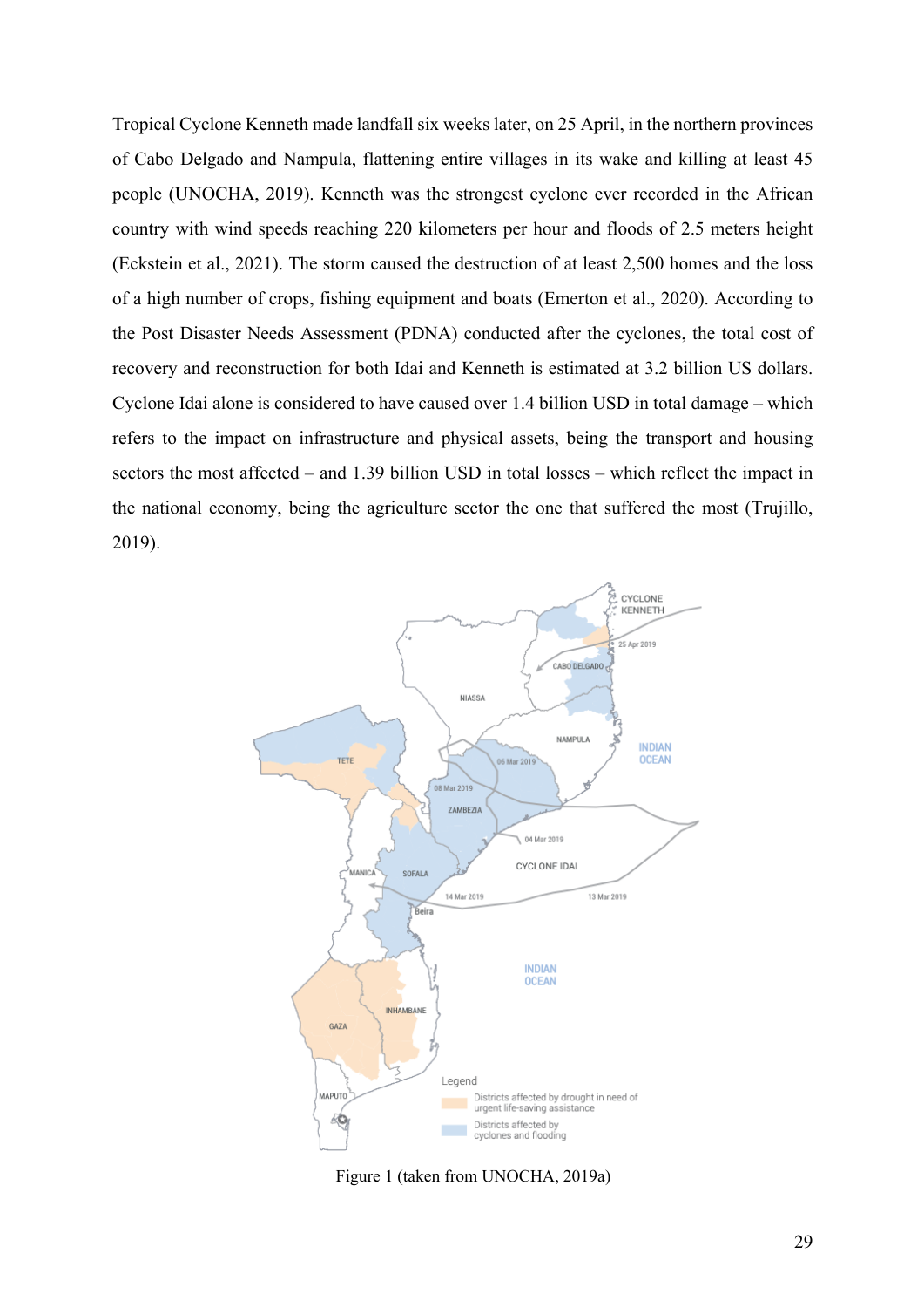Tropical Cyclone Kenneth made landfall six weeks later, on 25 April, in the northern provinces of Cabo Delgado and Nampula, flattening entire villages in its wake and killing at least 45 people (UNOCHA, 2019). Kenneth was the strongest cyclone ever recorded in the African country with wind speeds reaching 220 kilometers per hour and floods of 2.5 meters height (Eckstein et al., 2021). The storm caused the destruction of at least 2,500 homes and the loss of a high number of crops, fishing equipment and boats (Emerton et al., 2020). According to the Post Disaster Needs Assessment (PDNA) conducted after the cyclones, the total cost of recovery and reconstruction for both Idai and Kenneth is estimated at 3.2 billion US dollars. Cyclone Idai alone is considered to have caused over 1.4 billion USD in total damage – which refers to the impact on infrastructure and physical assets, being the transport and housing sectors the most affected – and 1.39 billion USD in total losses – which reflect the impact in the national economy, being the agriculture sector the one that suffered the most (Trujillo, 2019).

Figure 1 (taken from UNOCHA, 2019a)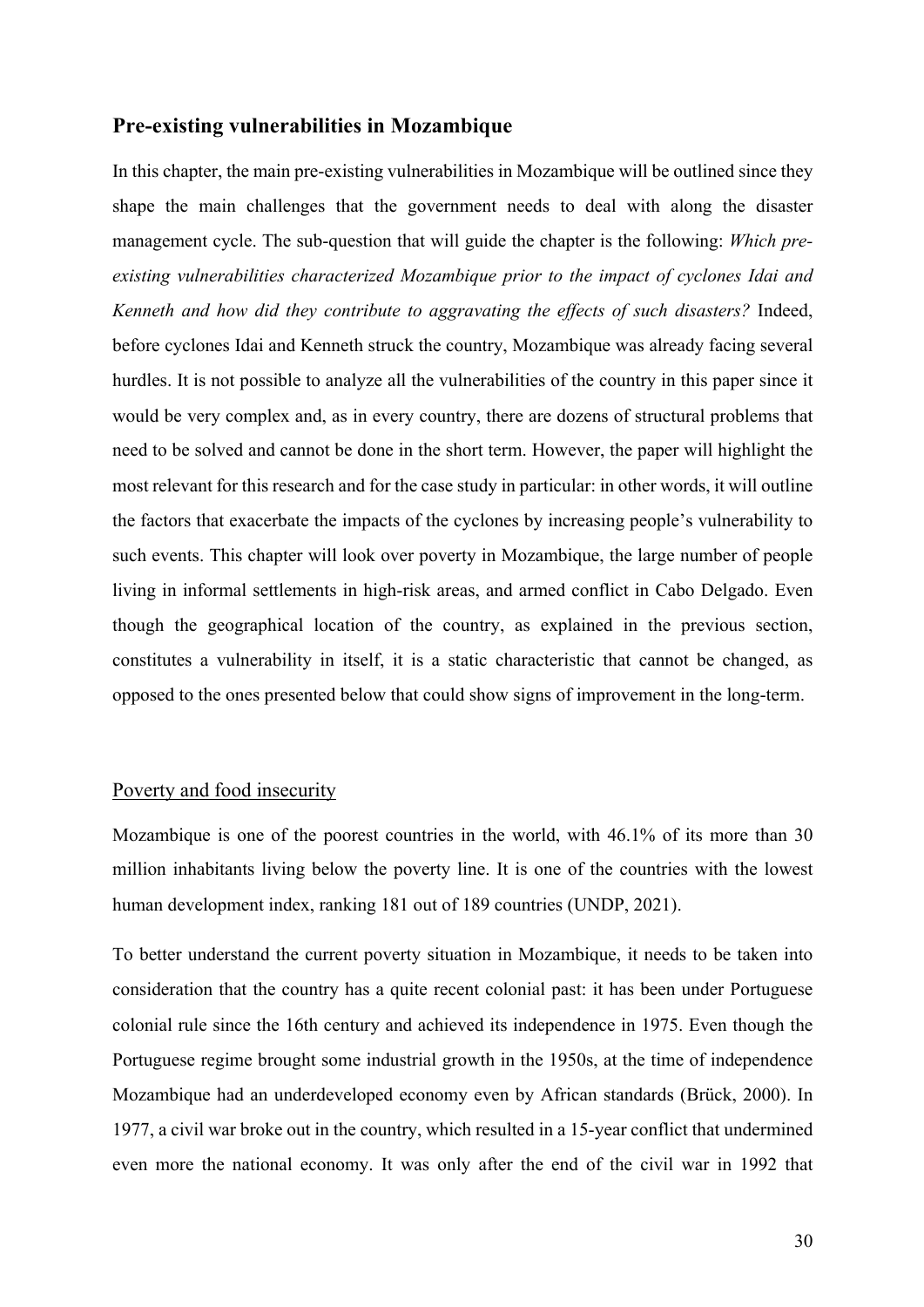## Pre-existing vulnerabilities in Mozambique

In this chapter, the main pre-existing vulnerabilities in Mozambique will be outlined since they shape the main challenges that the government needs to deal with along the disaster management cycle. The sub-question that will guide the chapter is the following: *Which pre-existing vulnerabilities characterized Mozambique prior to the impact of cyclones Idai and Kenneth and how did they contribute to aggravating the effects of such disasters?* Indeed, before cyclones Idai and Kenneth struck the country, Mozambique was already facing several hurdles. It is not possible to analyze all the vulnerabilities of the country in this paper since it would be very complex and, as in every country, there are dozens of structural problems that need to be solved and cannot be done in the short term. However, the paper will highlight the most relevant for this research and for the case study in particular: in other words, it will outline the factors that exacerbate the impacts of the cyclones by increasing people's vulnerability to such events. This chapter will look over poverty in Mozambique, the large number of people living in informal settlements in high-risk areas, and armed conflict in Cabo Delgado. Even though the geographical location of the country, as explained in the previous section, constitutes a vulnerability in itself, it is a static characteristic that cannot be changed, as opposed to the ones presented below that could show signs of improvement in the long-term.

### Poverty and food insecurity

Mozambique is one of the poorest countries in the world, with 46.1% of its more than 30 million inhabitants living below the poverty line. It is one of the countries with the lowest human development index, ranking 181 out of 189 countries (UNDP, 2021).

To better understand the current poverty situation in Mozambique, it needs to be taken into consideration that the country has a quite recent colonial past: it has been under Portuguese colonial rule since the 16th century and achieved its independence in 1975. Even though the Portuguese regime brought some industrial growth in the 1950s, at the time of independence Mozambique had an underdeveloped economy even by African standards (Brück, 2000). In 1977, a civil war broke out in the country, which resulted in a 15-year conflict that undermined even more the national economy. It was only after the end of the civil war in 1992 that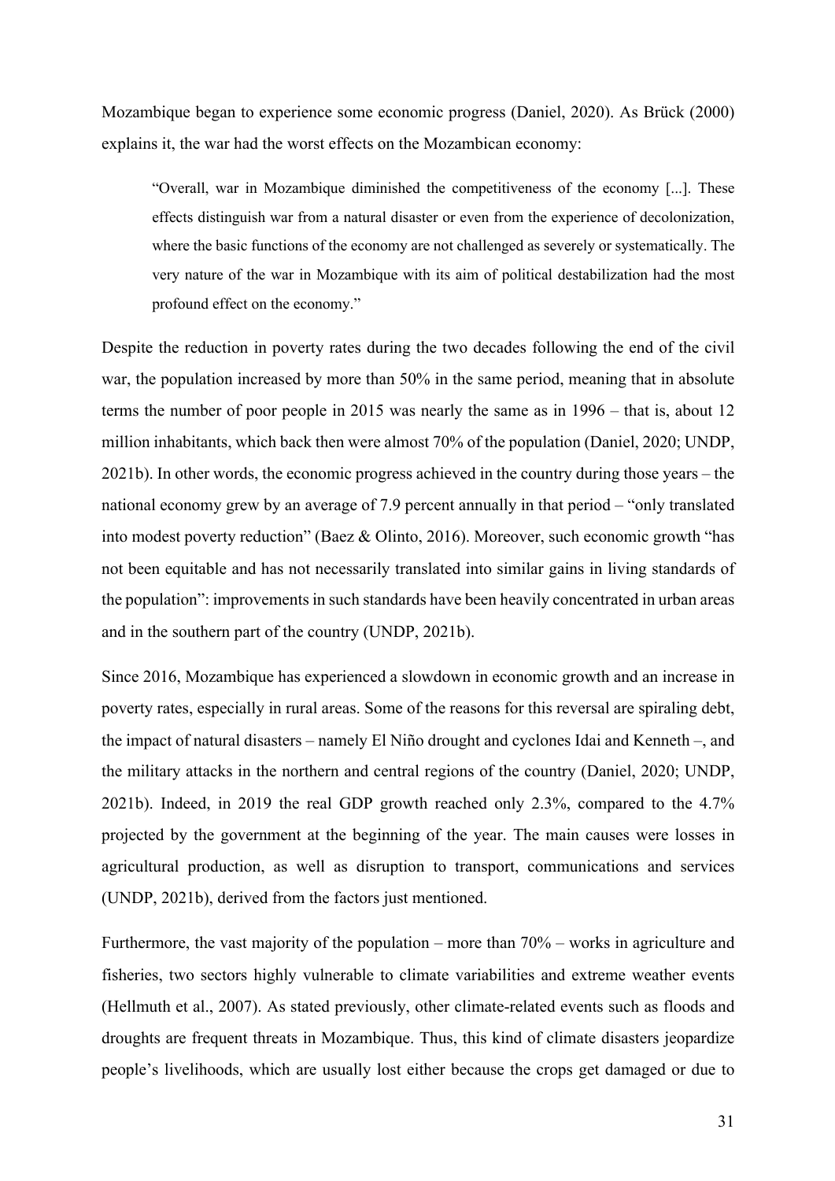Mozambique began to experience some economic progress (Daniel, 2020). As Brück (2000) explains it, the war had the worst effects on the Mozambican economy:

> "Overall, war in Mozambique diminished the competitiveness of the economy [...]. These effects distinguish war from a natural disaster or even from the experience of decolonization, where the basic functions of the economy are not challenged as severely or systematically. The very nature of the war in Mozambique with its aim of political destabilization had the most profound effect on the economy."

Despite the reduction in poverty rates during the two decades following the end of the civil war, the population increased by more than 50% in the same period, meaning that in absolute terms the number of poor people in 2015 was nearly the same as in 1996 – that is, about 12 million inhabitants, which back then were almost 70% of the population (Daniel, 2020; UNDP, 2021b). In other words, the economic progress achieved in the country during those years – the national economy grew by an average of 7.9 percent annually in that period – "only translated into modest poverty reduction" (Baez & Olinto, 2016). Moreover, such economic growth "has not been equitable and has not necessarily translated into similar gains in living standards of the population": improvements in such standards have been heavily concentrated in urban areas and in the southern part of the country (UNDP, 2021b).

Since 2016, Mozambique has experienced a slowdown in economic growth and an increase in poverty rates, especially in rural areas. Some of the reasons for this reversal are spiraling debt, the impact of natural disasters – namely El Niño drought and cyclones Idai and Kenneth –, and the military attacks in the northern and central regions of the country (Daniel, 2020; UNDP, 2021b). Indeed, in 2019 the real GDP growth reached only 2.3%, compared to the 4.7% projected by the government at the beginning of the year. The main causes were losses in agricultural production, as well as disruption to transport, communications and services (UNDP, 2021b), derived from the factors just mentioned.

Furthermore, the vast majority of the population – more than 70% – works in agriculture and fisheries, two sectors highly vulnerable to climate variabilities and extreme weather events (Hellmuth et al., 2007). As stated previously, other climate-related events such as floods and droughts are frequent threats in Mozambique. Thus, this kind of climate disasters jeopardize people's livelihoods, which are usually lost either because the crops get damaged or due to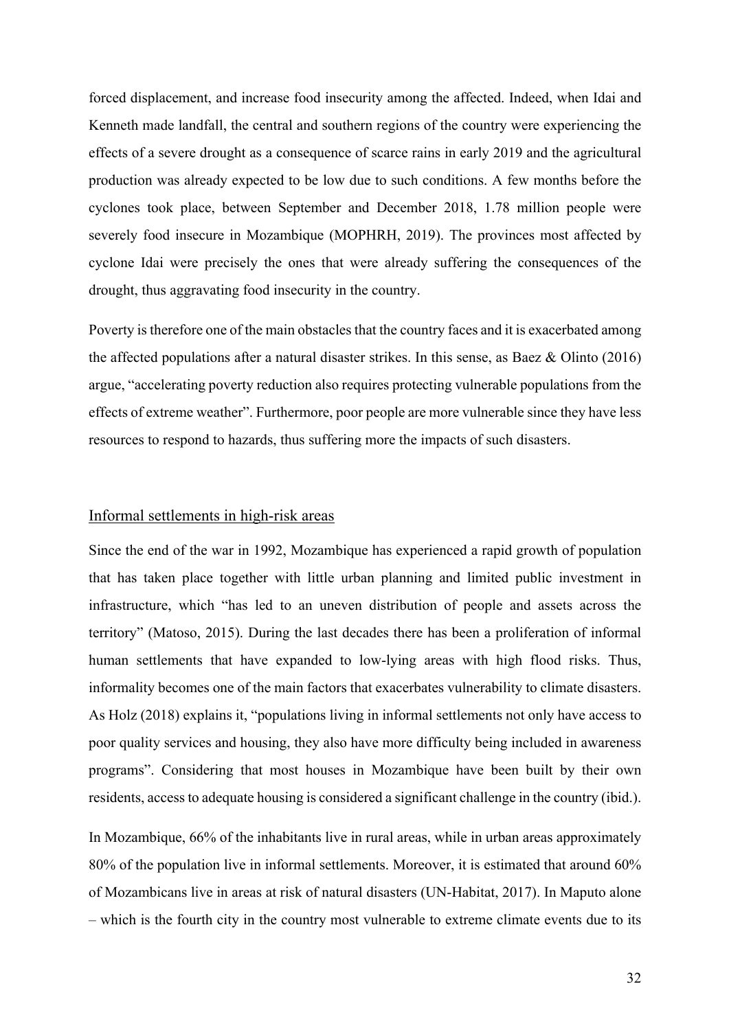forced displacement, and increase food insecurity among the affected. Indeed, when Idai and Kenneth made landfall, the central and southern regions of the country were experiencing the effects of a severe drought as a consequence of scarce rains in early 2019 and the agricultural production was already expected to be low due to such conditions. A few months before the cyclones took place, between September and December 2018, 1.78 million people were severely food insecure in Mozambique (MOPHRH, 2019). The provinces most affected by cyclone Idai were precisely the ones that were already suffering the consequences of the drought, thus aggravating food insecurity in the country.

Poverty is therefore one of the main obstacles that the country faces and it is exacerbated among the affected populations after a natural disaster strikes. In this sense, as Baez & Olinto (2016) argue, "accelerating poverty reduction also requires protecting vulnerable populations from the effects of extreme weather". Furthermore, poor people are more vulnerable since they have less resources to respond to hazards, thus suffering more the impacts of such disasters.

## Informal settlements in high-risk areas

Since the end of the war in 1992, Mozambique has experienced a rapid growth of population that has taken place together with little urban planning and limited public investment in infrastructure, which "has led to an uneven distribution of people and assets across the territory" (Matoso, 2015). During the last decades there has been a proliferation of informal human settlements that have expanded to low-lying areas with high flood risks. Thus, informality becomes one of the main factors that exacerbates vulnerability to climate disasters. As Holz (2018) explains it, "populations living in informal settlements not only have access to poor quality services and housing, they also have more difficulty being included in awareness programs". Considering that most houses in Mozambique have been built by their own residents, access to adequate housing is considered a significant challenge in the country (ibid.).

In Mozambique, 66% of the inhabitants live in rural areas, while in urban areas approximately 80% of the population live in informal settlements. Moreover, it is estimated that around 60% of Mozambicans live in areas at risk of natural disasters (UN-Habitat, 2017). In Maputo alone – which is the fourth city in the country most vulnerable to extreme climate events due to its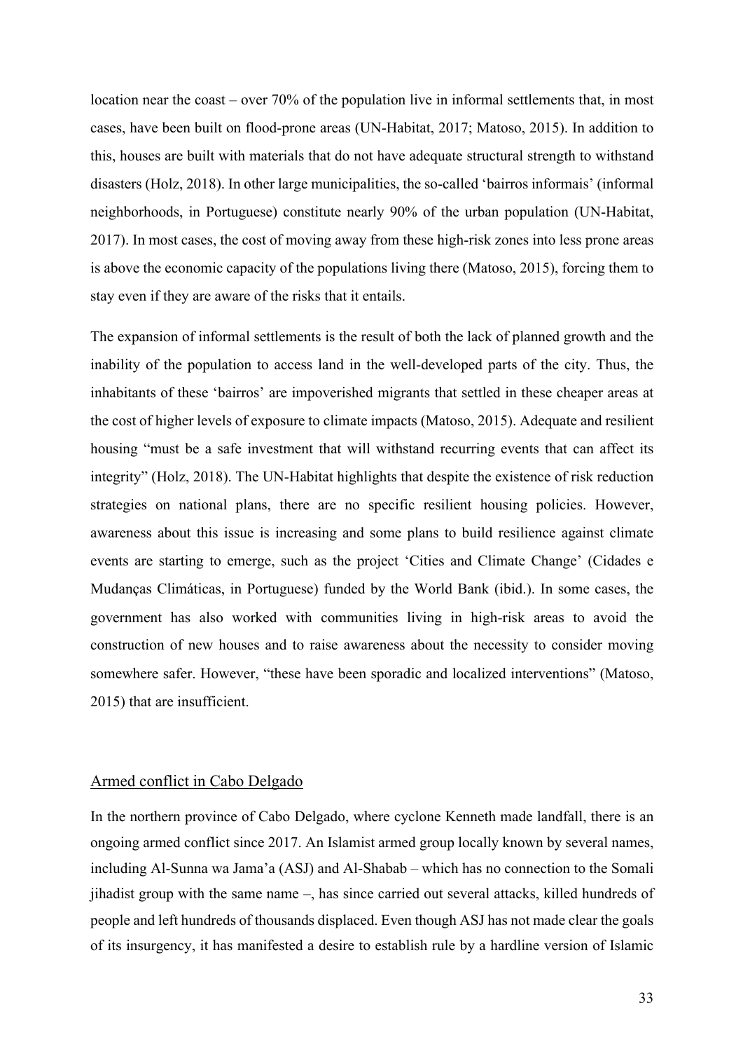location near the coast – over 70% of the population live in informal settlements that, in most cases, have been built on flood-prone areas (UN-Habitat, 2017; Matoso, 2015). In addition to this, houses are built with materials that do not have adequate structural strength to withstand disasters (Holz, 2018). In other large municipalities, the so-called 'bairros informais' (informal neighborhoods, in Portuguese) constitute nearly 90% of the urban population (UN-Habitat, 2017). In most cases, the cost of moving away from these high-risk zones into less prone areas is above the economic capacity of the populations living there (Matoso, 2015), forcing them to stay even if they are aware of the risks that it entails.

The expansion of informal settlements is the result of both the lack of planned growth and the inability of the population to access land in the well-developed parts of the city. Thus, the inhabitants of these 'bairros' are impoverished migrants that settled in these cheaper areas at the cost of higher levels of exposure to climate impacts (Matoso, 2015). Adequate and resilient housing "must be a safe investment that will withstand recurring events that can affect its integrity" (Holz, 2018). The UN-Habitat highlights that despite the existence of risk reduction strategies on national plans, there are no specific resilient housing policies. However, awareness about this issue is increasing and some plans to build resilience against climate events are starting to emerge, such as the project 'Cities and Climate Change' (Cidades e Mudanças Climáticas, in Portuguese) funded by the World Bank (ibid.). In some cases, the government has also worked with communities living in high-risk areas to avoid the construction of new houses and to raise awareness about the necessity to consider moving somewhere safer. However, "these have been sporadic and localized interventions" (Matoso, 2015) that are insufficient.

## Armed conflict in Cabo Delgado

In the northern province of Cabo Delgado, where cyclone Kenneth made landfall, there is an ongoing armed conflict since 2017. An Islamist armed group locally known by several names, including Al-Sunna wa Jama'a (ASJ) and Al-Shabab – which has no connection to the Somali jihadist group with the same name –, has since carried out several attacks, killed hundreds of people and left hundreds of thousands displaced. Even though ASJ has not made clear the goals of its insurgency, it has manifested a desire to establish rule by a hardline version of Islamic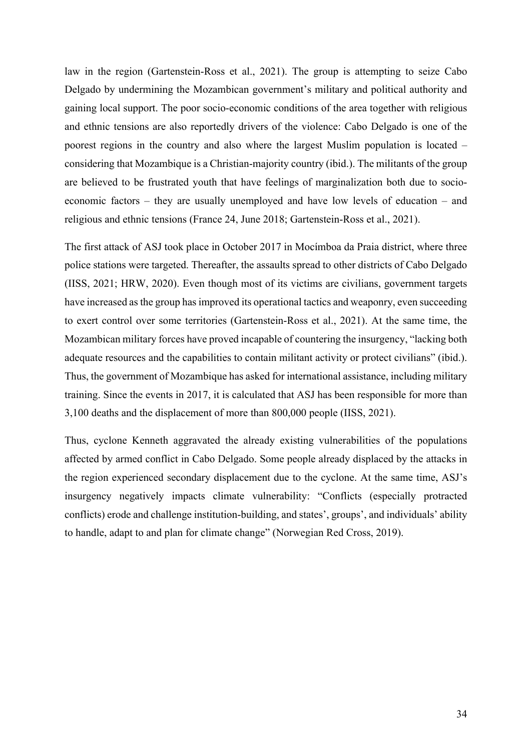law in the region (Gartenstein-Ross et al., 2021). The group is attempting to seize Cabo Delgado by undermining the Mozambican government's military and political authority and gaining local support. The poor socio-economic conditions of the area together with religious and ethnic tensions are also reportedly drivers of the violence: Cabo Delgado is one of the poorest regions in the country and also where the largest Muslim population is located – considering that Mozambique is a Christian-majority country (ibid.). The militants of the group are believed to be frustrated youth that have feelings of marginalization both due to socio-economic factors – they are usually unemployed and have low levels of education – and religious and ethnic tensions (France 24, June 2018; Gartenstein-Ross et al., 2021).

The first attack of ASJ took place in October 2017 in Mocímboa da Praia district, where three police stations were targeted. Thereafter, the assaults spread to other districts of Cabo Delgado (IISS, 2021; HRW, 2020). Even though most of its victims are civilians, government targets have increased as the group has improved its operational tactics and weaponry, even succeeding to exert control over some territories (Gartenstein-Ross et al., 2021). At the same time, the Mozambican military forces have proved incapable of countering the insurgency, "lacking both adequate resources and the capabilities to contain militant activity or protect civilians" (ibid.). Thus, the government of Mozambique has asked for international assistance, including military training. Since the events in 2017, it is calculated that ASJ has been responsible for more than 3,100 deaths and the displacement of more than 800,000 people (IISS, 2021).

Thus, cyclone Kenneth aggravated the already existing vulnerabilities of the populations affected by armed conflict in Cabo Delgado. Some people already displaced by the attacks in the region experienced secondary displacement due to the cyclone. At the same time, ASJ's insurgency negatively impacts climate vulnerability: "Conflicts (especially protracted conflicts) erode and challenge institution-building, and states', groups', and individuals' ability to handle, adapt to and plan for climate change" (Norwegian Red Cross, 2019).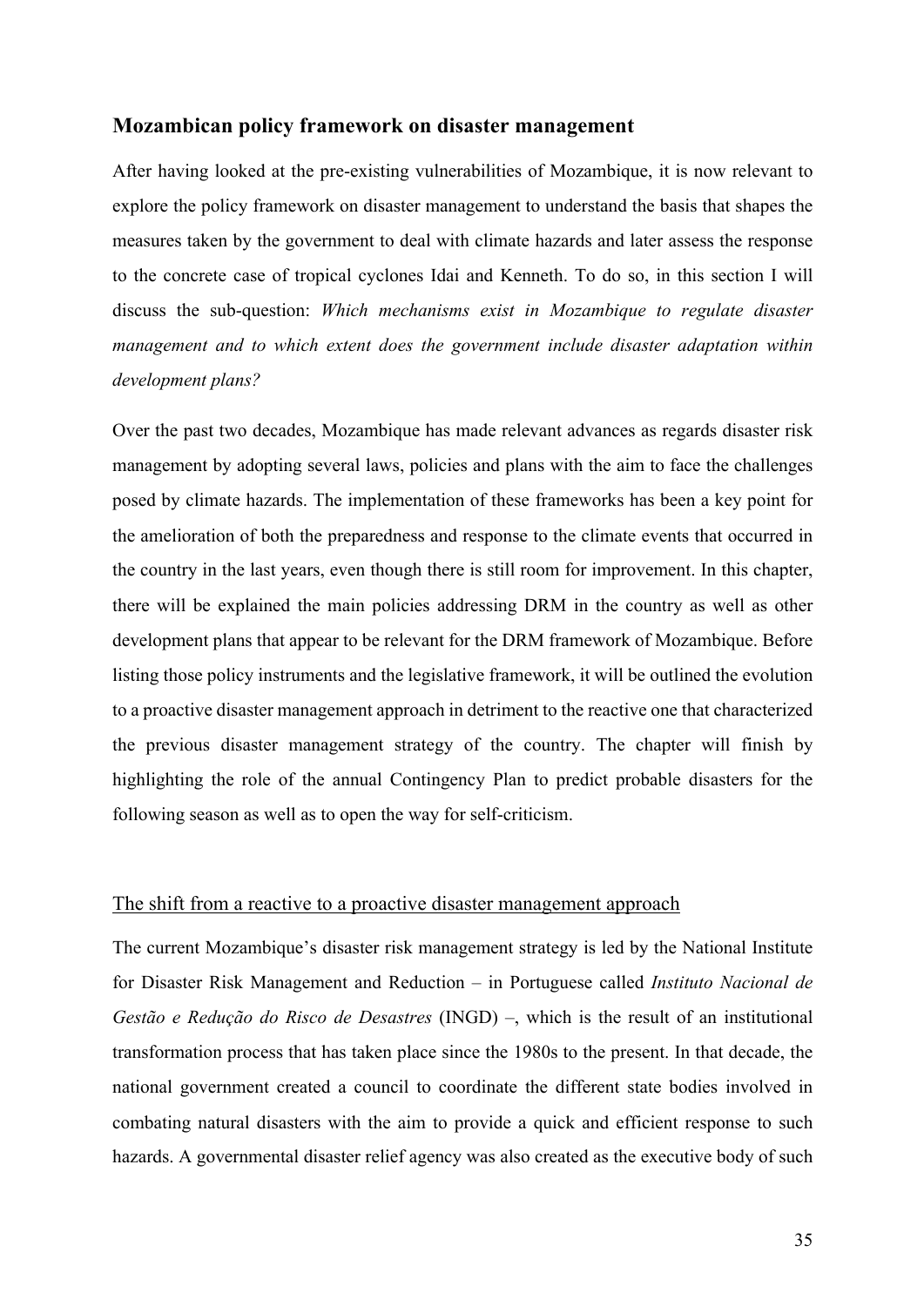## Mozambican policy framework on disaster management

After having looked at the pre-existing vulnerabilities of Mozambique, it is now relevant to explore the policy framework on disaster management to understand the basis that shapes the measures taken by the government to deal with climate hazards and later assess the response to the concrete case of tropical cyclones Idai and Kenneth. To do so, in this section I will discuss the sub-question: *Which mechanisms exist in Mozambique to regulate disaster management and to which extent does the government include disaster adaptation within development plans?*

Over the past two decades, Mozambique has made relevant advances as regards disaster risk management by adopting several laws, policies and plans with the aim to face the challenges posed by climate hazards. The implementation of these frameworks has been a key point for the amelioration of both the preparedness and response to the climate events that occurred in the country in the last years, even though there is still room for improvement. In this chapter, there will be explained the main policies addressing DRM in the country as well as other development plans that appear to be relevant for the DRM framework of Mozambique. Before listing those policy instruments and the legislative framework, it will be outlined the evolution to a proactive disaster management approach in detriment to the reactive one that characterized the previous disaster management strategy of the country. The chapter will finish by highlighting the role of the annual Contingency Plan to predict probable disasters for the following season as well as to open the way for self-criticism.

### The shift from a reactive to a proactive disaster management approach

The current Mozambique's disaster risk management strategy is led by the National Institute for Disaster Risk Management and Reduction – in Portuguese called *Instituto Nacional de Gestão e Redução do Risco de Desastres* (INGD) –, which is the result of an institutional transformation process that has taken place since the 1980s to the present. In that decade, the national government created a council to coordinate the different state bodies involved in combating natural disasters with the aim to provide a quick and efficient response to such hazards. A governmental disaster relief agency was also created as the executive body of such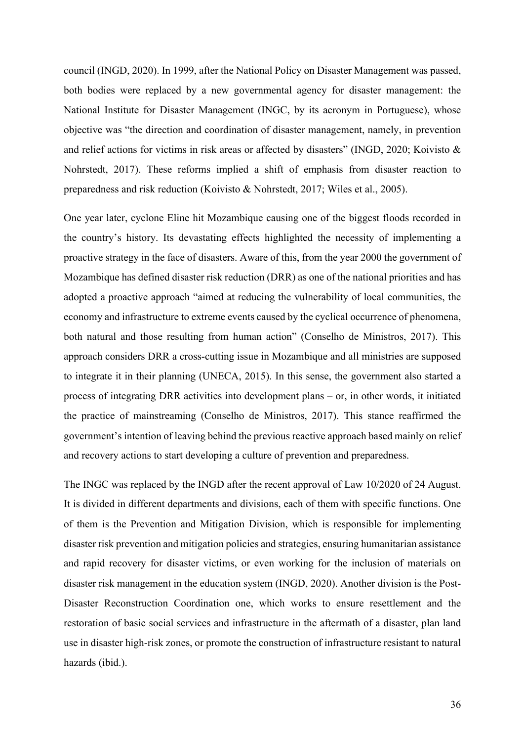council (INGD, 2020). In 1999, after the National Policy on Disaster Management was passed, both bodies were replaced by a new governmental agency for disaster management: the National Institute for Disaster Management (INGC, by its acronym in Portuguese), whose objective was "the direction and coordination of disaster management, namely, in prevention and relief actions for victims in risk areas or affected by disasters" (INGD, 2020; Koivisto & Nohrstedt, 2017). These reforms implied a shift of emphasis from disaster reaction to preparedness and risk reduction (Koivisto & Nohrstedt, 2017; Wiles et al., 2005).

One year later, cyclone Eline hit Mozambique causing one of the biggest floods recorded in the country's history. Its devastating effects highlighted the necessity of implementing a proactive strategy in the face of disasters. Aware of this, from the year 2000 the government of Mozambique has defined disaster risk reduction (DRR) as one of the national priorities and has adopted a proactive approach "aimed at reducing the vulnerability of local communities, the economy and infrastructure to extreme events caused by the cyclical occurrence of phenomena, both natural and those resulting from human action" (Conselho de Ministros, 2017). This approach considers DRR a cross-cutting issue in Mozambique and all ministries are supposed to integrate it in their planning (UNECA, 2015). In this sense, the government also started a process of integrating DRR activities into development plans – or, in other words, it initiated the practice of mainstreaming (Conselho de Ministros, 2017). This stance reaffirmed the government's intention of leaving behind the previous reactive approach based mainly on relief and recovery actions to start developing a culture of prevention and preparedness.

The INGC was replaced by the INGD after the recent approval of Law 10/2020 of 24 August. It is divided in different departments and divisions, each of them with specific functions. One of them is the Prevention and Mitigation Division, which is responsible for implementing disaster risk prevention and mitigation policies and strategies, ensuring humanitarian assistance and rapid recovery for disaster victims, or even working for the inclusion of materials on disaster risk management in the education system (INGD, 2020). Another division is the Post-Disaster Reconstruction Coordination one, which works to ensure resettlement and the restoration of basic social services and infrastructure in the aftermath of a disaster, plan land use in disaster high-risk zones, or promote the construction of infrastructure resistant to natural hazards (ibid.).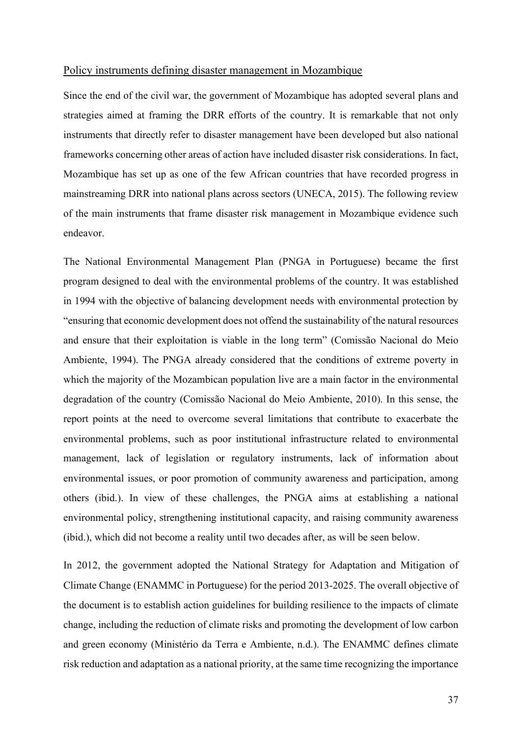Policy instruments defining disaster management in Mozambique

Since the end of the civil war, the government of Mozambique has adopted several plans and strategies aimed at framing the DRR efforts of the country. It is remarkable that not only instruments that directly refer to disaster management have been developed but also national frameworks concerning other areas of action have included disaster risk considerations. In fact, Mozambique has set up as one of the few African countries that have recorded progress in mainstreaming DRR into national plans across sectors (UNECA, 2015). The following review of the main instruments that frame disaster risk management in Mozambique evidence such endeavor.

The National Environmental Management Plan (PNGA in Portuguese) became the first program designed to deal with the environmental problems of the country. It was established in 1994 with the objective of balancing development needs with environmental protection by "ensuring that economic development does not offend the sustainability of the natural resources and ensure that their exploitation is viable in the long term" (Comissão Nacional do Meio Ambiente, 1994). The PNGA already considered that the conditions of extreme poverty in which the majority of the Mozambican population live are a main factor in the environmental degradation of the country (Comissão Nacional do Meio Ambiente, 2010). In this sense, the report points at the need to overcome several limitations that contribute to exacerbate the environmental problems, such as poor institutional infrastructure related to environmental management, lack of legislation or regulatory instruments, lack of information about environmental issues, or poor promotion of community awareness and participation, among others (ibid.). In view of these challenges, the PNGA aims at establishing a national environmental policy, strengthening institutional capacity, and raising community awareness (ibid.), which did not become a reality until two decades after, as will be seen below.

In 2012, the government adopted the National Strategy for Adaptation and Mitigation of Climate Change (ENAMMC in Portuguese) for the period 2013-2025. The overall objective of the document is to establish action guidelines for building resilience to the impacts of climate change, including the reduction of climate risks and promoting the development of low carbon and green economy (Ministério da Terra e Ambiente, n.d.). The ENAMMC defines climate risk reduction and adaptation as a national priority, at the same time recognizing the importance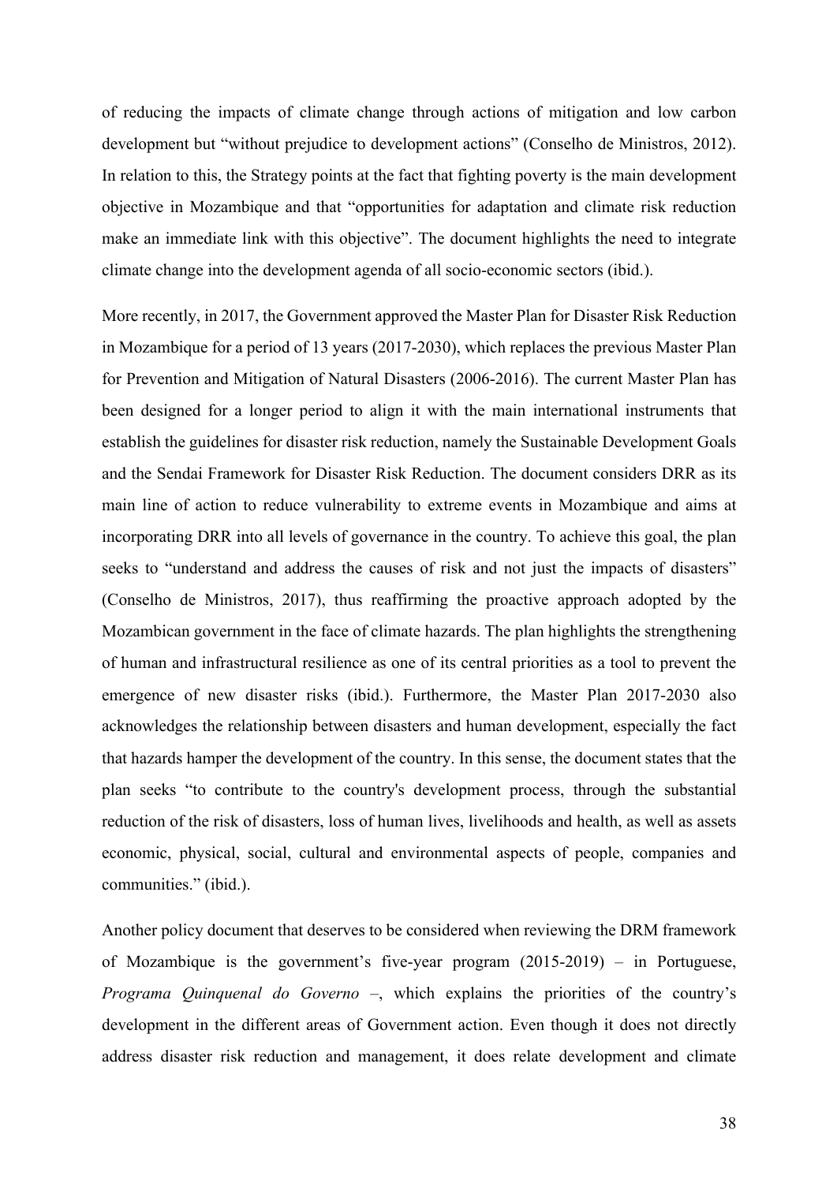of reducing the impacts of climate change through actions of mitigation and low carbon development but "without prejudice to development actions" (Conselho de Ministros, 2012). In relation to this, the Strategy points at the fact that fighting poverty is the main development objective in Mozambique and that "opportunities for adaptation and climate risk reduction make an immediate link with this objective". The document highlights the need to integrate climate change into the development agenda of all socio-economic sectors (ibid.).

More recently, in 2017, the Government approved the Master Plan for Disaster Risk Reduction in Mozambique for a period of 13 years (2017-2030), which replaces the previous Master Plan for Prevention and Mitigation of Natural Disasters (2006-2016). The current Master Plan has been designed for a longer period to align it with the main international instruments that establish the guidelines for disaster risk reduction, namely the Sustainable Development Goals and the Sendai Framework for Disaster Risk Reduction. The document considers DRR as its main line of action to reduce vulnerability to extreme events in Mozambique and aims at incorporating DRR into all levels of governance in the country. To achieve this goal, the plan seeks to "understand and address the causes of risk and not just the impacts of disasters" (Conselho de Ministros, 2017), thus reaffirming the proactive approach adopted by the Mozambican government in the face of climate hazards. The plan highlights the strengthening of human and infrastructural resilience as one of its central priorities as a tool to prevent the emergence of new disaster risks (ibid.). Furthermore, the Master Plan 2017-2030 also acknowledges the relationship between disasters and human development, especially the fact that hazards hamper the development of the country. In this sense, the document states that the plan seeks "to contribute to the country's development process, through the substantial reduction of the risk of disasters, loss of human lives, livelihoods and health, as well as assets economic, physical, social, cultural and environmental aspects of people, companies and communities." (ibid.).

Another policy document that deserves to be considered when reviewing the DRM framework of Mozambique is the government's five-year program (2015-2019) – in Portuguese, *Programa Quinquenal do Governo* –, which explains the priorities of the country's development in the different areas of Government action. Even though it does not directly address disaster risk reduction and management, it does relate development and climate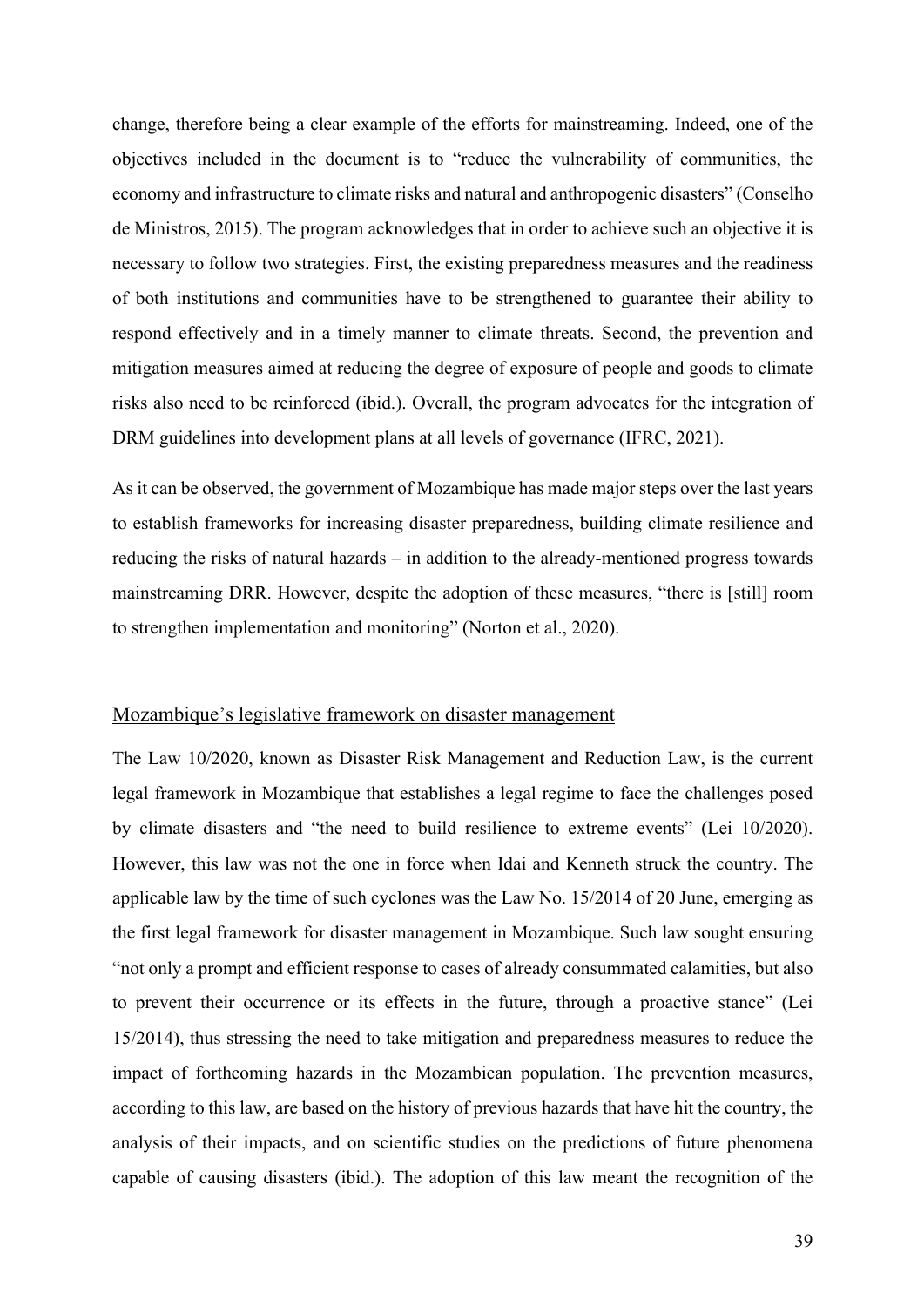change, therefore being a clear example of the efforts for mainstreaming. Indeed, one of the objectives included in the document is to "reduce the vulnerability of communities, the economy and infrastructure to climate risks and natural and anthropogenic disasters" (Conselho de Ministros, 2015). The program acknowledges that in order to achieve such an objective it is necessary to follow two strategies. First, the existing preparedness measures and the readiness of both institutions and communities have to be strengthened to guarantee their ability to respond effectively and in a timely manner to climate threats. Second, the prevention and mitigation measures aimed at reducing the degree of exposure of people and goods to climate risks also need to be reinforced (ibid.). Overall, the program advocates for the integration of DRM guidelines into development plans at all levels of governance (IFRC, 2021).

As it can be observed, the government of Mozambique has made major steps over the last years to establish frameworks for increasing disaster preparedness, building climate resilience and reducing the risks of natural hazards – in addition to the already-mentioned progress towards mainstreaming DRR. However, despite the adoption of these measures, "there is [still] room to strengthen implementation and monitoring" (Norton et al., 2020).

## Mozambique's legislative framework on disaster management

The Law 10/2020, known as Disaster Risk Management and Reduction Law, is the current legal framework in Mozambique that establishes a legal regime to face the challenges posed by climate disasters and "the need to build resilience to extreme events" (Lei 10/2020). However, this law was not the one in force when Idai and Kenneth struck the country. The applicable law by the time of such cyclones was the Law No. 15/2014 of 20 June, emerging as the first legal framework for disaster management in Mozambique. Such law sought ensuring "not only a prompt and efficient response to cases of already consummated calamities, but also to prevent their occurrence or its effects in the future, through a proactive stance" (Lei 15/2014), thus stressing the need to take mitigation and preparedness measures to reduce the impact of forthcoming hazards in the Mozambican population. The prevention measures, according to this law, are based on the history of previous hazards that have hit the country, the analysis of their impacts, and on scientific studies on the predictions of future phenomena capable of causing disasters (ibid.). The adoption of this law meant the recognition of the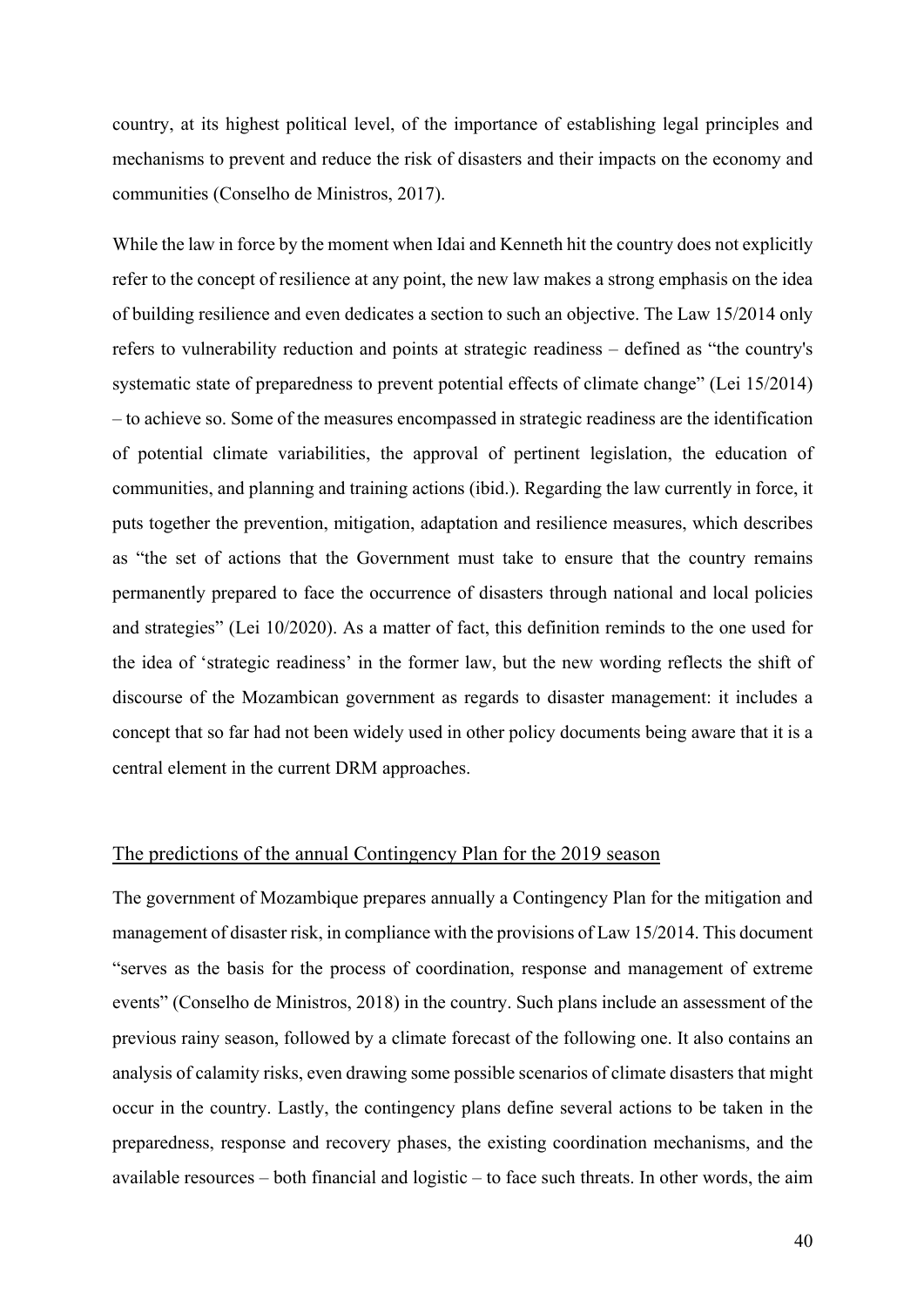country, at its highest political level, of the importance of establishing legal principles and mechanisms to prevent and reduce the risk of disasters and their impacts on the economy and communities (Conselho de Ministros, 2017).

While the law in force by the moment when Idai and Kenneth hit the country does not explicitly refer to the concept of resilience at any point, the new law makes a strong emphasis on the idea of building resilience and even dedicates a section to such an objective. The Law 15/2014 only refers to vulnerability reduction and points at strategic readiness – defined as "the country's systematic state of preparedness to prevent potential effects of climate change" (Lei 15/2014) – to achieve so. Some of the measures encompassed in strategic readiness are the identification of potential climate variabilities, the approval of pertinent legislation, the education of communities, and planning and training actions (ibid.). Regarding the law currently in force, it puts together the prevention, mitigation, adaptation and resilience measures, which describes as "the set of actions that the Government must take to ensure that the country remains permanently prepared to face the occurrence of disasters through national and local policies and strategies" (Lei 10/2020). As a matter of fact, this definition reminds to the one used for the idea of 'strategic readiness' in the former law, but the new wording reflects the shift of discourse of the Mozambican government as regards to disaster management: it includes a concept that so far had not been widely used in other policy documents being aware that it is a central element in the current DRM approaches.

### The predictions of the annual Contingency Plan for the 2019 season

The government of Mozambique prepares annually a Contingency Plan for the mitigation and management of disaster risk, in compliance with the provisions of Law 15/2014. This document "serves as the basis for the process of coordination, response and management of extreme events" (Conselho de Ministros, 2018) in the country. Such plans include an assessment of the previous rainy season, followed by a climate forecast of the following one. It also contains an analysis of calamity risks, even drawing some possible scenarios of climate disasters that might occur in the country. Lastly, the contingency plans define several actions to be taken in the preparedness, response and recovery phases, the existing coordination mechanisms, and the available resources – both financial and logistic – to face such threats. In other words, the aim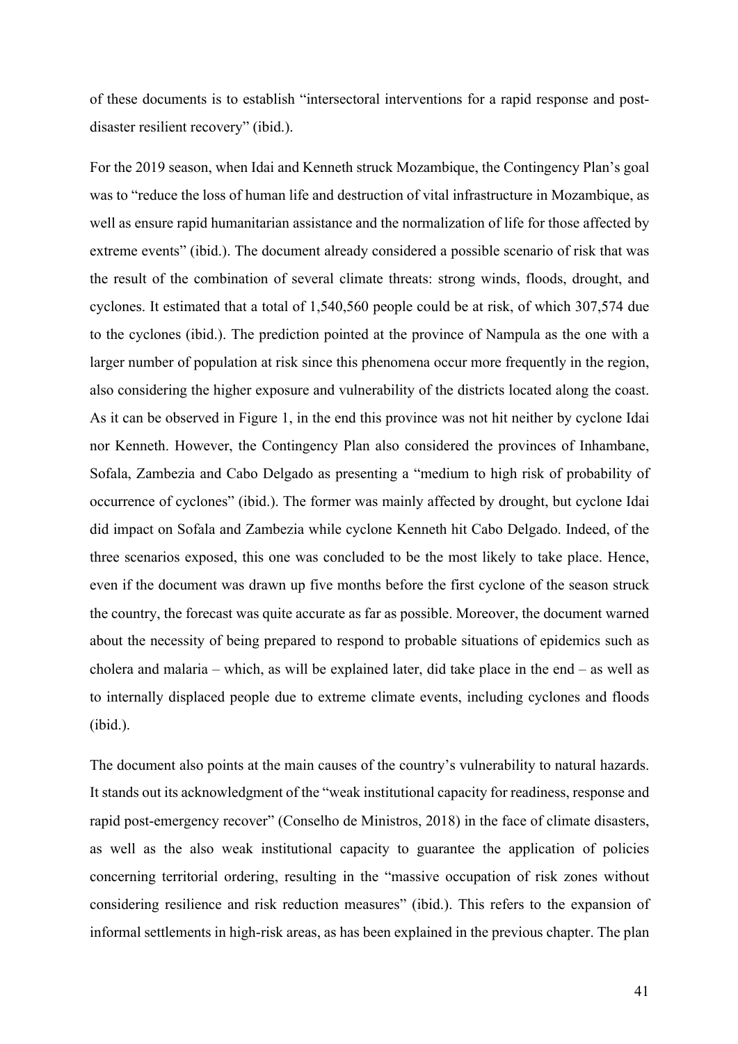of these documents is to establish “intersectoral interventions for a rapid response and post-disaster resilient recovery” (ibid.).

For the 2019 season, when Idai and Kenneth struck Mozambique, the Contingency Plan’s goal was to “reduce the loss of human life and destruction of vital infrastructure in Mozambique, as well as ensure rapid humanitarian assistance and the normalization of life for those affected by extreme events” (ibid.). The document already considered a possible scenario of risk that was the result of the combination of several climate threats: strong winds, floods, drought, and cyclones. It estimated that a total of 1,540,560 people could be at risk, of which 307,574 due to the cyclones (ibid.). The prediction pointed at the province of Nampula as the one with a larger number of population at risk since this phenomena occur more frequently in the region, also considering the higher exposure and vulnerability of the districts located along the coast. As it can be observed in Figure 1, in the end this province was not hit neither by cyclone Idai nor Kenneth. However, the Contingency Plan also considered the provinces of Inhambane, Sofala, Zambezia and Cabo Delgado as presenting a “medium to high risk of probability of occurrence of cyclones” (ibid.). The former was mainly affected by drought, but cyclone Idai did impact on Sofala and Zambezia while cyclone Kenneth hit Cabo Delgado. Indeed, of the three scenarios exposed, this one was concluded to be the most likely to take place. Hence, even if the document was drawn up five months before the first cyclone of the season struck the country, the forecast was quite accurate as far as possible. Moreover, the document warned about the necessity of being prepared to respond to probable situations of epidemics such as cholera and malaria – which, as will be explained later, did take place in the end – as well as to internally displaced people due to extreme climate events, including cyclones and floods (ibid.).

The document also points at the main causes of the country’s vulnerability to natural hazards. It stands out its acknowledgment of the “weak institutional capacity for readiness, response and rapid post-emergency recover” (Conselho de Ministros, 2018) in the face of climate disasters, as well as the also weak institutional capacity to guarantee the application of policies concerning territorial ordering, resulting in the “massive occupation of risk zones without considering resilience and risk reduction measures” (ibid.). This refers to the expansion of informal settlements in high-risk areas, as has been explained in the previous chapter. The plan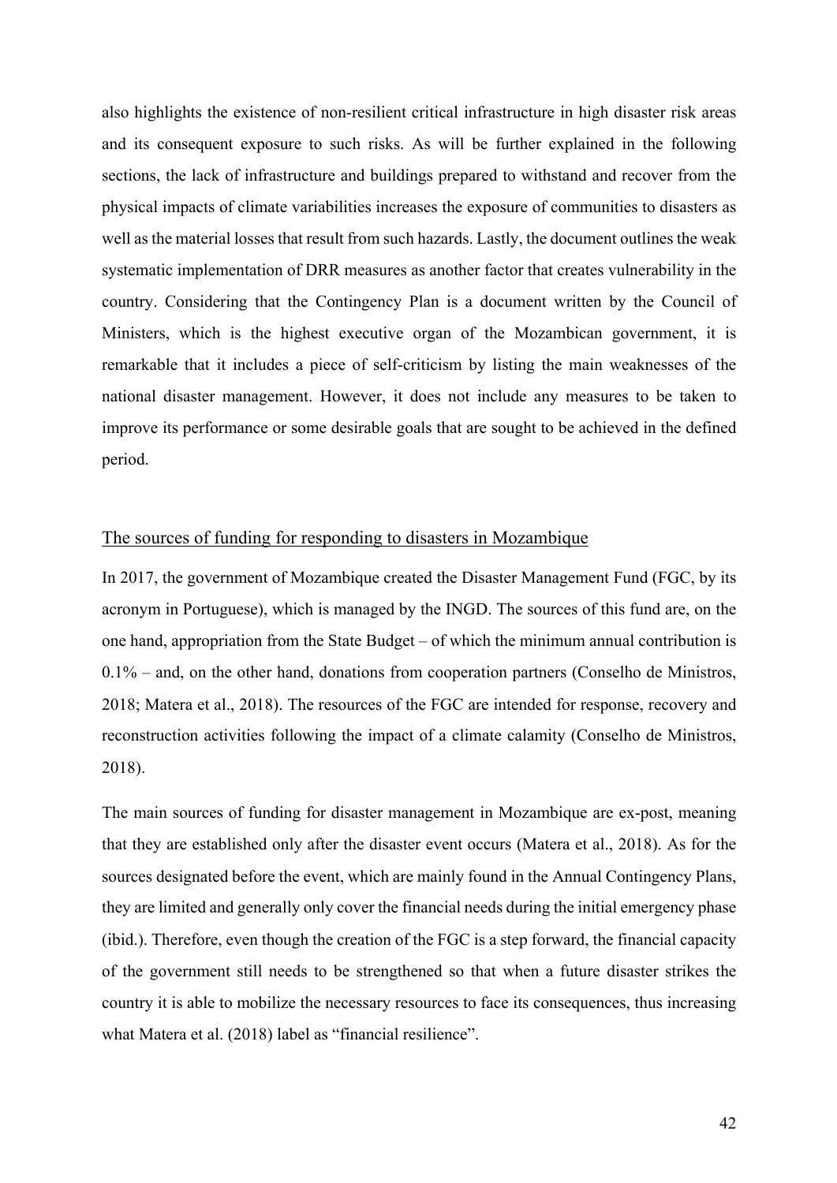also highlights the existence of non-resilient critical infrastructure in high disaster risk areas and its consequent exposure to such risks. As will be further explained in the following sections, the lack of infrastructure and buildings prepared to withstand and recover from the physical impacts of climate variabilities increases the exposure of communities to disasters as well as the material losses that result from such hazards. Lastly, the document outlines the weak systematic implementation of DRR measures as another factor that creates vulnerability in the country. Considering that the Contingency Plan is a document written by the Council of Ministers, which is the highest executive organ of the Mozambican government, it is remarkable that it includes a piece of self-criticism by listing the main weaknesses of the national disaster management. However, it does not include any measures to be taken to improve its performance or some desirable goals that are sought to be achieved in the defined period.

## The sources of funding for responding to disasters in Mozambique

In 2017, the government of Mozambique created the Disaster Management Fund (FGC, by its acronym in Portuguese), which is managed by the INGD. The sources of this fund are, on the one hand, appropriation from the State Budget – of which the minimum annual contribution is 0.1% – and, on the other hand, donations from cooperation partners (Conselho de Ministros, 2018; Matera et al., 2018). The resources of the FGC are intended for response, recovery and reconstruction activities following the impact of a climate calamity (Conselho de Ministros, 2018).

The main sources of funding for disaster management in Mozambique are ex-post, meaning that they are established only after the disaster event occurs (Matera et al., 2018). As for the sources designated before the event, which are mainly found in the Annual Contingency Plans, they are limited and generally only cover the financial needs during the initial emergency phase (ibid.). Therefore, even though the creation of the FGC is a step forward, the financial capacity of the government still needs to be strengthened so that when a future disaster strikes the country it is able to mobilize the necessary resources to face its consequences, thus increasing what Matera et al. (2018) label as "financial resilience".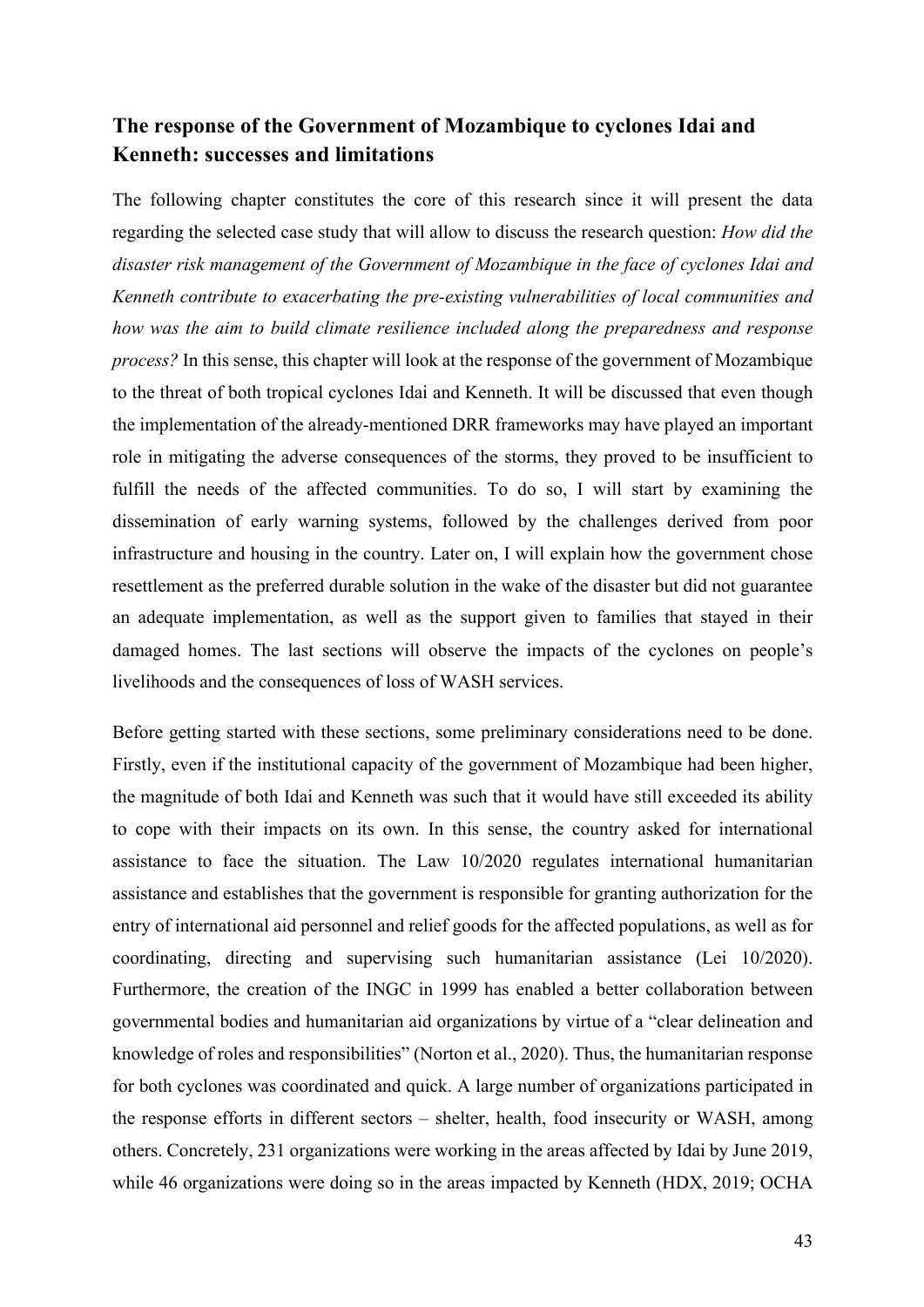## The response of the Government of Mozambique to cyclones Idai and Kenneth: successes and limitations

The following chapter constitutes the core of this research since it will present the data regarding the selected case study that will allow to discuss the research question: *How did the disaster risk management of the Government of Mozambique in the face of cyclones Idai and Kenneth contribute to exacerbating the pre-existing vulnerabilities of local communities and how was the aim to build climate resilience included along the preparedness and response process?* In this sense, this chapter will look at the response of the government of Mozambique to the threat of both tropical cyclones Idai and Kenneth. It will be discussed that even though the implementation of the already-mentioned DRR frameworks may have played an important role in mitigating the adverse consequences of the storms, they proved to be insufficient to fulfill the needs of the affected communities. To do so, I will start by examining the dissemination of early warning systems, followed by the challenges derived from poor infrastructure and housing in the country. Later on, I will explain how the government chose resettlement as the preferred durable solution in the wake of the disaster but did not guarantee an adequate implementation, as well as the support given to families that stayed in their damaged homes. The last sections will observe the impacts of the cyclones on people's livelihoods and the consequences of loss of WASH services.

Before getting started with these sections, some preliminary considerations need to be done. Firstly, even if the institutional capacity of the government of Mozambique had been higher, the magnitude of both Idai and Kenneth was such that it would have still exceeded its ability to cope with their impacts on its own. In this sense, the country asked for international assistance to face the situation. The Law 10/2020 regulates international humanitarian assistance and establishes that the government is responsible for granting authorization for the entry of international aid personnel and relief goods for the affected populations, as well as for coordinating, directing and supervising such humanitarian assistance (Lei 10/2020). Furthermore, the creation of the INGC in 1999 has enabled a better collaboration between governmental bodies and humanitarian aid organizations by virtue of a "clear delineation and knowledge of roles and responsibilities" (Norton et al., 2020). Thus, the humanitarian response for both cyclones was coordinated and quick. A large number of organizations participated in the response efforts in different sectors – shelter, health, food insecurity or WASH, among others. Concretely, 231 organizations were working in the areas affected by Idai by June 2019, while 46 organizations were doing so in the areas impacted by Kenneth (HDX, 2019; OCHA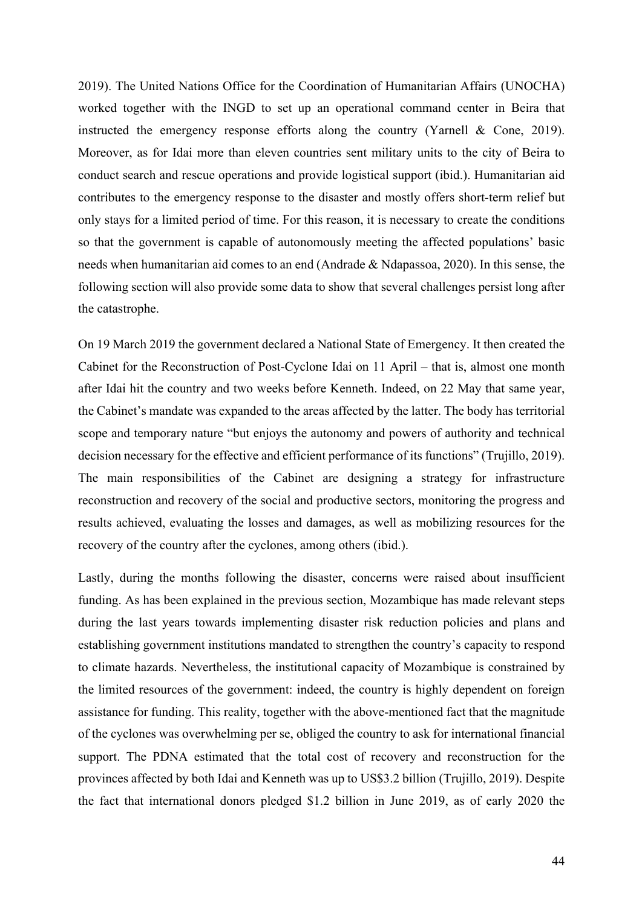2019). The United Nations Office for the Coordination of Humanitarian Affairs (UNOCHA) worked together with the INGD to set up an operational command center in Beira that instructed the emergency response efforts along the country (Yarnell & Cone, 2019). Moreover, as for Idai more than eleven countries sent military units to the city of Beira to conduct search and rescue operations and provide logistical support (ibid.). Humanitarian aid contributes to the emergency response to the disaster and mostly offers short-term relief but only stays for a limited period of time. For this reason, it is necessary to create the conditions so that the government is capable of autonomously meeting the affected populations' basic needs when humanitarian aid comes to an end (Andrade & Ndapassoa, 2020). In this sense, the following section will also provide some data to show that several challenges persist long after the catastrophe.

On 19 March 2019 the government declared a National State of Emergency. It then created the Cabinet for the Reconstruction of Post-Cyclone Idai on 11 April – that is, almost one month after Idai hit the country and two weeks before Kenneth. Indeed, on 22 May that same year, the Cabinet's mandate was expanded to the areas affected by the latter. The body has territorial scope and temporary nature "but enjoys the autonomy and powers of authority and technical decision necessary for the effective and efficient performance of its functions" (Trujillo, 2019). The main responsibilities of the Cabinet are designing a strategy for infrastructure reconstruction and recovery of the social and productive sectors, monitoring the progress and results achieved, evaluating the losses and damages, as well as mobilizing resources for the recovery of the country after the cyclones, among others (ibid.).

Lastly, during the months following the disaster, concerns were raised about insufficient funding. As has been explained in the previous section, Mozambique has made relevant steps during the last years towards implementing disaster risk reduction policies and plans and establishing government institutions mandated to strengthen the country's capacity to respond to climate hazards. Nevertheless, the institutional capacity of Mozambique is constrained by the limited resources of the government: indeed, the country is highly dependent on foreign assistance for funding. This reality, together with the above-mentioned fact that the magnitude of the cyclones was overwhelming per se, obliged the country to ask for international financial support. The PDNA estimated that the total cost of recovery and reconstruction for the provinces affected by both Idai and Kenneth was up to US$3.2 billion (Trujillo, 2019). Despite the fact that international donors pledged $1.2 billion in June 2019, as of early 2020 the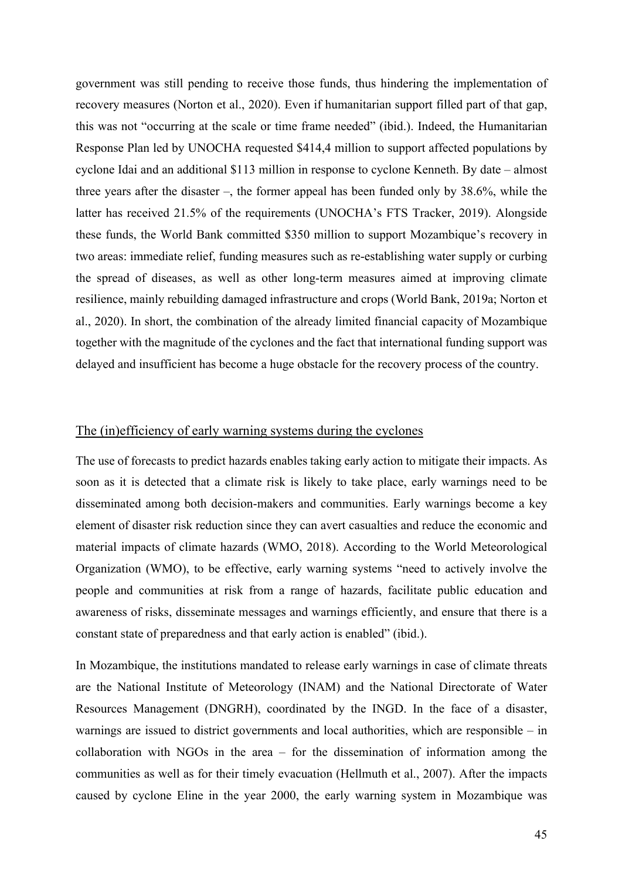government was still pending to receive those funds, thus hindering the implementation of recovery measures (Norton et al., 2020). Even if humanitarian support filled part of that gap, this was not "occurring at the scale or time frame needed" (ibid.). Indeed, the Humanitarian Response Plan led by UNOCHA requested $414,4 million to support affected populations by cyclone Idai and an additional $113 million in response to cyclone Kenneth. By date – almost three years after the disaster –, the former appeal has been funded only by 38.6%, while the latter has received 21.5% of the requirements (UNOCHA's FTS Tracker, 2019). Alongside these funds, the World Bank committed $350 million to support Mozambique's recovery in two areas: immediate relief, funding measures such as re-establishing water supply or curbing the spread of diseases, as well as other long-term measures aimed at improving climate resilience, mainly rebuilding damaged infrastructure and crops (World Bank, 2019a; Norton et al., 2020). In short, the combination of the already limited financial capacity of Mozambique together with the magnitude of the cyclones and the fact that international funding support was delayed and insufficient has become a huge obstacle for the recovery process of the country.

## The (in)efficiency of early warning systems during the cyclones

The use of forecasts to predict hazards enables taking early action to mitigate their impacts. As soon as it is detected that a climate risk is likely to take place, early warnings need to be disseminated among both decision-makers and communities. Early warnings become a key element of disaster risk reduction since they can avert casualties and reduce the economic and material impacts of climate hazards (WMO, 2018). According to the World Meteorological Organization (WMO), to be effective, early warning systems "need to actively involve the people and communities at risk from a range of hazards, facilitate public education and awareness of risks, disseminate messages and warnings efficiently, and ensure that there is a constant state of preparedness and that early action is enabled" (ibid.).

In Mozambique, the institutions mandated to release early warnings in case of climate threats are the National Institute of Meteorology (INAM) and the National Directorate of Water Resources Management (DNGRH), coordinated by the INGD. In the face of a disaster, warnings are issued to district governments and local authorities, which are responsible – in collaboration with NGOs in the area – for the dissemination of information among the communities as well as for their timely evacuation (Hellmuth et al., 2007). After the impacts caused by cyclone Eline in the year 2000, the early warning system in Mozambique was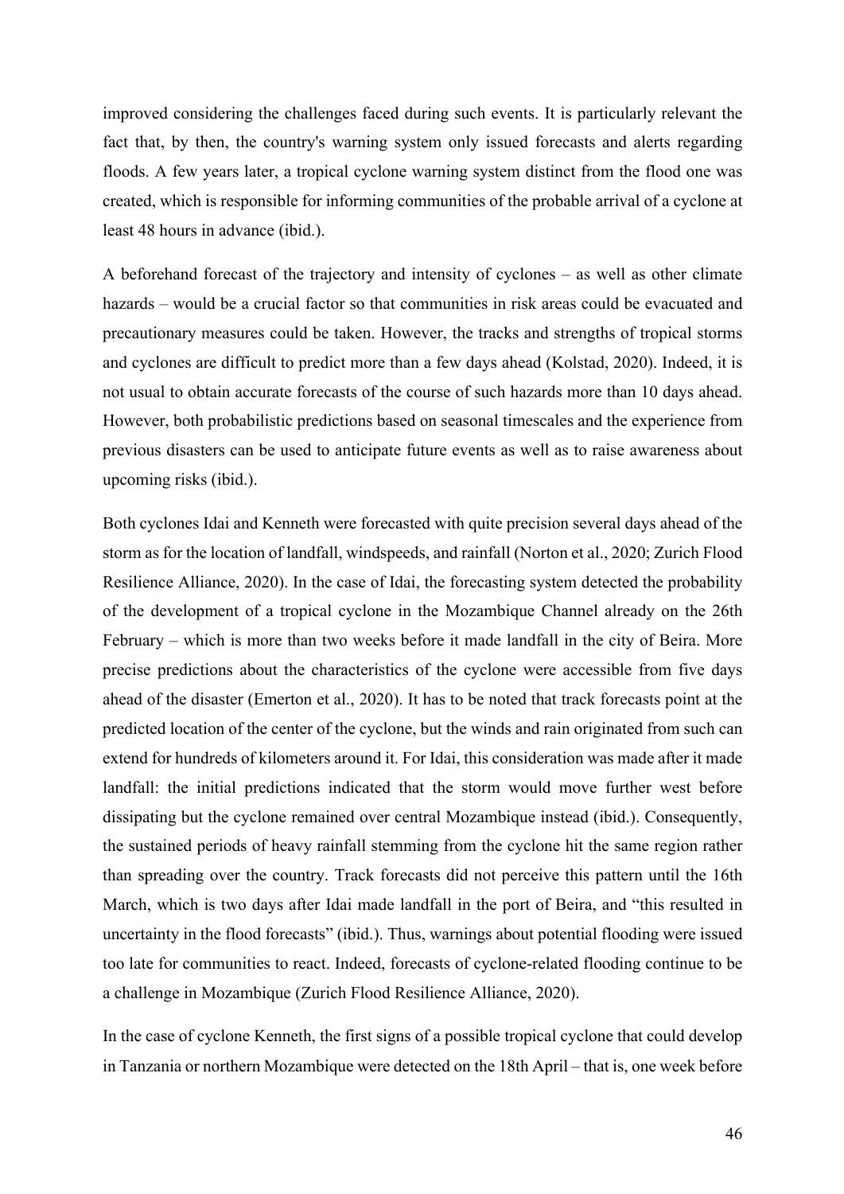improved considering the challenges faced during such events. It is particularly relevant the fact that, by then, the country's warning system only issued forecasts and alerts regarding floods. A few years later, a tropical cyclone warning system distinct from the flood one was created, which is responsible for informing communities of the probable arrival of a cyclone at least 48 hours in advance (ibid.).

A beforehand forecast of the trajectory and intensity of cyclones – as well as other climate hazards – would be a crucial factor so that communities in risk areas could be evacuated and precautionary measures could be taken. However, the tracks and strengths of tropical storms and cyclones are difficult to predict more than a few days ahead (Kolstad, 2020). Indeed, it is not usual to obtain accurate forecasts of the course of such hazards more than 10 days ahead. However, both probabilistic predictions based on seasonal timescales and the experience from previous disasters can be used to anticipate future events as well as to raise awareness about upcoming risks (ibid.).

Both cyclones Idai and Kenneth were forecasted with quite precision several days ahead of the storm as for the location of landfall, windspeeds, and rainfall (Norton et al., 2020; Zurich Flood Resilience Alliance, 2020). In the case of Idai, the forecasting system detected the probability of the development of a tropical cyclone in the Mozambique Channel already on the 26th February – which is more than two weeks before it made landfall in the city of Beira. More precise predictions about the characteristics of the cyclone were accessible from five days ahead of the disaster (Emerton et al., 2020). It has to be noted that track forecasts point at the predicted location of the center of the cyclone, but the winds and rain originated from such can extend for hundreds of kilometers around it. For Idai, this consideration was made after it made landfall: the initial predictions indicated that the storm would move further west before dissipating but the cyclone remained over central Mozambique instead (ibid.). Consequently, the sustained periods of heavy rainfall stemming from the cyclone hit the same region rather than spreading over the country. Track forecasts did not perceive this pattern until the 16th March, which is two days after Idai made landfall in the port of Beira, and "this resulted in uncertainty in the flood forecasts" (ibid.). Thus, warnings about potential flooding were issued too late for communities to react. Indeed, forecasts of cyclone-related flooding continue to be a challenge in Mozambique (Zurich Flood Resilience Alliance, 2020).

In the case of cyclone Kenneth, the first signs of a possible tropical cyclone that could develop in Tanzania or northern Mozambique were detected on the 18th April – that is, one week before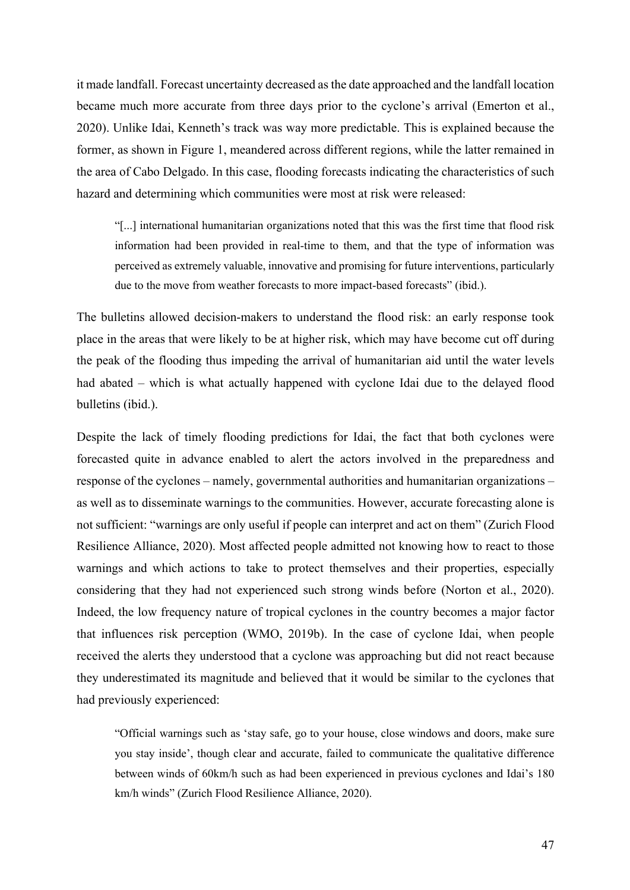it made landfall. Forecast uncertainty decreased as the date approached and the landfall location became much more accurate from three days prior to the cyclone's arrival (Emerton et al., 2020). Unlike Idai, Kenneth's track was way more predictable. This is explained because the former, as shown in Figure 1, meandered across different regions, while the latter remained in the area of Cabo Delgado. In this case, flooding forecasts indicating the characteristics of such hazard and determining which communities were most at risk were released:

> "[...] international humanitarian organizations noted that this was the first time that flood risk information had been provided in real-time to them, and that the type of information was perceived as extremely valuable, innovative and promising for future interventions, particularly due to the move from weather forecasts to more impact-based forecasts" (ibid.).

The bulletins allowed decision-makers to understand the flood risk: an early response took place in the areas that were likely to be at higher risk, which may have become cut off during the peak of the flooding thus impeding the arrival of humanitarian aid until the water levels had abated – which is what actually happened with cyclone Idai due to the delayed flood bulletins (ibid.).

Despite the lack of timely flooding predictions for Idai, the fact that both cyclones were forecasted quite in advance enabled to alert the actors involved in the preparedness and response of the cyclones – namely, governmental authorities and humanitarian organizations – as well as to disseminate warnings to the communities. However, accurate forecasting alone is not sufficient: "warnings are only useful if people can interpret and act on them" (Zurich Flood Resilience Alliance, 2020). Most affected people admitted not knowing how to react to those warnings and which actions to take to protect themselves and their properties, especially considering that they had not experienced such strong winds before (Norton et al., 2020). Indeed, the low frequency nature of tropical cyclones in the country becomes a major factor that influences risk perception (WMO, 2019b). In the case of cyclone Idai, when people received the alerts they understood that a cyclone was approaching but did not react because they underestimated its magnitude and believed that it would be similar to the cyclones that had previously experienced:

> "Official warnings such as 'stay safe, go to your house, close windows and doors, make sure you stay inside', though clear and accurate, failed to communicate the qualitative difference between winds of 60km/h such as had been experienced in previous cyclones and Idai's 180 km/h winds" (Zurich Flood Resilience Alliance, 2020).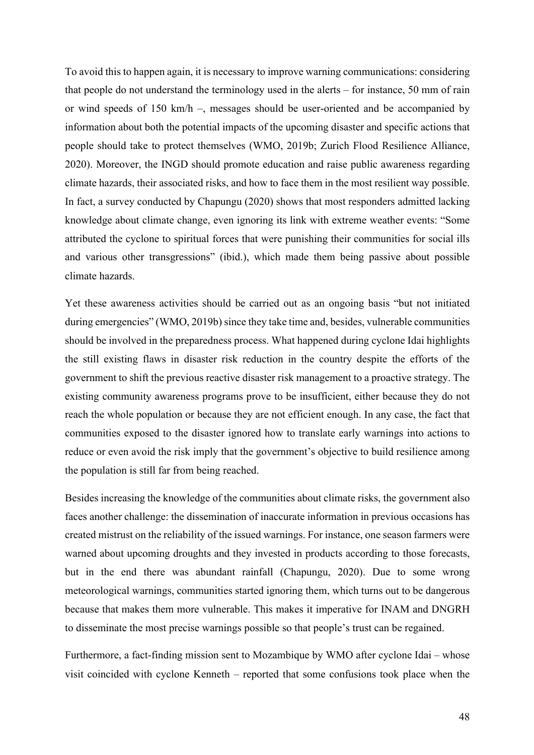To avoid this to happen again, it is necessary to improve warning communications: considering that people do not understand the terminology used in the alerts – for instance, 50 mm of rain or wind speeds of 150 km/h –, messages should be user-oriented and be accompanied by information about both the potential impacts of the upcoming disaster and specific actions that people should take to protect themselves (WMO, 2019b; Zurich Flood Resilience Alliance, 2020). Moreover, the INGD should promote education and raise public awareness regarding climate hazards, their associated risks, and how to face them in the most resilient way possible. In fact, a survey conducted by Chapungu (2020) shows that most responders admitted lacking knowledge about climate change, even ignoring its link with extreme weather events: "Some attributed the cyclone to spiritual forces that were punishing their communities for social ills and various other transgressions" (ibid.), which made them being passive about possible climate hazards.

Yet these awareness activities should be carried out as an ongoing basis "but not initiated during emergencies" (WMO, 2019b) since they take time and, besides, vulnerable communities should be involved in the preparedness process. What happened during cyclone Idai highlights the still existing flaws in disaster risk reduction in the country despite the efforts of the government to shift the previous reactive disaster risk management to a proactive strategy. The existing community awareness programs prove to be insufficient, either because they do not reach the whole population or because they are not efficient enough. In any case, the fact that communities exposed to the disaster ignored how to translate early warnings into actions to reduce or even avoid the risk imply that the government's objective to build resilience among the population is still far from being reached.

Besides increasing the knowledge of the communities about climate risks, the government also faces another challenge: the dissemination of inaccurate information in previous occasions has created mistrust on the reliability of the issued warnings. For instance, one season farmers were warned about upcoming droughts and they invested in products according to those forecasts, but in the end there was abundant rainfall (Chapungu, 2020). Due to some wrong meteorological warnings, communities started ignoring them, which turns out to be dangerous because that makes them more vulnerable. This makes it imperative for INAM and DNGRH to disseminate the most precise warnings possible so that people's trust can be regained.

Furthermore, a fact-finding mission sent to Mozambique by WMO after cyclone Idai – whose visit coincided with cyclone Kenneth – reported that some confusions took place when the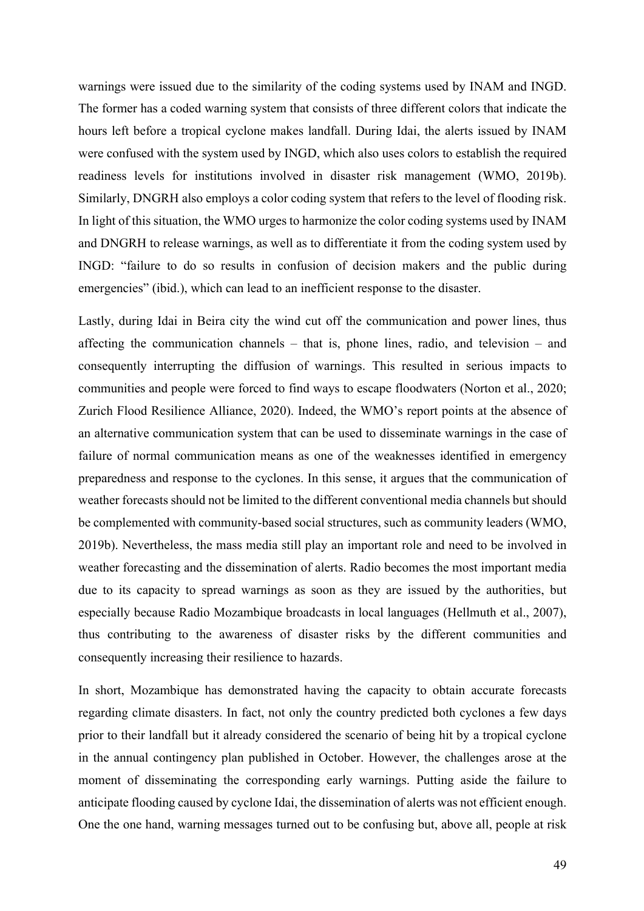warnings were issued due to the similarity of the coding systems used by INAM and INGD. The former has a coded warning system that consists of three different colors that indicate the hours left before a tropical cyclone makes landfall. During Idai, the alerts issued by INAM were confused with the system used by INGD, which also uses colors to establish the required readiness levels for institutions involved in disaster risk management (WMO, 2019b). Similarly, DNGRH also employs a color coding system that refers to the level of flooding risk. In light of this situation, the WMO urges to harmonize the color coding systems used by INAM and DNGRH to release warnings, as well as to differentiate it from the coding system used by INGD: "failure to do so results in confusion of decision makers and the public during emergencies" (ibid.), which can lead to an inefficient response to the disaster.

Lastly, during Idai in Beira city the wind cut off the communication and power lines, thus affecting the communication channels – that is, phone lines, radio, and television – and consequently interrupting the diffusion of warnings. This resulted in serious impacts to communities and people were forced to find ways to escape floodwaters (Norton et al., 2020; Zurich Flood Resilience Alliance, 2020). Indeed, the WMO's report points at the absence of an alternative communication system that can be used to disseminate warnings in the case of failure of normal communication means as one of the weaknesses identified in emergency preparedness and response to the cyclones. In this sense, it argues that the communication of weather forecasts should not be limited to the different conventional media channels but should be complemented with community-based social structures, such as community leaders (WMO, 2019b). Nevertheless, the mass media still play an important role and need to be involved in weather forecasting and the dissemination of alerts. Radio becomes the most important media due to its capacity to spread warnings as soon as they are issued by the authorities, but especially because Radio Mozambique broadcasts in local languages (Hellmuth et al., 2007), thus contributing to the awareness of disaster risks by the different communities and consequently increasing their resilience to hazards.

In short, Mozambique has demonstrated having the capacity to obtain accurate forecasts regarding climate disasters. In fact, not only the country predicted both cyclones a few days prior to their landfall but it already considered the scenario of being hit by a tropical cyclone in the annual contingency plan published in October. However, the challenges arose at the moment of disseminating the corresponding early warnings. Putting aside the failure to anticipate flooding caused by cyclone Idai, the dissemination of alerts was not efficient enough. One the one hand, warning messages turned out to be confusing but, above all, people at risk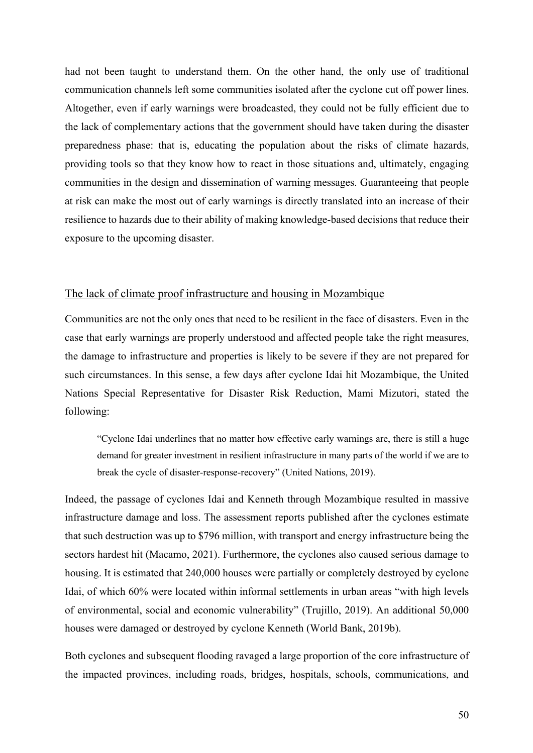had not been taught to understand them. On the other hand, the only use of traditional communication channels left some communities isolated after the cyclone cut off power lines. Altogether, even if early warnings were broadcasted, they could not be fully efficient due to the lack of complementary actions that the government should have taken during the disaster preparedness phase: that is, educating the population about the risks of climate hazards, providing tools so that they know how to react in those situations and, ultimately, engaging communities in the design and dissemination of warning messages. Guaranteeing that people at risk can make the most out of early warnings is directly translated into an increase of their resilience to hazards due to their ability of making knowledge-based decisions that reduce their exposure to the upcoming disaster.

## The lack of climate proof infrastructure and housing in Mozambique

Communities are not the only ones that need to be resilient in the face of disasters. Even in the case that early warnings are properly understood and affected people take the right measures, the damage to infrastructure and properties is likely to be severe if they are not prepared for such circumstances. In this sense, a few days after cyclone Idai hit Mozambique, the United Nations Special Representative for Disaster Risk Reduction, Mami Mizutori, stated the following:

> "Cyclone Idai underlines that no matter how effective early warnings are, there is still a huge demand for greater investment in resilient infrastructure in many parts of the world if we are to break the cycle of disaster-response-recovery" (United Nations, 2019).

Indeed, the passage of cyclones Idai and Kenneth through Mozambique resulted in massive infrastructure damage and loss. The assessment reports published after the cyclones estimate that such destruction was up to $796 million, with transport and energy infrastructure being the sectors hardest hit (Macamo, 2021). Furthermore, the cyclones also caused serious damage to housing. It is estimated that 240,000 houses were partially or completely destroyed by cyclone Idai, of which 60% were located within informal settlements in urban areas "with high levels of environmental, social and economic vulnerability" (Trujillo, 2019). An additional 50,000 houses were damaged or destroyed by cyclone Kenneth (World Bank, 2019b).

Both cyclones and subsequent flooding ravaged a large proportion of the core infrastructure of the impacted provinces, including roads, bridges, hospitals, schools, communications, and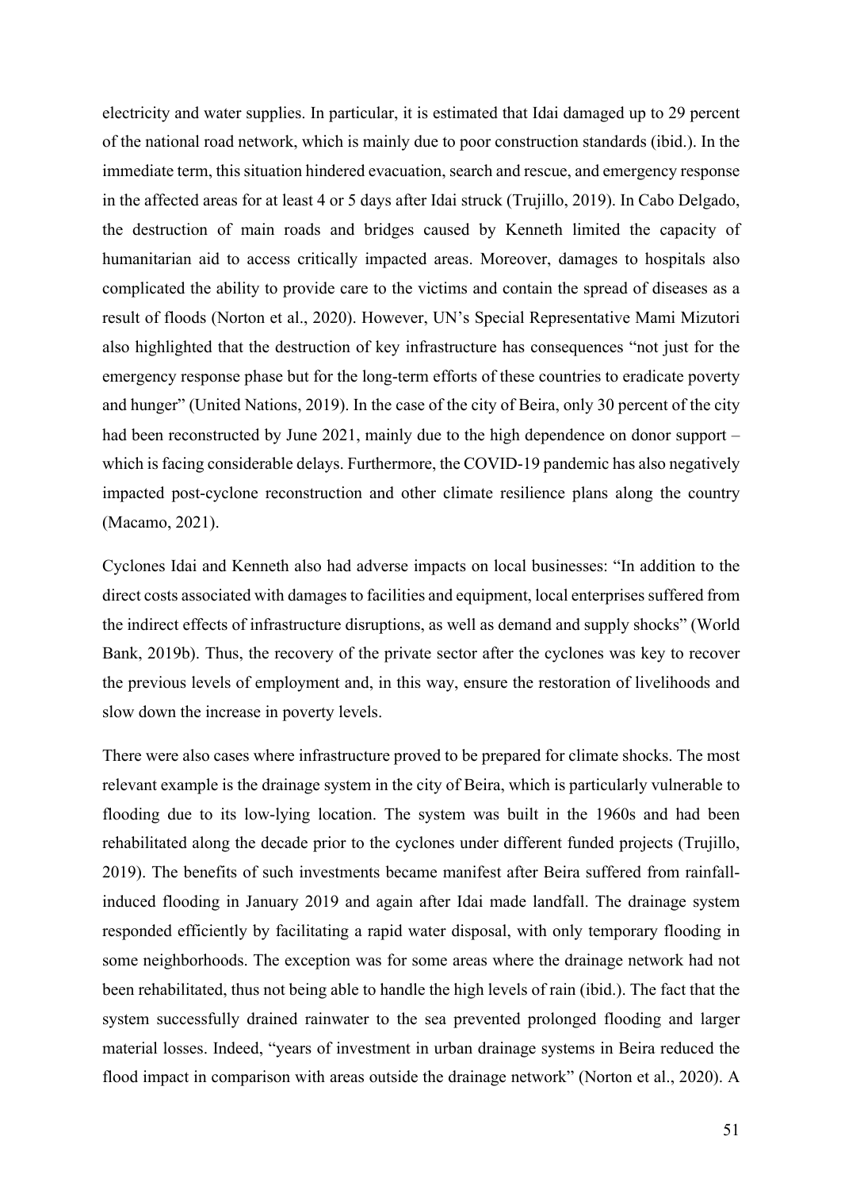electricity and water supplies. In particular, it is estimated that Idai damaged up to 29 percent of the national road network, which is mainly due to poor construction standards (ibid.). In the immediate term, this situation hindered evacuation, search and rescue, and emergency response in the affected areas for at least 4 or 5 days after Idai struck (Trujillo, 2019). In Cabo Delgado, the destruction of main roads and bridges caused by Kenneth limited the capacity of humanitarian aid to access critically impacted areas. Moreover, damages to hospitals also complicated the ability to provide care to the victims and contain the spread of diseases as a result of floods (Norton et al., 2020). However, UN's Special Representative Mami Mizutori also highlighted that the destruction of key infrastructure has consequences "not just for the emergency response phase but for the long-term efforts of these countries to eradicate poverty and hunger" (United Nations, 2019). In the case of the city of Beira, only 30 percent of the city had been reconstructed by June 2021, mainly due to the high dependence on donor support – which is facing considerable delays. Furthermore, the COVID-19 pandemic has also negatively impacted post-cyclone reconstruction and other climate resilience plans along the country (Macamo, 2021).

Cyclones Idai and Kenneth also had adverse impacts on local businesses: "In addition to the direct costs associated with damages to facilities and equipment, local enterprises suffered from the indirect effects of infrastructure disruptions, as well as demand and supply shocks" (World Bank, 2019b). Thus, the recovery of the private sector after the cyclones was key to recover the previous levels of employment and, in this way, ensure the restoration of livelihoods and slow down the increase in poverty levels.

There were also cases where infrastructure proved to be prepared for climate shocks. The most relevant example is the drainage system in the city of Beira, which is particularly vulnerable to flooding due to its low-lying location. The system was built in the 1960s and had been rehabilitated along the decade prior to the cyclones under different funded projects (Trujillo, 2019). The benefits of such investments became manifest after Beira suffered from rainfall-induced flooding in January 2019 and again after Idai made landfall. The drainage system responded efficiently by facilitating a rapid water disposal, with only temporary flooding in some neighborhoods. The exception was for some areas where the drainage network had not been rehabilitated, thus not being able to handle the high levels of rain (ibid.). The fact that the system successfully drained rainwater to the sea prevented prolonged flooding and larger material losses. Indeed, "years of investment in urban drainage systems in Beira reduced the flood impact in comparison with areas outside the drainage network" (Norton et al., 2020). A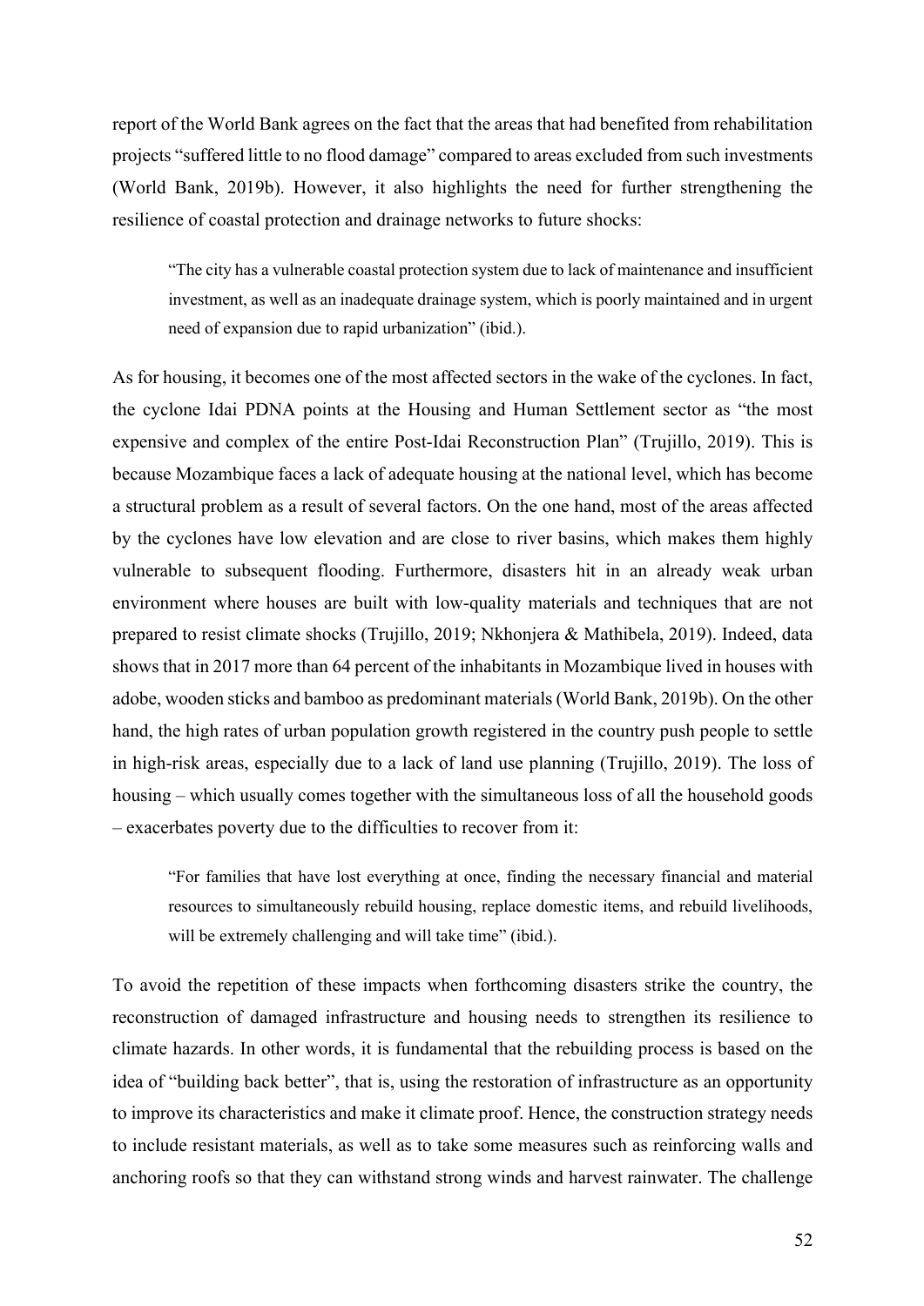report of the World Bank agrees on the fact that the areas that had benefited from rehabilitation projects "suffered little to no flood damage" compared to areas excluded from such investments (World Bank, 2019b). However, it also highlights the need for further strengthening the resilience of coastal protection and drainage networks to future shocks:

> "The city has a vulnerable coastal protection system due to lack of maintenance and insufficient investment, as well as an inadequate drainage system, which is poorly maintained and in urgent need of expansion due to rapid urbanization" (ibid.).

As for housing, it becomes one of the most affected sectors in the wake of the cyclones. In fact, the cyclone Idai PDNA points at the Housing and Human Settlement sector as "the most expensive and complex of the entire Post-Idai Reconstruction Plan" (Trujillo, 2019). This is because Mozambique faces a lack of adequate housing at the national level, which has become a structural problem as a result of several factors. On the one hand, most of the areas affected by the cyclones have low elevation and are close to river basins, which makes them highly vulnerable to subsequent flooding. Furthermore, disasters hit in an already weak urban environment where houses are built with low-quality materials and techniques that are not prepared to resist climate shocks (Trujillo, 2019; Nkhonjera & Mathibela, 2019). Indeed, data shows that in 2017 more than 64 percent of the inhabitants in Mozambique lived in houses with adobe, wooden sticks and bamboo as predominant materials (World Bank, 2019b). On the other hand, the high rates of urban population growth registered in the country push people to settle in high-risk areas, especially due to a lack of land use planning (Trujillo, 2019). The loss of housing – which usually comes together with the simultaneous loss of all the household goods – exacerbates poverty due to the difficulties to recover from it:

> "For families that have lost everything at once, finding the necessary financial and material resources to simultaneously rebuild housing, replace domestic items, and rebuild livelihoods, will be extremely challenging and will take time" (ibid.).

To avoid the repetition of these impacts when forthcoming disasters strike the country, the reconstruction of damaged infrastructure and housing needs to strengthen its resilience to climate hazards. In other words, it is fundamental that the rebuilding process is based on the idea of "building back better", that is, using the restoration of infrastructure as an opportunity to improve its characteristics and make it climate proof. Hence, the construction strategy needs to include resistant materials, as well as to take some measures such as reinforcing walls and anchoring roofs so that they can withstand strong winds and harvest rainwater. The challenge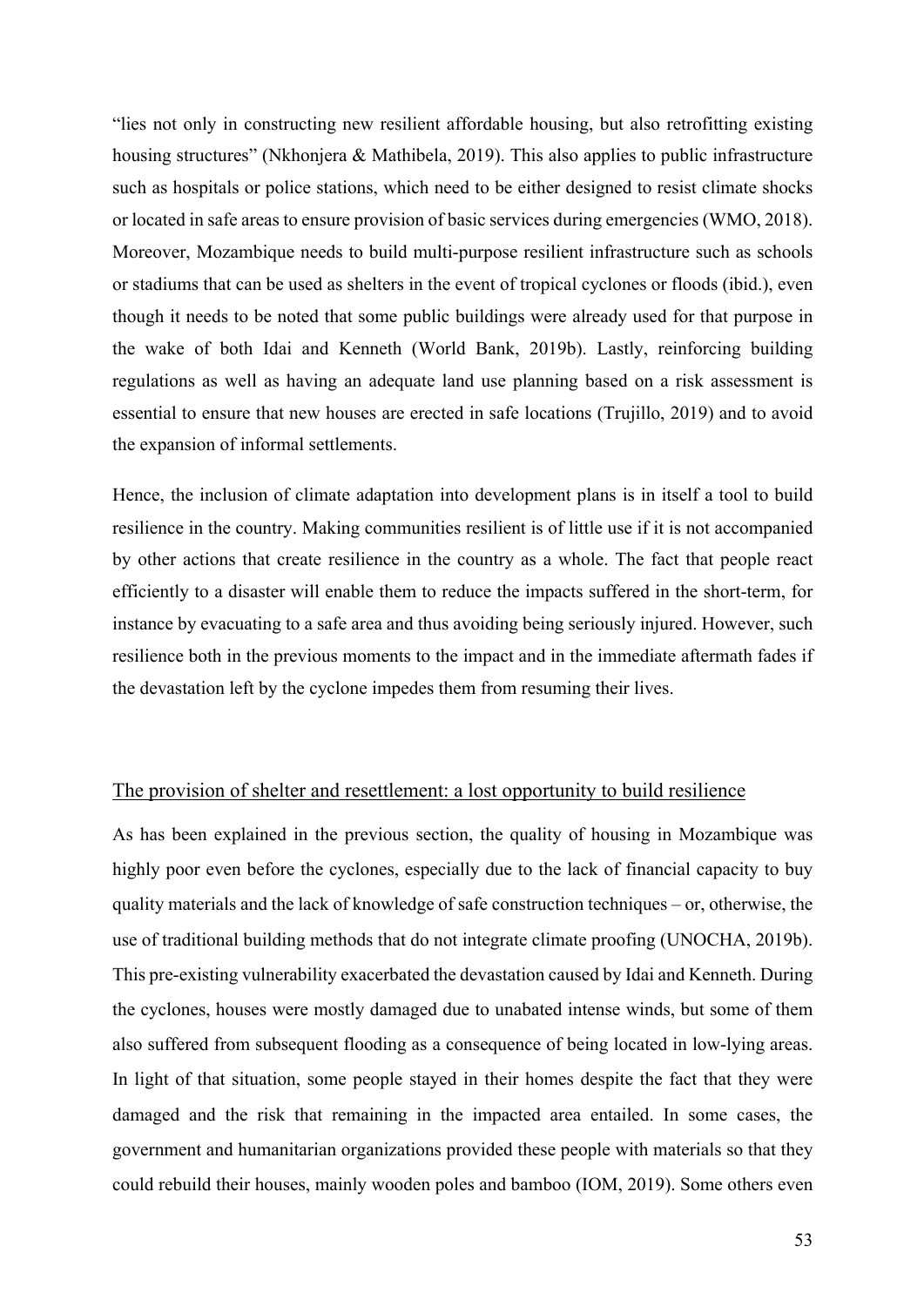"lies not only in constructing new resilient affordable housing, but also retrofitting existing housing structures" (Nkhonjera & Mathibela, 2019). This also applies to public infrastructure such as hospitals or police stations, which need to be either designed to resist climate shocks or located in safe areas to ensure provision of basic services during emergencies (WMO, 2018). Moreover, Mozambique needs to build multi-purpose resilient infrastructure such as schools or stadiums that can be used as shelters in the event of tropical cyclones or floods (ibid.), even though it needs to be noted that some public buildings were already used for that purpose in the wake of both Idai and Kenneth (World Bank, 2019b). Lastly, reinforcing building regulations as well as having an adequate land use planning based on a risk assessment is essential to ensure that new houses are erected in safe locations (Trujillo, 2019) and to avoid the expansion of informal settlements.

Hence, the inclusion of climate adaptation into development plans is in itself a tool to build resilience in the country. Making communities resilient is of little use if it is not accompanied by other actions that create resilience in the country as a whole. The fact that people react efficiently to a disaster will enable them to reduce the impacts suffered in the short-term, for instance by evacuating to a safe area and thus avoiding being seriously injured. However, such resilience both in the previous moments to the impact and in the immediate aftermath fades if the devastation left by the cyclone impedes them from resuming their lives.

## The provision of shelter and resettlement: a lost opportunity to build resilience

As has been explained in the previous section, the quality of housing in Mozambique was highly poor even before the cyclones, especially due to the lack of financial capacity to buy quality materials and the lack of knowledge of safe construction techniques – or, otherwise, the use of traditional building methods that do not integrate climate proofing (UNOCHA, 2019b). This pre-existing vulnerability exacerbated the devastation caused by Idai and Kenneth. During the cyclones, houses were mostly damaged due to unabated intense winds, but some of them also suffered from subsequent flooding as a consequence of being located in low-lying areas. In light of that situation, some people stayed in their homes despite the fact that they were damaged and the risk that remaining in the impacted area entailed. In some cases, the government and humanitarian organizations provided these people with materials so that they could rebuild their houses, mainly wooden poles and bamboo (IOM, 2019). Some others even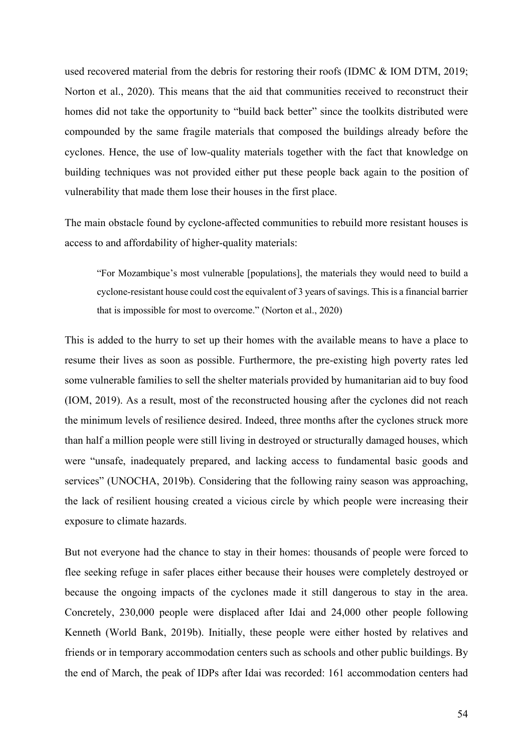used recovered material from the debris for restoring their roofs (IDMC & IOM DTM, 2019; Norton et al., 2020). This means that the aid that communities received to reconstruct their homes did not take the opportunity to "build back better" since the toolkits distributed were compounded by the same fragile materials that composed the buildings already before the cyclones. Hence, the use of low-quality materials together with the fact that knowledge on building techniques was not provided either put these people back again to the position of vulnerability that made them lose their houses in the first place.

The main obstacle found by cyclone-affected communities to rebuild more resistant houses is access to and affordability of higher-quality materials:

> "For Mozambique's most vulnerable [populations], the materials they would need to build a cyclone-resistant house could cost the equivalent of 3 years of savings. This is a financial barrier that is impossible for most to overcome." (Norton et al., 2020)

This is added to the hurry to set up their homes with the available means to have a place to resume their lives as soon as possible. Furthermore, the pre-existing high poverty rates led some vulnerable families to sell the shelter materials provided by humanitarian aid to buy food (IOM, 2019). As a result, most of the reconstructed housing after the cyclones did not reach the minimum levels of resilience desired. Indeed, three months after the cyclones struck more than half a million people were still living in destroyed or structurally damaged houses, which were "unsafe, inadequately prepared, and lacking access to fundamental basic goods and services" (UNOCHA, 2019b). Considering that the following rainy season was approaching, the lack of resilient housing created a vicious circle by which people were increasing their exposure to climate hazards.

But not everyone had the chance to stay in their homes: thousands of people were forced to flee seeking refuge in safer places either because their houses were completely destroyed or because the ongoing impacts of the cyclones made it still dangerous to stay in the area. Concretely, 230,000 people were displaced after Idai and 24,000 other people following Kenneth (World Bank, 2019b). Initially, these people were either hosted by relatives and friends or in temporary accommodation centers such as schools and other public buildings. By the end of March, the peak of IDPs after Idai was recorded: 161 accommodation centers had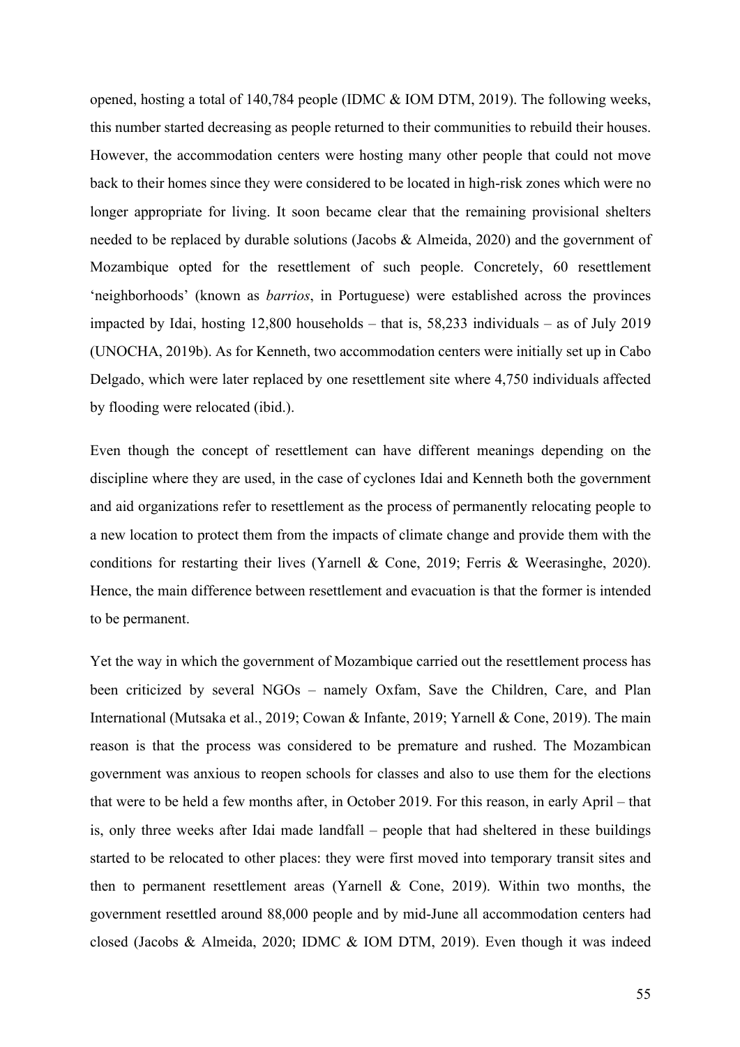opened, hosting a total of 140,784 people (IDMC & IOM DTM, 2019). The following weeks, this number started decreasing as people returned to their communities to rebuild their houses. However, the accommodation centers were hosting many other people that could not move back to their homes since they were considered to be located in high-risk zones which were no longer appropriate for living. It soon became clear that the remaining provisional shelters needed to be replaced by durable solutions (Jacobs & Almeida, 2020) and the government of Mozambique opted for the resettlement of such people. Concretely, 60 resettlement 'neighborhoods' (known as *barrios*, in Portuguese) were established across the provinces impacted by Idai, hosting 12,800 households – that is, 58,233 individuals – as of July 2019 (UNOCHA, 2019b). As for Kenneth, two accommodation centers were initially set up in Cabo Delgado, which were later replaced by one resettlement site where 4,750 individuals affected by flooding were relocated (ibid.).

Even though the concept of resettlement can have different meanings depending on the discipline where they are used, in the case of cyclones Idai and Kenneth both the government and aid organizations refer to resettlement as the process of permanently relocating people to a new location to protect them from the impacts of climate change and provide them with the conditions for restarting their lives (Yarnell & Cone, 2019; Ferris & Weerasinghe, 2020). Hence, the main difference between resettlement and evacuation is that the former is intended to be permanent.

Yet the way in which the government of Mozambique carried out the resettlement process has been criticized by several NGOs – namely Oxfam, Save the Children, Care, and Plan International (Mutsaka et al., 2019; Cowan & Infante, 2019; Yarnell & Cone, 2019). The main reason is that the process was considered to be premature and rushed. The Mozambican government was anxious to reopen schools for classes and also to use them for the elections that were to be held a few months after, in October 2019. For this reason, in early April – that is, only three weeks after Idai made landfall – people that had sheltered in these buildings started to be relocated to other places: they were first moved into temporary transit sites and then to permanent resettlement areas (Yarnell & Cone, 2019). Within two months, the government resettled around 88,000 people and by mid-June all accommodation centers had closed (Jacobs & Almeida, 2020; IDMC & IOM DTM, 2019). Even though it was indeed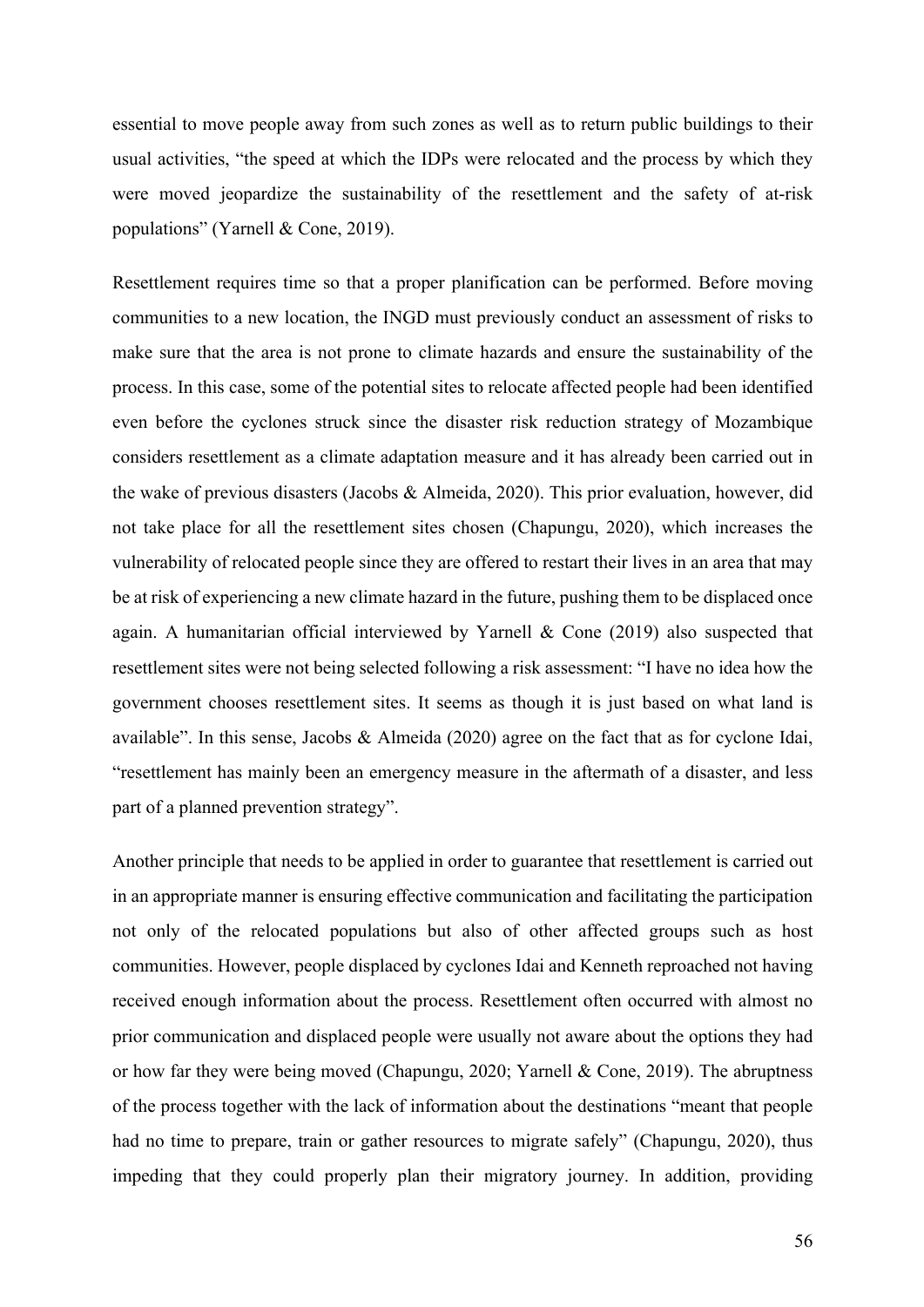essential to move people away from such zones as well as to return public buildings to their usual activities, "the speed at which the IDPs were relocated and the process by which they were moved jeopardize the sustainability of the resettlement and the safety of at-risk populations" (Yarnell & Cone, 2019).

Resettlement requires time so that a proper planification can be performed. Before moving communities to a new location, the INGD must previously conduct an assessment of risks to make sure that the area is not prone to climate hazards and ensure the sustainability of the process. In this case, some of the potential sites to relocate affected people had been identified even before the cyclones struck since the disaster risk reduction strategy of Mozambique considers resettlement as a climate adaptation measure and it has already been carried out in the wake of previous disasters (Jacobs & Almeida, 2020). This prior evaluation, however, did not take place for all the resettlement sites chosen (Chapungu, 2020), which increases the vulnerability of relocated people since they are offered to restart their lives in an area that may be at risk of experiencing a new climate hazard in the future, pushing them to be displaced once again. A humanitarian official interviewed by Yarnell & Cone (2019) also suspected that resettlement sites were not being selected following a risk assessment: "I have no idea how the government chooses resettlement sites. It seems as though it is just based on what land is available". In this sense, Jacobs & Almeida (2020) agree on the fact that as for cyclone Idai, "resettlement has mainly been an emergency measure in the aftermath of a disaster, and less part of a planned prevention strategy".

Another principle that needs to be applied in order to guarantee that resettlement is carried out in an appropriate manner is ensuring effective communication and facilitating the participation not only of the relocated populations but also of other affected groups such as host communities. However, people displaced by cyclones Idai and Kenneth reproached not having received enough information about the process. Resettlement often occurred with almost no prior communication and displaced people were usually not aware about the options they had or how far they were being moved (Chapungu, 2020; Yarnell & Cone, 2019). The abruptness of the process together with the lack of information about the destinations "meant that people had no time to prepare, train or gather resources to migrate safely" (Chapungu, 2020), thus impeding that they could properly plan their migratory journey. In addition, providing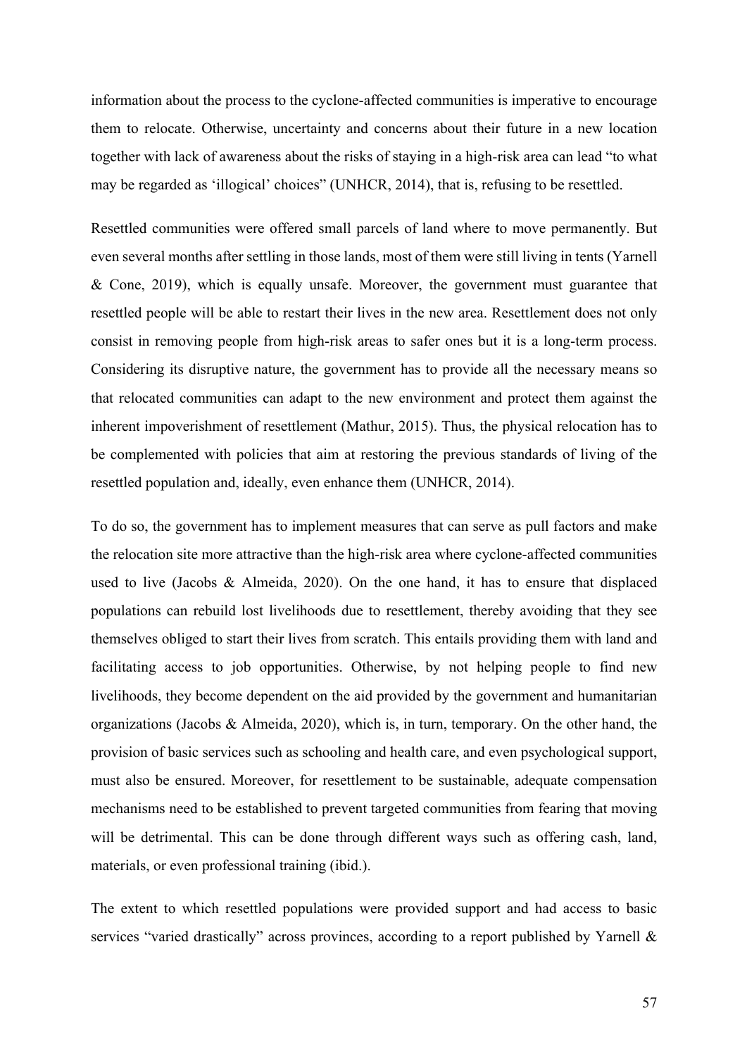information about the process to the cyclone-affected communities is imperative to encourage them to relocate. Otherwise, uncertainty and concerns about their future in a new location together with lack of awareness about the risks of staying in a high-risk area can lead "to what may be regarded as 'illogical' choices" (UNHCR, 2014), that is, refusing to be resettled.

Resettled communities were offered small parcels of land where to move permanently. But even several months after settling in those lands, most of them were still living in tents (Yarnell & Cone, 2019), which is equally unsafe. Moreover, the government must guarantee that resettled people will be able to restart their lives in the new area. Resettlement does not only consist in removing people from high-risk areas to safer ones but it is a long-term process. Considering its disruptive nature, the government has to provide all the necessary means so that relocated communities can adapt to the new environment and protect them against the inherent impoverishment of resettlement (Mathur, 2015). Thus, the physical relocation has to be complemented with policies that aim at restoring the previous standards of living of the resettled population and, ideally, even enhance them (UNHCR, 2014).

To do so, the government has to implement measures that can serve as pull factors and make the relocation site more attractive than the high-risk area where cyclone-affected communities used to live (Jacobs & Almeida, 2020). On the one hand, it has to ensure that displaced populations can rebuild lost livelihoods due to resettlement, thereby avoiding that they see themselves obliged to start their lives from scratch. This entails providing them with land and facilitating access to job opportunities. Otherwise, by not helping people to find new livelihoods, they become dependent on the aid provided by the government and humanitarian organizations (Jacobs & Almeida, 2020), which is, in turn, temporary. On the other hand, the provision of basic services such as schooling and health care, and even psychological support, must also be ensured. Moreover, for resettlement to be sustainable, adequate compensation mechanisms need to be established to prevent targeted communities from fearing that moving will be detrimental. This can be done through different ways such as offering cash, land, materials, or even professional training (ibid.).

The extent to which resettled populations were provided support and had access to basic services "varied drastically" across provinces, according to a report published by Yarnell &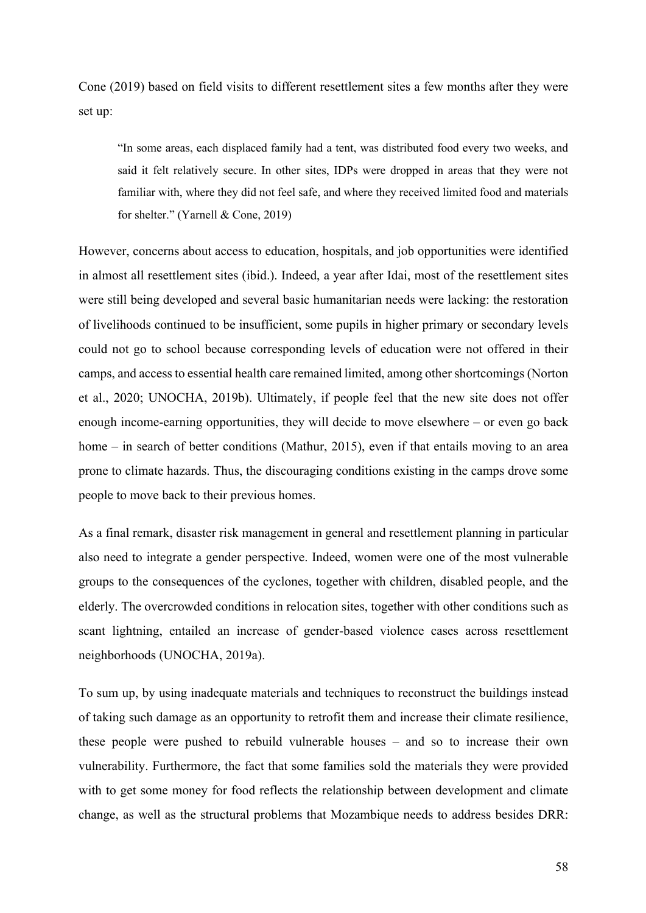Cone (2019) based on field visits to different resettlement sites a few months after they were set up:

> "In some areas, each displaced family had a tent, was distributed food every two weeks, and said it felt relatively secure. In other sites, IDPs were dropped in areas that they were not familiar with, where they did not feel safe, and where they received limited food and materials for shelter." (Yarnell & Cone, 2019)

However, concerns about access to education, hospitals, and job opportunities were identified in almost all resettlement sites (ibid.). Indeed, a year after Idai, most of the resettlement sites were still being developed and several basic humanitarian needs were lacking: the restoration of livelihoods continued to be insufficient, some pupils in higher primary or secondary levels could not go to school because corresponding levels of education were not offered in their camps, and access to essential health care remained limited, among other shortcomings (Norton et al., 2020; UNOCHA, 2019b). Ultimately, if people feel that the new site does not offer enough income-earning opportunities, they will decide to move elsewhere – or even go back home – in search of better conditions (Mathur, 2015), even if that entails moving to an area prone to climate hazards. Thus, the discouraging conditions existing in the camps drove some people to move back to their previous homes.

As a final remark, disaster risk management in general and resettlement planning in particular also need to integrate a gender perspective. Indeed, women were one of the most vulnerable groups to the consequences of the cyclones, together with children, disabled people, and the elderly. The overcrowded conditions in relocation sites, together with other conditions such as scant lightning, entailed an increase of gender-based violence cases across resettlement neighborhoods (UNOCHA, 2019a).

To sum up, by using inadequate materials and techniques to reconstruct the buildings instead of taking such damage as an opportunity to retrofit them and increase their climate resilience, these people were pushed to rebuild vulnerable houses – and so to increase their own vulnerability. Furthermore, the fact that some families sold the materials they were provided with to get some money for food reflects the relationship between development and climate change, as well as the structural problems that Mozambique needs to address besides DRR: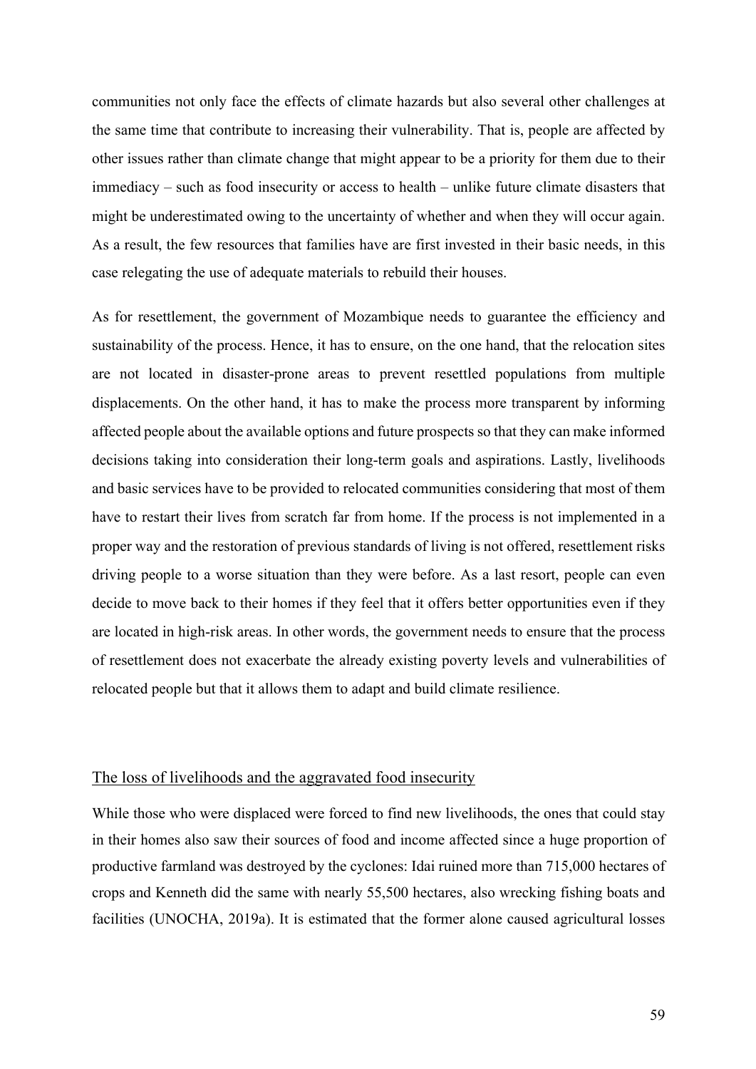communities not only face the effects of climate hazards but also several other challenges at the same time that contribute to increasing their vulnerability. That is, people are affected by other issues rather than climate change that might appear to be a priority for them due to their immediacy – such as food insecurity or access to health – unlike future climate disasters that might be underestimated owing to the uncertainty of whether and when they will occur again. As a result, the few resources that families have are first invested in their basic needs, in this case relegating the use of adequate materials to rebuild their houses.

As for resettlement, the government of Mozambique needs to guarantee the efficiency and sustainability of the process. Hence, it has to ensure, on the one hand, that the relocation sites are not located in disaster-prone areas to prevent resettled populations from multiple displacements. On the other hand, it has to make the process more transparent by informing affected people about the available options and future prospects so that they can make informed decisions taking into consideration their long-term goals and aspirations. Lastly, livelihoods and basic services have to be provided to relocated communities considering that most of them have to restart their lives from scratch far from home. If the process is not implemented in a proper way and the restoration of previous standards of living is not offered, resettlement risks driving people to a worse situation than they were before. As a last resort, people can even decide to move back to their homes if they feel that it offers better opportunities even if they are located in high-risk areas. In other words, the government needs to ensure that the process of resettlement does not exacerbate the already existing poverty levels and vulnerabilities of relocated people but that it allows them to adapt and build climate resilience.

### The loss of livelihoods and the aggravated food insecurity

While those who were displaced were forced to find new livelihoods, the ones that could stay in their homes also saw their sources of food and income affected since a huge proportion of productive farmland was destroyed by the cyclones: Idai ruined more than 715,000 hectares of crops and Kenneth did the same with nearly 55,500 hectares, also wrecking fishing boats and facilities (UNOCHA, 2019a). It is estimated that the former alone caused agricultural losses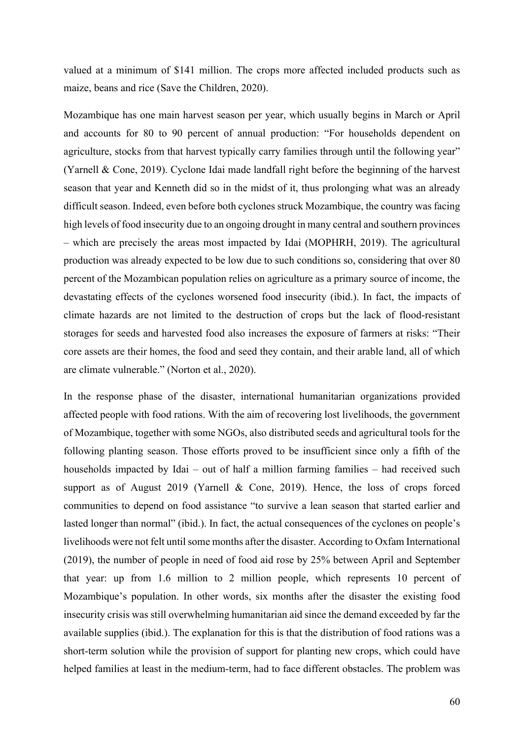valued at a minimum of $141 million. The crops more affected included products such as maize, beans and rice (Save the Children, 2020).

Mozambique has one main harvest season per year, which usually begins in March or April and accounts for 80 to 90 percent of annual production: "For households dependent on agriculture, stocks from that harvest typically carry families through until the following year" (Yarnell & Cone, 2019). Cyclone Idai made landfall right before the beginning of the harvest season that year and Kenneth did so in the midst of it, thus prolonging what was an already difficult season. Indeed, even before both cyclones struck Mozambique, the country was facing high levels of food insecurity due to an ongoing drought in many central and southern provinces – which are precisely the areas most impacted by Idai (MOPHRH, 2019). The agricultural production was already expected to be low due to such conditions so, considering that over 80 percent of the Mozambican population relies on agriculture as a primary source of income, the devastating effects of the cyclones worsened food insecurity (ibid.). In fact, the impacts of climate hazards are not limited to the destruction of crops but the lack of flood-resistant storages for seeds and harvested food also increases the exposure of farmers at risks: "Their core assets are their homes, the food and seed they contain, and their arable land, all of which are climate vulnerable." (Norton et al., 2020).

In the response phase of the disaster, international humanitarian organizations provided affected people with food rations. With the aim of recovering lost livelihoods, the government of Mozambique, together with some NGOs, also distributed seeds and agricultural tools for the following planting season. Those efforts proved to be insufficient since only a fifth of the households impacted by Idai – out of half a million farming families – had received such support as of August 2019 (Yarnell & Cone, 2019). Hence, the loss of crops forced communities to depend on food assistance "to survive a lean season that started earlier and lasted longer than normal" (ibid.). In fact, the actual consequences of the cyclones on people's livelihoods were not felt until some months after the disaster. According to Oxfam International (2019), the number of people in need of food aid rose by 25% between April and September that year: up from 1.6 million to 2 million people, which represents 10 percent of Mozambique's population. In other words, six months after the disaster the existing food insecurity crisis was still overwhelming humanitarian aid since the demand exceeded by far the available supplies (ibid.). The explanation for this is that the distribution of food rations was a short-term solution while the provision of support for planting new crops, which could have helped families at least in the medium-term, had to face different obstacles. The problem was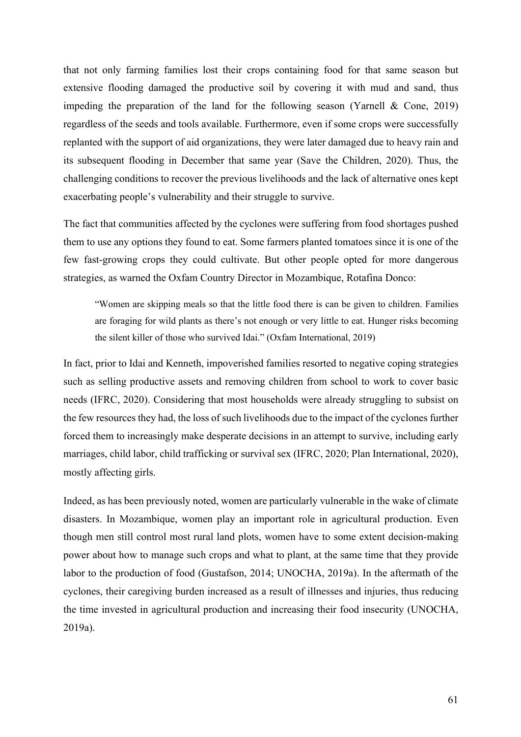that not only farming families lost their crops containing food for that same season but extensive flooding damaged the productive soil by covering it with mud and sand, thus impeding the preparation of the land for the following season (Yarnell & Cone, 2019) regardless of the seeds and tools available. Furthermore, even if some crops were successfully replanted with the support of aid organizations, they were later damaged due to heavy rain and its subsequent flooding in December that same year (Save the Children, 2020). Thus, the challenging conditions to recover the previous livelihoods and the lack of alternative ones kept exacerbating people's vulnerability and their struggle to survive.

The fact that communities affected by the cyclones were suffering from food shortages pushed them to use any options they found to eat. Some farmers planted tomatoes since it is one of the few fast-growing crops they could cultivate. But other people opted for more dangerous strategies, as warned the Oxfam Country Director in Mozambique, Rotafina Donco:

> "Women are skipping meals so that the little food there is can be given to children. Families are foraging for wild plants as there's not enough or very little to eat. Hunger risks becoming the silent killer of those who survived Idai." (Oxfam International, 2019)

In fact, prior to Idai and Kenneth, impoverished families resorted to negative coping strategies such as selling productive assets and removing children from school to work to cover basic needs (IFRC, 2020). Considering that most households were already struggling to subsist on the few resources they had, the loss of such livelihoods due to the impact of the cyclones further forced them to increasingly make desperate decisions in an attempt to survive, including early marriages, child labor, child trafficking or survival sex (IFRC, 2020; Plan International, 2020), mostly affecting girls.

Indeed, as has been previously noted, women are particularly vulnerable in the wake of climate disasters. In Mozambique, women play an important role in agricultural production. Even though men still control most rural land plots, women have to some extent decision-making power about how to manage such crops and what to plant, at the same time that they provide labor to the production of food (Gustafson, 2014; UNOCHA, 2019a). In the aftermath of the cyclones, their caregiving burden increased as a result of illnesses and injuries, thus reducing the time invested in agricultural production and increasing their food insecurity (UNOCHA, 2019a).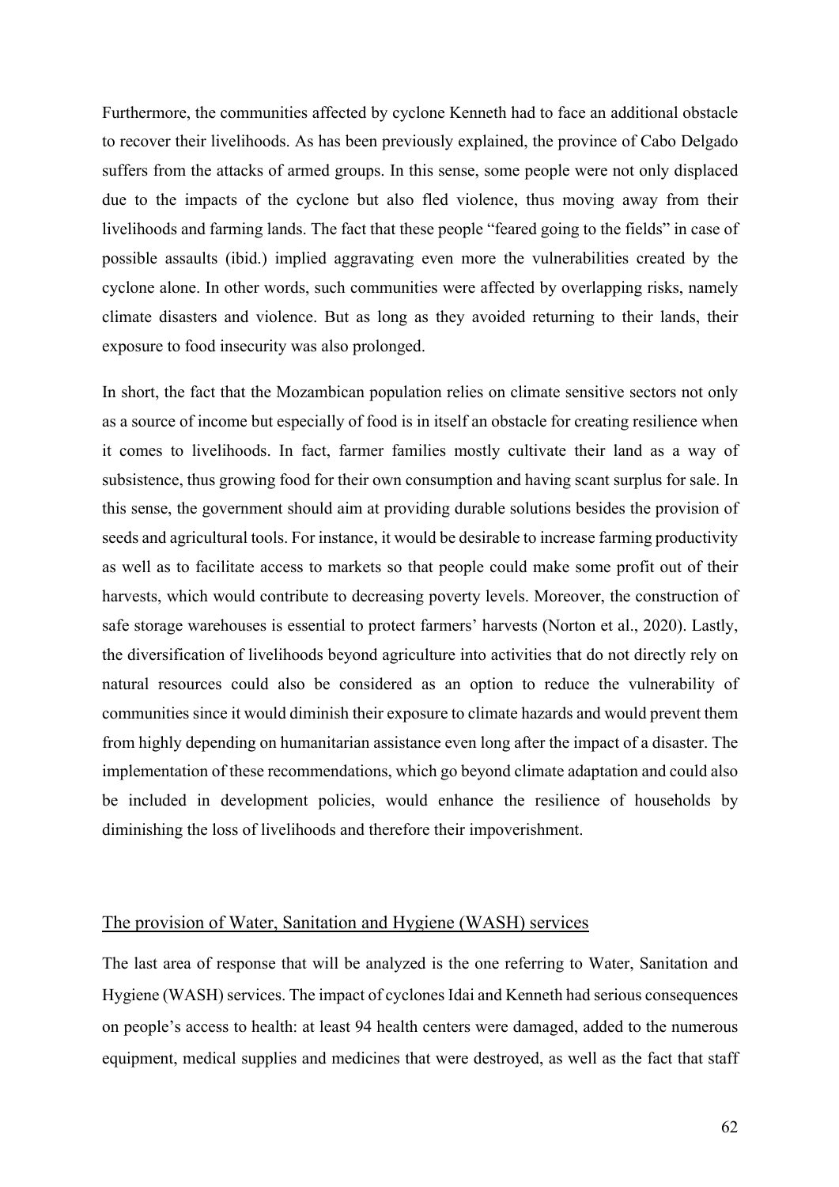Furthermore, the communities affected by cyclone Kenneth had to face an additional obstacle to recover their livelihoods. As has been previously explained, the province of Cabo Delgado suffers from the attacks of armed groups. In this sense, some people were not only displaced due to the impacts of the cyclone but also fled violence, thus moving away from their livelihoods and farming lands. The fact that these people "feared going to the fields" in case of possible assaults (ibid.) implied aggravating even more the vulnerabilities created by the cyclone alone. In other words, such communities were affected by overlapping risks, namely climate disasters and violence. But as long as they avoided returning to their lands, their exposure to food insecurity was also prolonged.

In short, the fact that the Mozambican population relies on climate sensitive sectors not only as a source of income but especially of food is in itself an obstacle for creating resilience when it comes to livelihoods. In fact, farmer families mostly cultivate their land as a way of subsistence, thus growing food for their own consumption and having scant surplus for sale. In this sense, the government should aim at providing durable solutions besides the provision of seeds and agricultural tools. For instance, it would be desirable to increase farming productivity as well as to facilitate access to markets so that people could make some profit out of their harvests, which would contribute to decreasing poverty levels. Moreover, the construction of safe storage warehouses is essential to protect farmers' harvests (Norton et al., 2020). Lastly, the diversification of livelihoods beyond agriculture into activities that do not directly rely on natural resources could also be considered as an option to reduce the vulnerability of communities since it would diminish their exposure to climate hazards and would prevent them from highly depending on humanitarian assistance even long after the impact of a disaster. The implementation of these recommendations, which go beyond climate adaptation and could also be included in development policies, would enhance the resilience of households by diminishing the loss of livelihoods and therefore their impoverishment.

## The provision of Water, Sanitation and Hygiene (WASH) services

The last area of response that will be analyzed is the one referring to Water, Sanitation and Hygiene (WASH) services. The impact of cyclones Idai and Kenneth had serious consequences on people's access to health: at least 94 health centers were damaged, added to the numerous equipment, medical supplies and medicines that were destroyed, as well as the fact that staff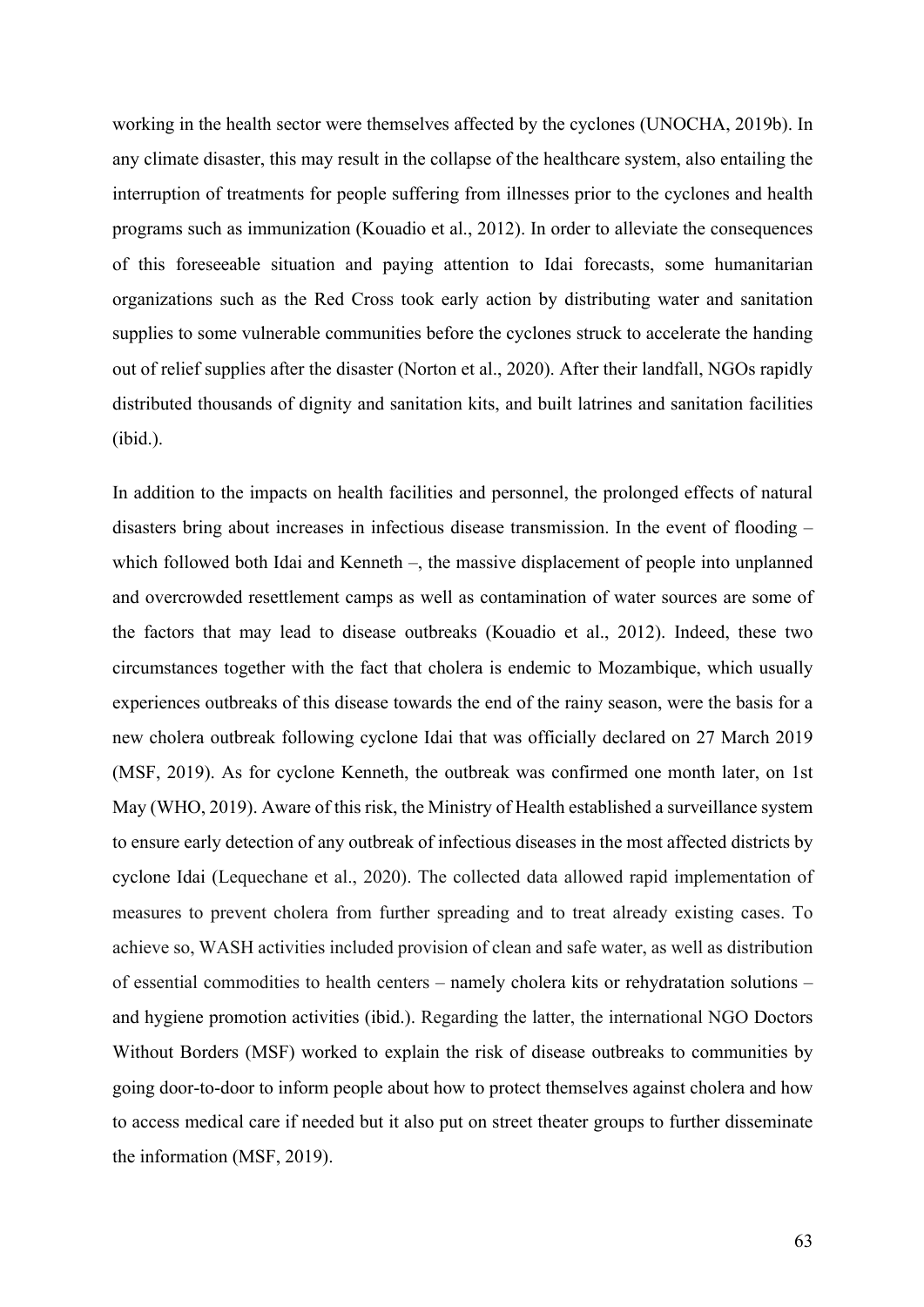working in the health sector were themselves affected by the cyclones (UNOCHA, 2019b). In any climate disaster, this may result in the collapse of the healthcare system, also entailing the interruption of treatments for people suffering from illnesses prior to the cyclones and health programs such as immunization (Kouadio et al., 2012). In order to alleviate the consequences of this foreseeable situation and paying attention to Idai forecasts, some humanitarian organizations such as the Red Cross took early action by distributing water and sanitation supplies to some vulnerable communities before the cyclones struck to accelerate the handing out of relief supplies after the disaster (Norton et al., 2020). After their landfall, NGOs rapidly distributed thousands of dignity and sanitation kits, and built latrines and sanitation facilities (ibid.).

In addition to the impacts on health facilities and personnel, the prolonged effects of natural disasters bring about increases in infectious disease transmission. In the event of flooding – which followed both Idai and Kenneth –, the massive displacement of people into unplanned and overcrowded resettlement camps as well as contamination of water sources are some of the factors that may lead to disease outbreaks (Kouadio et al., 2012). Indeed, these two circumstances together with the fact that cholera is endemic to Mozambique, which usually experiences outbreaks of this disease towards the end of the rainy season, were the basis for a new cholera outbreak following cyclone Idai that was officially declared on 27 March 2019 (MSF, 2019). As for cyclone Kenneth, the outbreak was confirmed one month later, on 1st May (WHO, 2019). Aware of this risk, the Ministry of Health established a surveillance system to ensure early detection of any outbreak of infectious diseases in the most affected districts by cyclone Idai (Lequechane et al., 2020). The collected data allowed rapid implementation of measures to prevent cholera from further spreading and to treat already existing cases. To achieve so, WASH activities included provision of clean and safe water, as well as distribution of essential commodities to health centers – namely cholera kits or rehydratation solutions – and hygiene promotion activities (ibid.). Regarding the latter, the international NGO Doctors Without Borders (MSF) worked to explain the risk of disease outbreaks to communities by going door-to-door to inform people about how to protect themselves against cholera and how to access medical care if needed but it also put on street theater groups to further disseminate the information (MSF, 2019).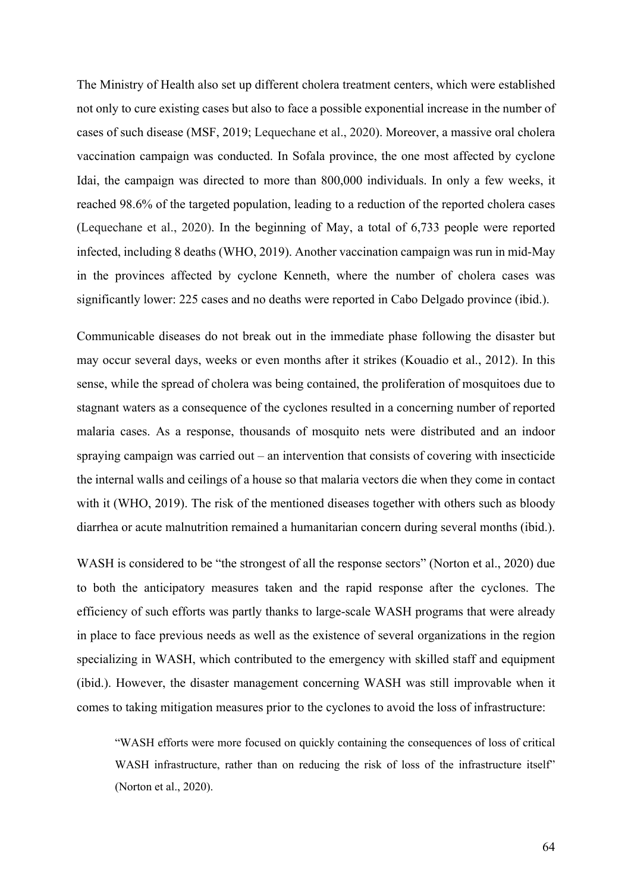The Ministry of Health also set up different cholera treatment centers, which were established not only to cure existing cases but also to face a possible exponential increase in the number of cases of such disease (MSF, 2019; Lequechane et al., 2020). Moreover, a massive oral cholera vaccination campaign was conducted. In Sofala province, the one most affected by cyclone Idai, the campaign was directed to more than 800,000 individuals. In only a few weeks, it reached 98.6% of the targeted population, leading to a reduction of the reported cholera cases (Lequechane et al., 2020). In the beginning of May, a total of 6,733 people were reported infected, including 8 deaths (WHO, 2019). Another vaccination campaign was run in mid-May in the provinces affected by cyclone Kenneth, where the number of cholera cases was significantly lower: 225 cases and no deaths were reported in Cabo Delgado province (ibid.).

Communicable diseases do not break out in the immediate phase following the disaster but may occur several days, weeks or even months after it strikes (Kouadio et al., 2012). In this sense, while the spread of cholera was being contained, the proliferation of mosquitoes due to stagnant waters as a consequence of the cyclones resulted in a concerning number of reported malaria cases. As a response, thousands of mosquito nets were distributed and an indoor spraying campaign was carried out – an intervention that consists of covering with insecticide the internal walls and ceilings of a house so that malaria vectors die when they come in contact with it (WHO, 2019). The risk of the mentioned diseases together with others such as bloody diarrhea or acute malnutrition remained a humanitarian concern during several months (ibid.).

WASH is considered to be "the strongest of all the response sectors" (Norton et al., 2020) due to both the anticipatory measures taken and the rapid response after the cyclones. The efficiency of such efforts was partly thanks to large-scale WASH programs that were already in place to face previous needs as well as the existence of several organizations in the region specializing in WASH, which contributed to the emergency with skilled staff and equipment (ibid.). However, the disaster management concerning WASH was still improvable when it comes to taking mitigation measures prior to the cyclones to avoid the loss of infrastructure:

> "WASH efforts were more focused on quickly containing the consequences of loss of critical WASH infrastructure, rather than on reducing the risk of loss of the infrastructure itself" (Norton et al., 2020).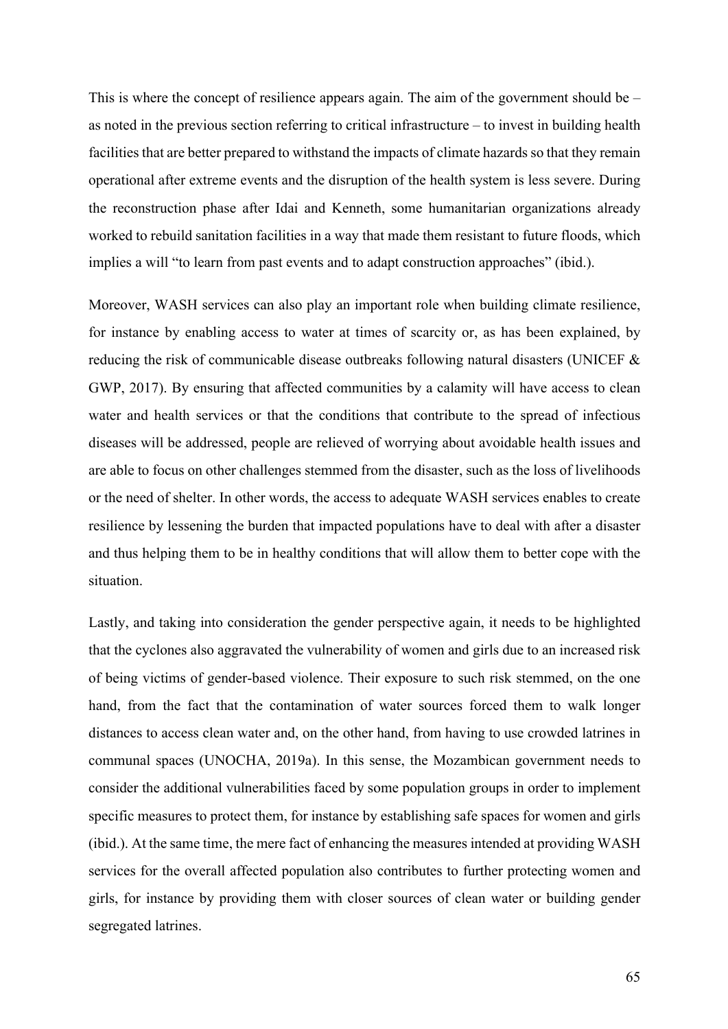This is where the concept of resilience appears again. The aim of the government should be – as noted in the previous section referring to critical infrastructure – to invest in building health facilities that are better prepared to withstand the impacts of climate hazards so that they remain operational after extreme events and the disruption of the health system is less severe. During the reconstruction phase after Idai and Kenneth, some humanitarian organizations already worked to rebuild sanitation facilities in a way that made them resistant to future floods, which implies a will "to learn from past events and to adapt construction approaches" (ibid.).

Moreover, WASH services can also play an important role when building climate resilience, for instance by enabling access to water at times of scarcity or, as has been explained, by reducing the risk of communicable disease outbreaks following natural disasters (UNICEF & GWP, 2017). By ensuring that affected communities by a calamity will have access to clean water and health services or that the conditions that contribute to the spread of infectious diseases will be addressed, people are relieved of worrying about avoidable health issues and are able to focus on other challenges stemmed from the disaster, such as the loss of livelihoods or the need of shelter. In other words, the access to adequate WASH services enables to create resilience by lessening the burden that impacted populations have to deal with after a disaster and thus helping them to be in healthy conditions that will allow them to better cope with the situation.

Lastly, and taking into consideration the gender perspective again, it needs to be highlighted that the cyclones also aggravated the vulnerability of women and girls due to an increased risk of being victims of gender-based violence. Their exposure to such risk stemmed, on the one hand, from the fact that the contamination of water sources forced them to walk longer distances to access clean water and, on the other hand, from having to use crowded latrines in communal spaces (UNOCHA, 2019a). In this sense, the Mozambican government needs to consider the additional vulnerabilities faced by some population groups in order to implement specific measures to protect them, for instance by establishing safe spaces for women and girls (ibid.). At the same time, the mere fact of enhancing the measures intended at providing WASH services for the overall affected population also contributes to further protecting women and girls, for instance by providing them with closer sources of clean water or building gender segregated latrines.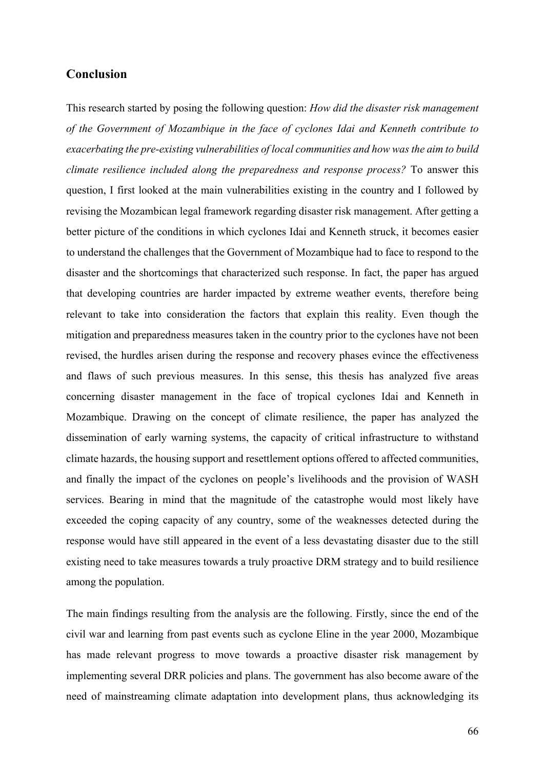## Conclusion

This research started by posing the following question: *How did the disaster risk management of the Government of Mozambique in the face of cyclones Idai and Kenneth contribute to exacerbating the pre-existing vulnerabilities of local communities and how was the aim to build climate resilience included along the preparedness and response process?* To answer this question, I first looked at the main vulnerabilities existing in the country and I followed by revising the Mozambican legal framework regarding disaster risk management. After getting a better picture of the conditions in which cyclones Idai and Kenneth struck, it becomes easier to understand the challenges that the Government of Mozambique had to face to respond to the disaster and the shortcomings that characterized such response. In fact, the paper has argued that developing countries are harder impacted by extreme weather events, therefore being relevant to take into consideration the factors that explain this reality. Even though the mitigation and preparedness measures taken in the country prior to the cyclones have not been revised, the hurdles arisen during the response and recovery phases evince the effectiveness and flaws of such previous measures. In this sense, this thesis has analyzed five areas concerning disaster management in the face of tropical cyclones Idai and Kenneth in Mozambique. Drawing on the concept of climate resilience, the paper has analyzed the dissemination of early warning systems, the capacity of critical infrastructure to withstand climate hazards, the housing support and resettlement options offered to affected communities, and finally the impact of the cyclones on people's livelihoods and the provision of WASH services. Bearing in mind that the magnitude of the catastrophe would most likely have exceeded the coping capacity of any country, some of the weaknesses detected during the response would have still appeared in the event of a less devastating disaster due to the still existing need to take measures towards a truly proactive DRM strategy and to build resilience among the population.

The main findings resulting from the analysis are the following. Firstly, since the end of the civil war and learning from past events such as cyclone Eline in the year 2000, Mozambique has made relevant progress to move towards a proactive disaster risk management by implementing several DRR policies and plans. The government has also become aware of the need of mainstreaming climate adaptation into development plans, thus acknowledging its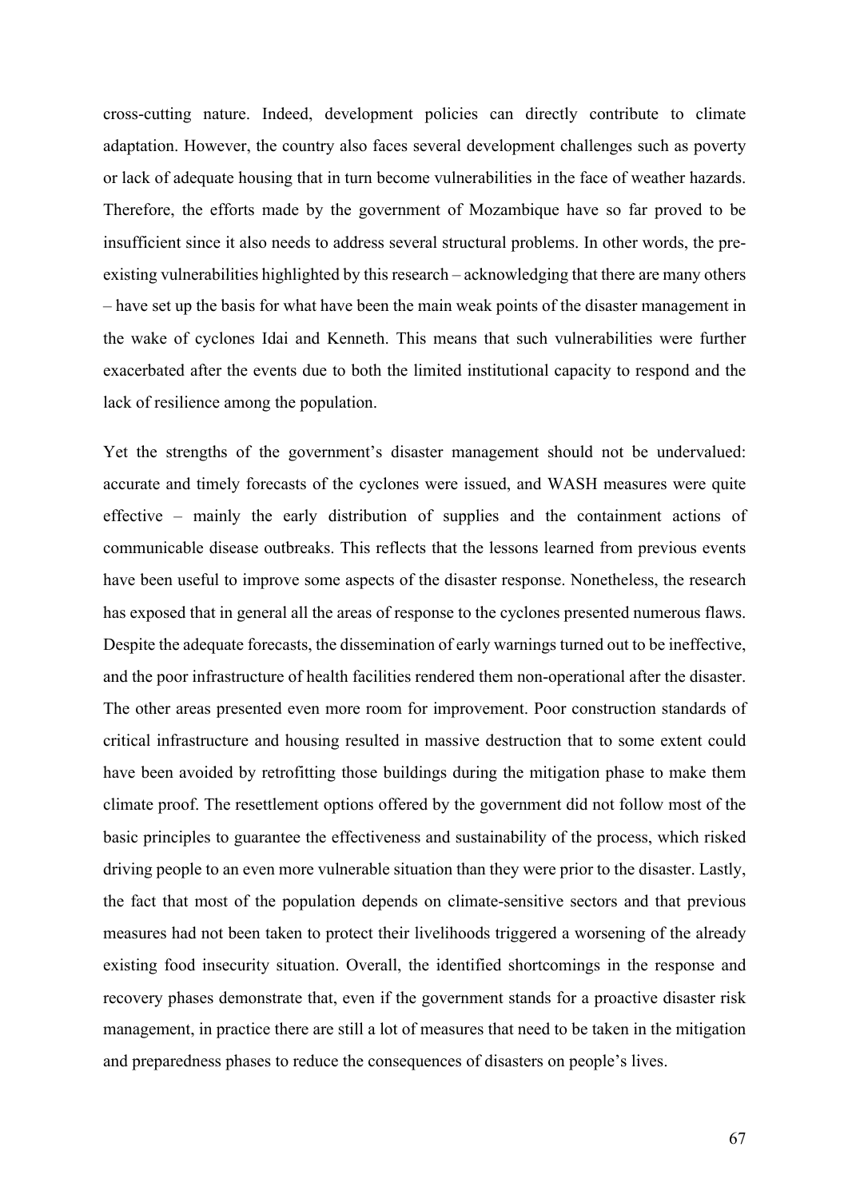cross-cutting nature. Indeed, development policies can directly contribute to climate adaptation. However, the country also faces several development challenges such as poverty or lack of adequate housing that in turn become vulnerabilities in the face of weather hazards. Therefore, the efforts made by the government of Mozambique have so far proved to be insufficient since it also needs to address several structural problems. In other words, the pre-existing vulnerabilities highlighted by this research – acknowledging that there are many others – have set up the basis for what have been the main weak points of the disaster management in the wake of cyclones Idai and Kenneth. This means that such vulnerabilities were further exacerbated after the events due to both the limited institutional capacity to respond and the lack of resilience among the population.

Yet the strengths of the government's disaster management should not be undervalued: accurate and timely forecasts of the cyclones were issued, and WASH measures were quite effective – mainly the early distribution of supplies and the containment actions of communicable disease outbreaks. This reflects that the lessons learned from previous events have been useful to improve some aspects of the disaster response. Nonetheless, the research has exposed that in general all the areas of response to the cyclones presented numerous flaws. Despite the adequate forecasts, the dissemination of early warnings turned out to be ineffective, and the poor infrastructure of health facilities rendered them non-operational after the disaster. The other areas presented even more room for improvement. Poor construction standards of critical infrastructure and housing resulted in massive destruction that to some extent could have been avoided by retrofitting those buildings during the mitigation phase to make them climate proof. The resettlement options offered by the government did not follow most of the basic principles to guarantee the effectiveness and sustainability of the process, which risked driving people to an even more vulnerable situation than they were prior to the disaster. Lastly, the fact that most of the population depends on climate-sensitive sectors and that previous measures had not been taken to protect their livelihoods triggered a worsening of the already existing food insecurity situation. Overall, the identified shortcomings in the response and recovery phases demonstrate that, even if the government stands for a proactive disaster risk management, in practice there are still a lot of measures that need to be taken in the mitigation and preparedness phases to reduce the consequences of disasters on people's lives.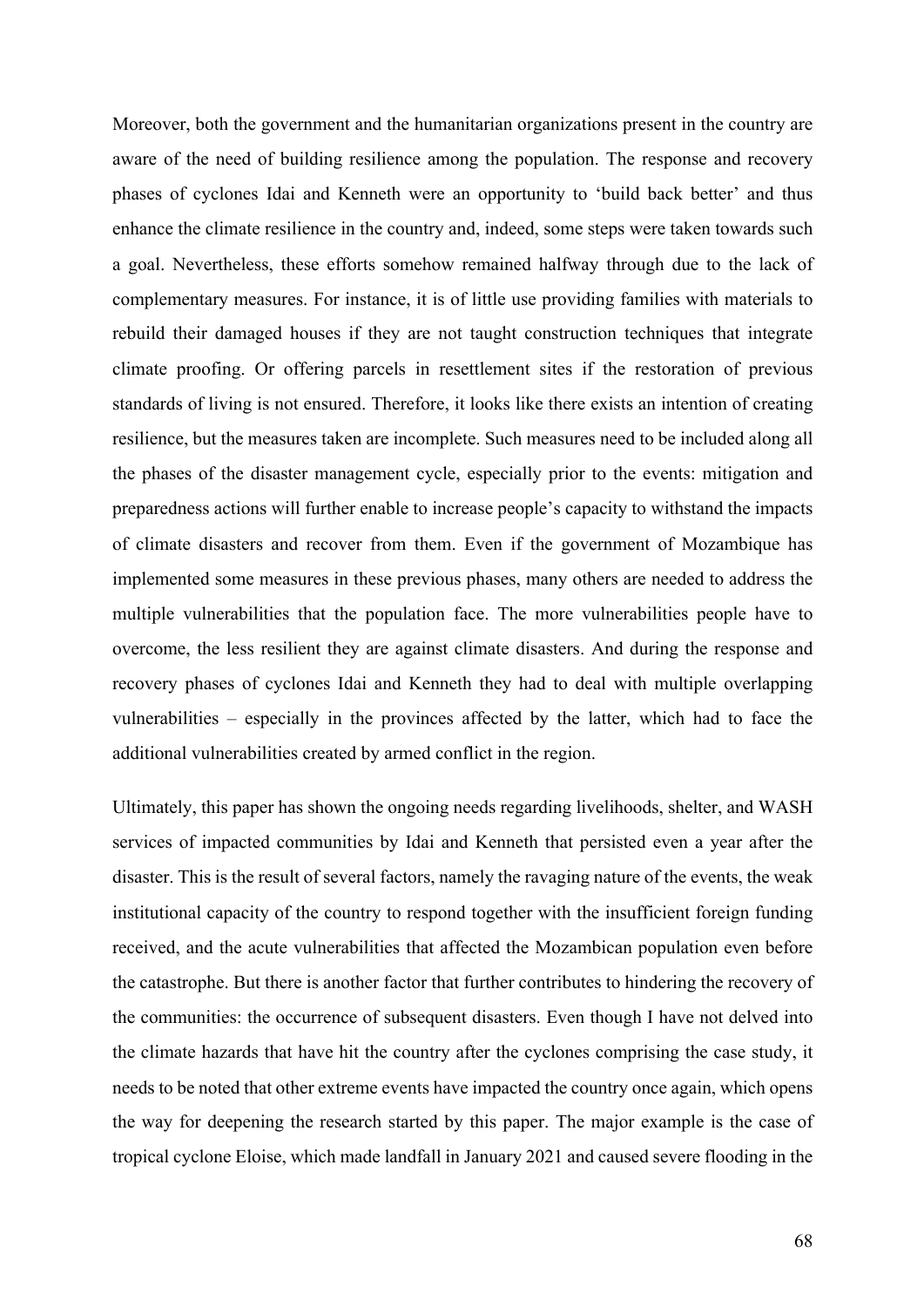Moreover, both the government and the humanitarian organizations present in the country are aware of the need of building resilience among the population. The response and recovery phases of cyclones Idai and Kenneth were an opportunity to 'build back better' and thus enhance the climate resilience in the country and, indeed, some steps were taken towards such a goal. Nevertheless, these efforts somehow remained halfway through due to the lack of complementary measures. For instance, it is of little use providing families with materials to rebuild their damaged houses if they are not taught construction techniques that integrate climate proofing. Or offering parcels in resettlement sites if the restoration of previous standards of living is not ensured. Therefore, it looks like there exists an intention of creating resilience, but the measures taken are incomplete. Such measures need to be included along all the phases of the disaster management cycle, especially prior to the events: mitigation and preparedness actions will further enable to increase people's capacity to withstand the impacts of climate disasters and recover from them. Even if the government of Mozambique has implemented some measures in these previous phases, many others are needed to address the multiple vulnerabilities that the population face. The more vulnerabilities people have to overcome, the less resilient they are against climate disasters. And during the response and recovery phases of cyclones Idai and Kenneth they had to deal with multiple overlapping vulnerabilities – especially in the provinces affected by the latter, which had to face the additional vulnerabilities created by armed conflict in the region.

Ultimately, this paper has shown the ongoing needs regarding livelihoods, shelter, and WASH services of impacted communities by Idai and Kenneth that persisted even a year after the disaster. This is the result of several factors, namely the ravaging nature of the events, the weak institutional capacity of the country to respond together with the insufficient foreign funding received, and the acute vulnerabilities that affected the Mozambican population even before the catastrophe. But there is another factor that further contributes to hindering the recovery of the communities: the occurrence of subsequent disasters. Even though I have not delved into the climate hazards that have hit the country after the cyclones comprising the case study, it needs to be noted that other extreme events have impacted the country once again, which opens the way for deepening the research started by this paper. The major example is the case of tropical cyclone Eloise, which made landfall in January 2021 and caused severe flooding in the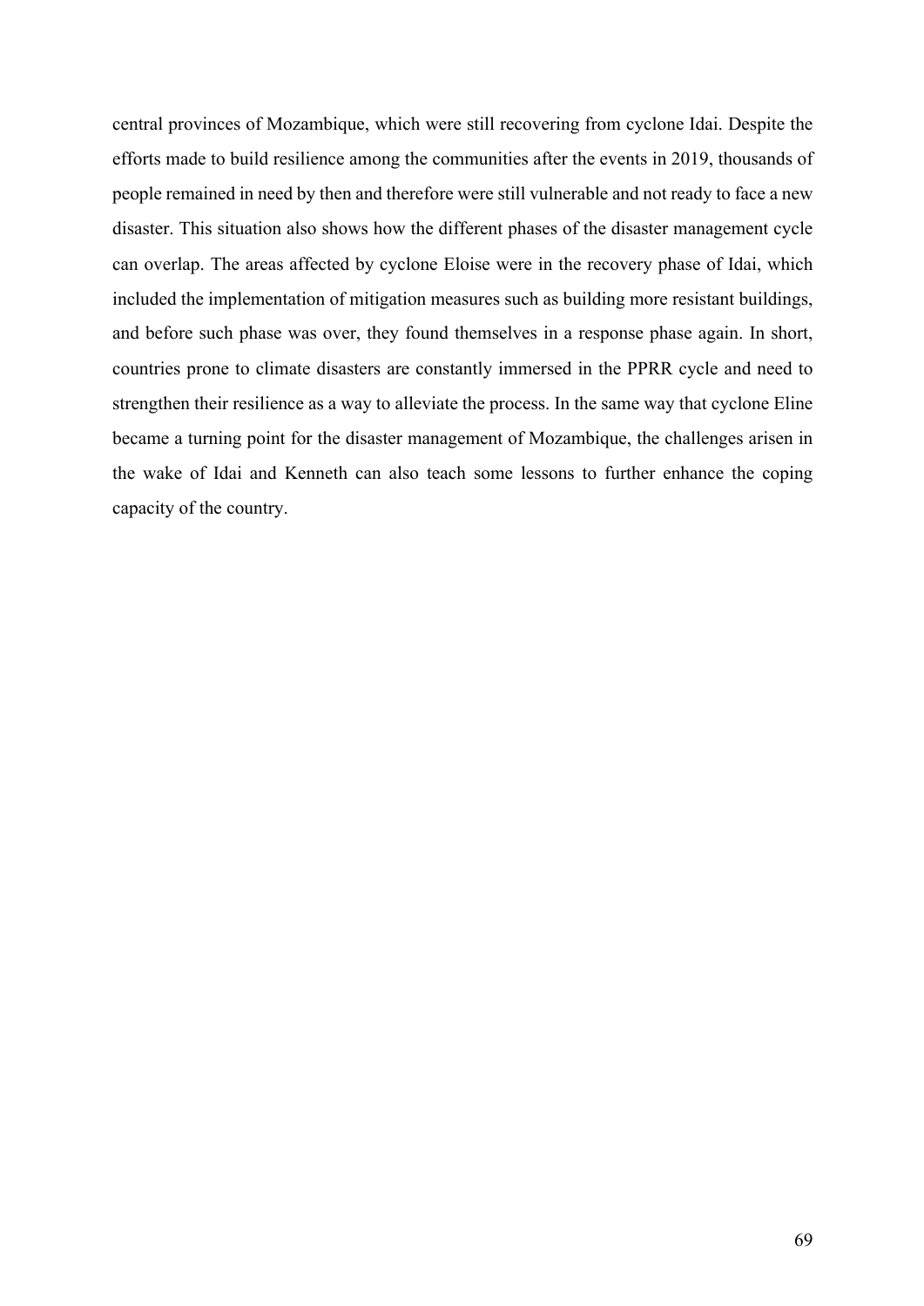central provinces of Mozambique, which were still recovering from cyclone Idai. Despite the efforts made to build resilience among the communities after the events in 2019, thousands of people remained in need by then and therefore were still vulnerable and not ready to face a new disaster. This situation also shows how the different phases of the disaster management cycle can overlap. The areas affected by cyclone Eloise were in the recovery phase of Idai, which included the implementation of mitigation measures such as building more resistant buildings, and before such phase was over, they found themselves in a response phase again. In short, countries prone to climate disasters are constantly immersed in the PPRR cycle and need to strengthen their resilience as a way to alleviate the process. In the same way that cyclone Eline became a turning point for the disaster management of Mozambique, the challenges arisen in the wake of Idai and Kenneth can also teach some lessons to further enhance the coping capacity of the country.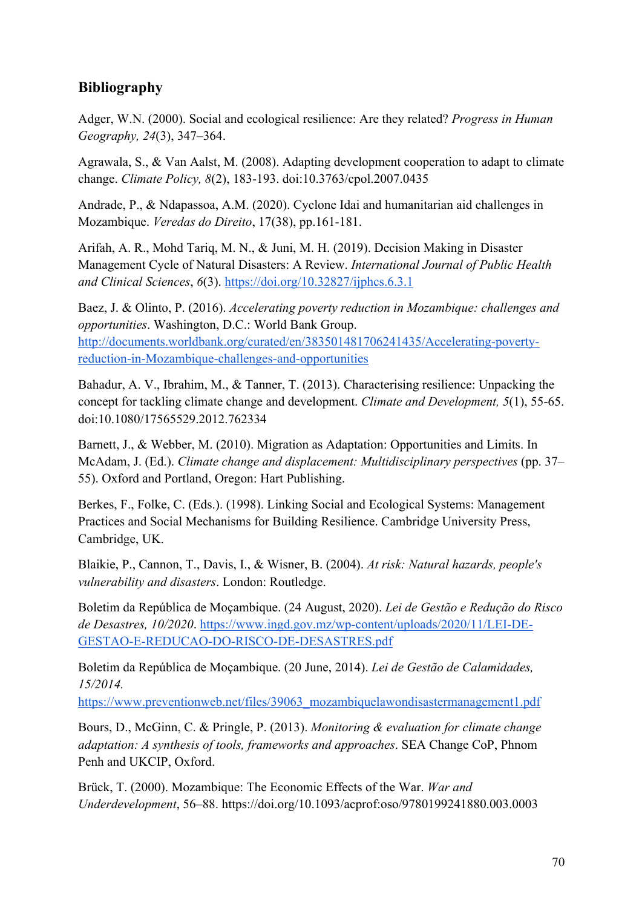## Bibliography

Adger, W.N. (2000). Social and ecological resilience: Are they related? *Progress in Human Geography, 24*(3), 347–364.

Agrawala, S., & Van Aalst, M. (2008). Adapting development cooperation to adapt to climate change. *Climate Policy, 8*(2), 183-193. doi:10.3763/cpol.2007.0435

Andrade, P., & Ndapassoa, A.M. (2020). Cyclone Idai and humanitarian aid challenges in Mozambique. *Veredas do Direito*, 17(38), pp.161-181.

Arifah, A. R., Mohd Tariq, M. N., & Juni, M. H. (2019). Decision Making in Disaster Management Cycle of Natural Disasters: A Review. *International Journal of Public Health and Clinical Sciences*, *6*(3). https://doi.org/10.32827/ijphcs.6.3.1

Baez, J. & Olinto, P. (2016). *Accelerating poverty reduction in Mozambique: challenges and opportunities*. Washington, D.C.: World Bank Group. http://documents.worldbank.org/curated/en/383501481706241435/Accelerating-poverty-reduction-in-Mozambique-challenges-and-opportunities

Bahadur, A. V., Ibrahim, M., & Tanner, T. (2013). Characterising resilience: Unpacking the concept for tackling climate change and development. *Climate and Development, 5*(1), 55-65. doi:10.1080/17565529.2012.762334

Barnett, J., & Webber, M. (2010). Migration as Adaptation: Opportunities and Limits. In McAdam, J. (Ed.). *Climate change and displacement: Multidisciplinary perspectives* (pp. 37–55). Oxford and Portland, Oregon: Hart Publishing.

Berkes, F., Folke, C. (Eds.). (1998). Linking Social and Ecological Systems: Management Practices and Social Mechanisms for Building Resilience. Cambridge University Press, Cambridge, UK.

Blaikie, P., Cannon, T., Davis, I., & Wisner, B. (2004). *At risk: Natural hazards, people's vulnerability and disasters*. London: Routledge.

Boletim da República de Moçambique. (24 August, 2020). *Lei de Gestão e Redução do Risco de Desastres, 10/2020*. https://www.ingd.gov.mz/wp-content/uploads/2020/11/LEI-DE-GESTAO-E-REDUCAO-DO-RISCO-DE-DESASTRES.pdf

Boletim da República de Moçambique. (20 June, 2014). *Lei de Gestão de Calamidades, 15/2014.* https://www.preventionweb.net/files/39063_mozambiquelawondisastermanagement1.pdf

Bours, D., McGinn, C. & Pringle, P. (2013). *Monitoring & evaluation for climate change adaptation: A synthesis of tools, frameworks and approaches*. SEA Change CoP, Phnom Penh and UKCIP, Oxford.

Brück, T. (2000). Mozambique: The Economic Effects of the War. *War and Underdevelopment*, 56–88. https://doi.org/10.1093/acprof:oso/9780199241880.003.0003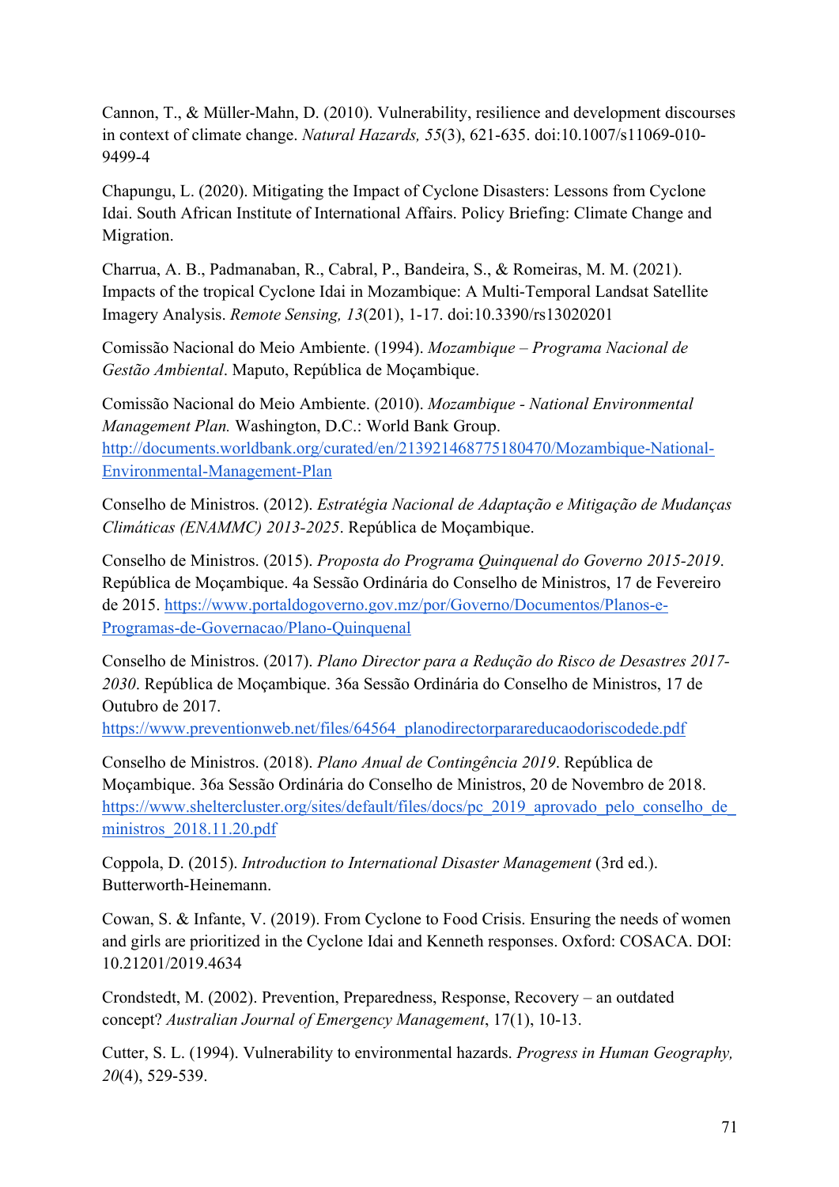Cannon, T., & Müller-Mahn, D. (2010). Vulnerability, resilience and development discourses in context of climate change. *Natural Hazards, 55*(3), 621-635. doi:10.1007/s11069-010-9499-4

Chapungu, L. (2020). Mitigating the Impact of Cyclone Disasters: Lessons from Cyclone Idai. South African Institute of International Affairs. Policy Briefing: Climate Change and Migration.

Charrua, A. B., Padmanaban, R., Cabral, P., Bandeira, S., & Romeiras, M. M. (2021). Impacts of the tropical Cyclone Idai in Mozambique: A Multi-Temporal Landsat Satellite Imagery Analysis. *Remote Sensing, 13*(201), 1-17. doi:10.3390/rs13020201

Comissão Nacional do Meio Ambiente. (1994). *Mozambique – Programa Nacional de Gestão Ambiental*. Maputo, República de Moçambique.

Comissão Nacional do Meio Ambiente. (2010). *Mozambique - National Environmental Management Plan.* Washington, D.C.: World Bank Group. http://documents.worldbank.org/curated/en/213921468775180470/Mozambique-National-Environmental-Management-Plan

Conselho de Ministros. (2012). *Estratégia Nacional de Adaptação e Mitigação de Mudanças Climáticas (ENAMMC) 2013-2025*. República de Moçambique.

Conselho de Ministros. (2015). *Proposta do Programa Quinquenal do Governo 2015-2019*. República de Moçambique. 4a Sessão Ordinária do Conselho de Ministros, 17 de Fevereiro de 2015. https://www.portaldogoverno.gov.mz/por/Governo/Documentos/Planos-e-Programas-de-Governacao/Plano-Quinquenal

Conselho de Ministros. (2017). *Plano Director para a Redução do Risco de Desastres 2017-2030*. República de Moçambique. 36a Sessão Ordinária do Conselho de Ministros, 17 de Outubro de 2017. https://www.preventionweb.net/files/64564_planodirectorparareducaodoriscodede.pdf

Conselho de Ministros. (2018). *Plano Anual de Contingência 2019*. República de Moçambique. 36a Sessão Ordinária do Conselho de Ministros, 20 de Novembro de 2018. https://www.sheltercluster.org/sites/default/files/docs/pc_2019_aprovado_pelo_conselho_de_ministros_2018.11.20.pdf

Coppola, D. (2015). *Introduction to International Disaster Management* (3rd ed.). Butterworth-Heinemann.

Cowan, S. & Infante, V. (2019). From Cyclone to Food Crisis. Ensuring the needs of women and girls are prioritized in the Cyclone Idai and Kenneth responses. Oxford: COSACA. DOI: 10.21201/2019.4634

Crondstedt, M. (2002). Prevention, Preparedness, Response, Recovery – an outdated concept? *Australian Journal of Emergency Management*, 17(1), 10-13.

Cutter, S. L. (1994). Vulnerability to environmental hazards. *Progress in Human Geography, 20*(4), 529-539.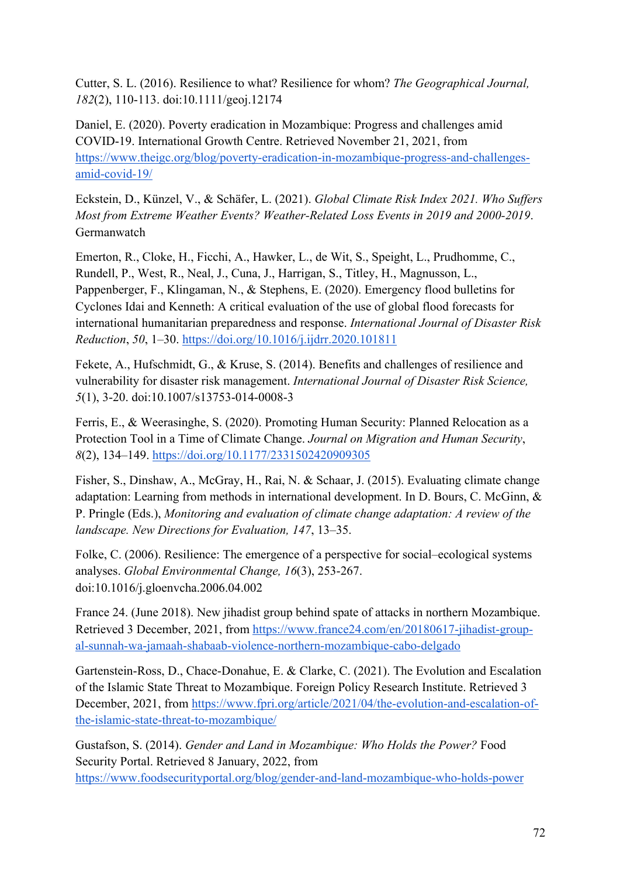Cutter, S. L. (2016). Resilience to what? Resilience for whom? *The Geographical Journal, 182*(2), 110-113. doi:10.1111/geoj.12174

Daniel, E. (2020). Poverty eradication in Mozambique: Progress and challenges amid COVID-19. International Growth Centre. Retrieved November 21, 2021, from https://www.theigc.org/blog/poverty-eradication-in-mozambique-progress-and-challenges-amid-covid-19/

Eckstein, D., Künzel, V., & Schäfer, L. (2021). *Global Climate Risk Index 2021. Who Suffers Most from Extreme Weather Events? Weather-Related Loss Events in 2019 and 2000-2019*. Germanwatch

Emerton, R., Cloke, H., Ficchi, A., Hawker, L., de Wit, S., Speight, L., Prudhomme, C., Rundell, P., West, R., Neal, J., Cuna, J., Harrigan, S., Titley, H., Magnusson, L., Pappenberger, F., Klingaman, N., & Stephens, E. (2020). Emergency flood bulletins for Cyclones Idai and Kenneth: A critical evaluation of the use of global flood forecasts for international humanitarian preparedness and response. *International Journal of Disaster Risk Reduction*, *50*, 1–30. https://doi.org/10.1016/j.ijdrr.2020.101811

Fekete, A., Hufschmidt, G., & Kruse, S. (2014). Benefits and challenges of resilience and vulnerability for disaster risk management. *International Journal of Disaster Risk Science, 5*(1), 3-20. doi:10.1007/s13753-014-0008-3

Ferris, E., & Weerasinghe, S. (2020). Promoting Human Security: Planned Relocation as a Protection Tool in a Time of Climate Change. *Journal on Migration and Human Security*, *8*(2), 134–149. https://doi.org/10.1177/2331502420909305

Fisher, S., Dinshaw, A., McGray, H., Rai, N. & Schaar, J. (2015). Evaluating climate change adaptation: Learning from methods in international development. In D. Bours, C. McGinn, & P. Pringle (Eds.), *Monitoring and evaluation of climate change adaptation: A review of the landscape. New Directions for Evaluation, 147*, 13–35.

Folke, C. (2006). Resilience: The emergence of a perspective for social–ecological systems analyses. *Global Environmental Change, 16*(3), 253-267. doi:10.1016/j.gloenvcha.2006.04.002

France 24. (June 2018). New jihadist group behind spate of attacks in northern Mozambique. Retrieved 3 December, 2021, from https://www.france24.com/en/20180617-jihadist-group-al-sunnah-wa-jamaah-shabaab-violence-northern-mozambique-cabo-delgado

Gartenstein-Ross, D., Chace-Donahue, E. & Clarke, C. (2021). The Evolution and Escalation of the Islamic State Threat to Mozambique. Foreign Policy Research Institute. Retrieved 3 December, 2021, from https://www.fpri.org/article/2021/04/the-evolution-and-escalation-of-the-islamic-state-threat-to-mozambique/

Gustafson, S. (2014). *Gender and Land in Mozambique: Who Holds the Power?* Food Security Portal. Retrieved 8 January, 2022, from https://www.foodsecurityportal.org/blog/gender-and-land-mozambique-who-holds-power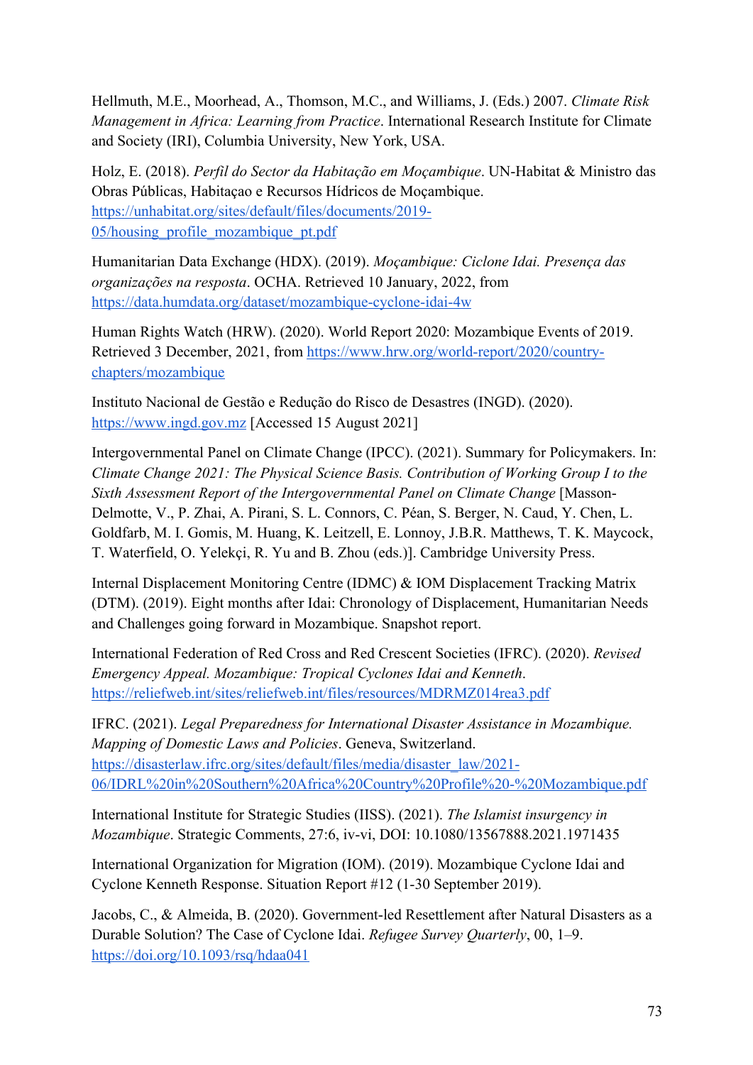Hellmuth, M.E., Moorhead, A., Thomson, M.C., and Williams, J. (Eds.) 2007. *Climate Risk Management in Africa: Learning from Practice*. International Research Institute for Climate and Society (IRI), Columbia University, New York, USA.

Holz, E. (2018). *Perfil do Sector da Habitação em Moçambique*. UN-Habitat & Ministro das Obras Públicas, Habitaçao e Recursos Hídricos de Moçambique. https://unhabitat.org/sites/default/files/documents/2019-05/housing_profile_mozambique_pt.pdf

Humanitarian Data Exchange (HDX). (2019). *Moçambique: Ciclone Idai. Presença das organizações na resposta*. OCHA. Retrieved 10 January, 2022, from https://data.humdata.org/dataset/mozambique-cyclone-idai-4w

Human Rights Watch (HRW). (2020). World Report 2020: Mozambique Events of 2019. Retrieved 3 December, 2021, from https://www.hrw.org/world-report/2020/country-chapters/mozambique

Instituto Nacional de Gestão e Redução do Risco de Desastres (INGD). (2020). https://www.ingd.gov.mz [Accessed 15 August 2021]

Intergovernmental Panel on Climate Change (IPCC). (2021). Summary for Policymakers. In: *Climate Change 2021: The Physical Science Basis. Contribution of Working Group I to the Sixth Assessment Report of the Intergovernmental Panel on Climate Change* [Masson-Delmotte, V., P. Zhai, A. Pirani, S. L. Connors, C. Péan, S. Berger, N. Caud, Y. Chen, L. Goldfarb, M. I. Gomis, M. Huang, K. Leitzell, E. Lonnoy, J.B.R. Matthews, T. K. Maycock, T. Waterfield, O. Yelekçi, R. Yu and B. Zhou (eds.)]. Cambridge University Press.

Internal Displacement Monitoring Centre (IDMC) & IOM Displacement Tracking Matrix (DTM). (2019). Eight months after Idai: Chronology of Displacement, Humanitarian Needs and Challenges going forward in Mozambique. Snapshot report.

International Federation of Red Cross and Red Crescent Societies (IFRC). (2020). *Revised Emergency Appeal. Mozambique: Tropical Cyclones Idai and Kenneth*. https://reliefweb.int/sites/reliefweb.int/files/resources/MDRMZ014rea3.pdf

IFRC. (2021). *Legal Preparedness for International Disaster Assistance in Mozambique. Mapping of Domestic Laws and Policies*. Geneva, Switzerland. https://disasterlaw.ifrc.org/sites/default/files/media/disaster_law/2021-06/IDRL%20in%20Southern%20Africa%20Country%20Profile%20-%20Mozambique.pdf

International Institute for Strategic Studies (IISS). (2021). *The Islamist insurgency in Mozambique*. Strategic Comments, 27:6, iv-vi, DOI: 10.1080/13567888.2021.1971435

International Organization for Migration (IOM). (2019). Mozambique Cyclone Idai and Cyclone Kenneth Response. Situation Report #12 (1-30 September 2019).

Jacobs, C., & Almeida, B. (2020). Government-led Resettlement after Natural Disasters as a Durable Solution? The Case of Cyclone Idai. *Refugee Survey Quarterly*, 00, 1–9. https://doi.org/10.1093/rsq/hdaa041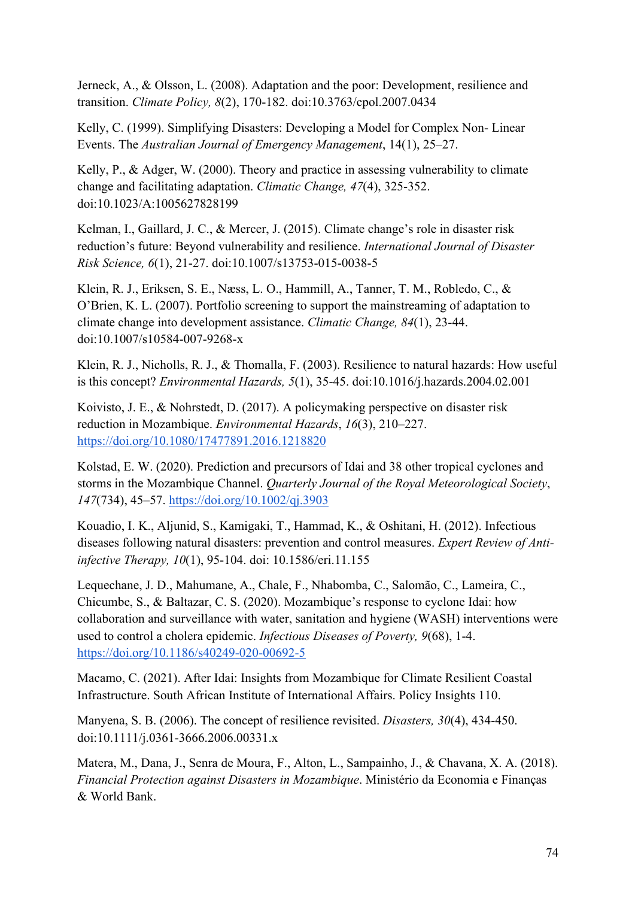Jerneck, A., & Olsson, L. (2008). Adaptation and the poor: Development, resilience and transition. *Climate Policy, 8*(2), 170-182. doi:10.3763/cpol.2007.0434

Kelly, C. (1999). Simplifying Disasters: Developing a Model for Complex Non- Linear Events. The *Australian Journal of Emergency Management*, 14(1), 25–27.

Kelly, P., & Adger, W. (2000). Theory and practice in assessing vulnerability to climate change and facilitating adaptation. *Climatic Change, 47*(4), 325-352. doi:10.1023/A:1005627828199

Kelman, I., Gaillard, J. C., & Mercer, J. (2015). Climate change's role in disaster risk reduction's future: Beyond vulnerability and resilience. *International Journal of Disaster Risk Science, 6*(1), 21-27. doi:10.1007/s13753-015-0038-5

Klein, R. J., Eriksen, S. E., Næss, L. O., Hammill, A., Tanner, T. M., Robledo, C., & O'Brien, K. L. (2007). Portfolio screening to support the mainstreaming of adaptation to climate change into development assistance. *Climatic Change, 84*(1), 23-44. doi:10.1007/s10584-007-9268-x

Klein, R. J., Nicholls, R. J., & Thomalla, F. (2003). Resilience to natural hazards: How useful is this concept? *Environmental Hazards, 5*(1), 35-45. doi:10.1016/j.hazards.2004.02.001

Koivisto, J. E., & Nohrstedt, D. (2017). A policymaking perspective on disaster risk reduction in Mozambique. *Environmental Hazards*, *16*(3), 210–227. https://doi.org/10.1080/17477891.2016.1218820

Kolstad, E. W. (2020). Prediction and precursors of Idai and 38 other tropical cyclones and storms in the Mozambique Channel. *Quarterly Journal of the Royal Meteorological Society*, *147*(734), 45–57. https://doi.org/10.1002/qj.3903

Kouadio, I. K., Aljunid, S., Kamigaki, T., Hammad, K., & Oshitani, H. (2012). Infectious diseases following natural disasters: prevention and control measures. *Expert Review of Anti-infective Therapy, 10*(1), 95-104. doi: 10.1586/eri.11.155

Lequechane, J. D., Mahumane, A., Chale, F., Nhabomba, C., Salomão, C., Lameira, C., Chicumbe, S., & Baltazar, C. S. (2020). Mozambique's response to cyclone Idai: how collaboration and surveillance with water, sanitation and hygiene (WASH) interventions were used to control a cholera epidemic. *Infectious Diseases of Poverty, 9*(68), 1-4. https://doi.org/10.1186/s40249-020-00692-5

Macamo, C. (2021). After Idai: Insights from Mozambique for Climate Resilient Coastal Infrastructure. South African Institute of International Affairs. Policy Insights 110.

Manyena, S. B. (2006). The concept of resilience revisited. *Disasters, 30*(4), 434-450. doi:10.1111/j.0361-3666.2006.00331.x

Matera, M., Dana, J., Senra de Moura, F., Alton, L., Sampainho, J., & Chavana, X. A. (2018). *Financial Protection against Disasters in Mozambique*. Ministério da Economia e Finanças & World Bank.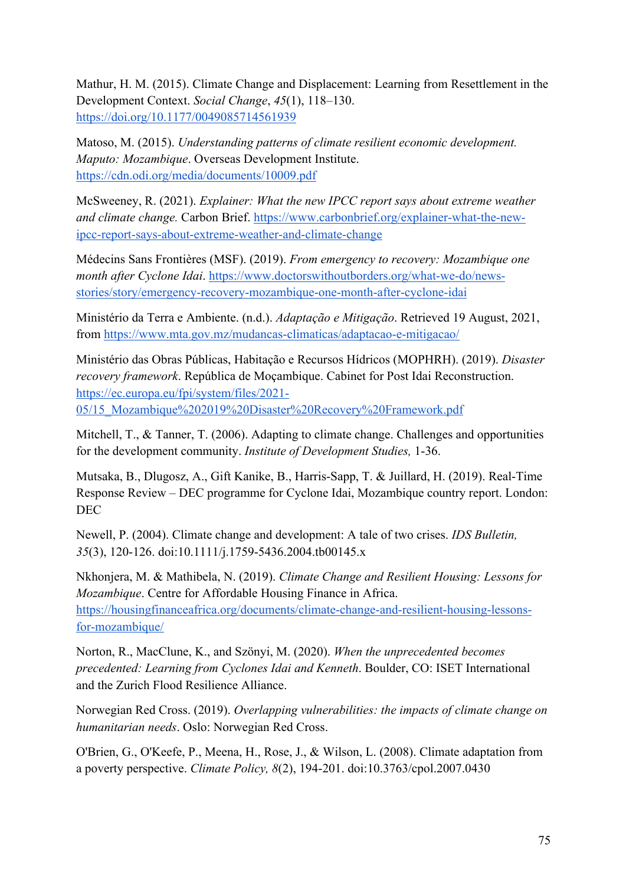Mathur, H. M. (2015). Climate Change and Displacement: Learning from Resettlement in the Development Context. *Social Change*, *45*(1), 118–130. https://doi.org/10.1177/0049085714561939

Matoso, M. (2015). *Understanding patterns of climate resilient economic development. Maputo: Mozambique*. Overseas Development Institute. https://cdn.odi.org/media/documents/10009.pdf

McSweeney, R. (2021). *Explainer: What the new IPCC report says about extreme weather and climate change.* Carbon Brief. https://www.carbonbrief.org/explainer-what-the-new-ipcc-report-says-about-extreme-weather-and-climate-change

Médecins Sans Frontières (MSF). (2019). *From emergency to recovery: Mozambique one month after Cyclone Idai*. https://www.doctorswithoutborders.org/what-we-do/news-stories/story/emergency-recovery-mozambique-one-month-after-cyclone-idai

Ministério da Terra e Ambiente. (n.d.). *Adaptação e Mitigação*. Retrieved 19 August, 2021, from https://www.mta.gov.mz/mudancas-climaticas/adaptacao-e-mitigacao/

Ministério das Obras Públicas, Habitação e Recursos Hídricos (MOPHRH). (2019). *Disaster recovery framework*. República de Moçambique. Cabinet for Post Idai Reconstruction. https://ec.europa.eu/fpi/system/files/2021-05/15_Mozambique%202019%20Disaster%20Recovery%20Framework.pdf

Mitchell, T., & Tanner, T. (2006). Adapting to climate change. Challenges and opportunities for the development community. *Institute of Development Studies,* 1-36.

Mutsaka, B., Dlugosz, A., Gift Kanike, B., Harris-Sapp, T. & Juillard, H. (2019). Real-Time Response Review – DEC programme for Cyclone Idai, Mozambique country report. London: DEC

Newell, P. (2004). Climate change and development: A tale of two crises. *IDS Bulletin, 35*(3), 120-126. doi:10.1111/j.1759-5436.2004.tb00145.x

Nkhonjera, M. & Mathibela, N. (2019). *Climate Change and Resilient Housing: Lessons for Mozambique*. Centre for Affordable Housing Finance in Africa. https://housingfinanceafrica.org/documents/climate-change-and-resilient-housing-lessons-for-mozambique/

Norton, R., MacClune, K., and Szönyi, M. (2020). *When the unprecedented becomes precedented: Learning from Cyclones Idai and Kenneth*. Boulder, CO: ISET International and the Zurich Flood Resilience Alliance.

Norwegian Red Cross. (2019). *Overlapping vulnerabilities: the impacts of climate change on humanitarian needs*. Oslo: Norwegian Red Cross.

O'Brien, G., O'Keefe, P., Meena, H., Rose, J., & Wilson, L. (2008). Climate adaptation from a poverty perspective. *Climate Policy, 8*(2), 194-201. doi:10.3763/cpol.2007.0430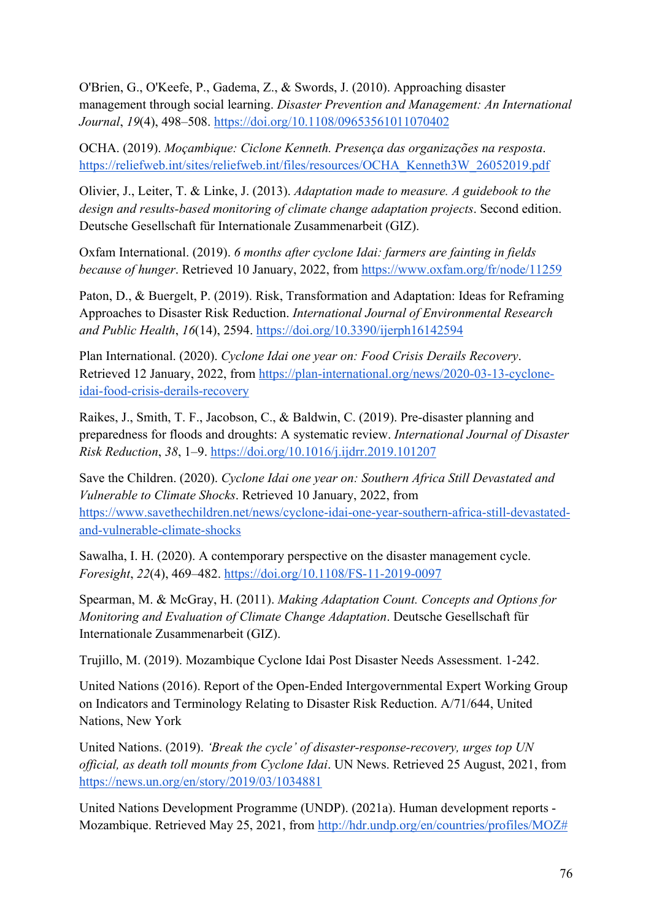O'Brien, G., O'Keefe, P., Gadema, Z., & Swords, J. (2010). Approaching disaster management through social learning. *Disaster Prevention and Management: An International Journal*, *19*(4), 498–508. https://doi.org/10.1108/09653561011070402

OCHA. (2019). *Moçambique: Ciclone Kenneth. Presença das organizações na resposta*. https://reliefweb.int/sites/reliefweb.int/files/resources/OCHA_Kenneth3W_26052019.pdf

Olivier, J., Leiter, T. & Linke, J. (2013). *Adaptation made to measure. A guidebook to the design and results-based monitoring of climate change adaptation projects*. Second edition. Deutsche Gesellschaft für Internationale Zusammenarbeit (GIZ).

Oxfam International. (2019). *6 months after cyclone Idai: farmers are fainting in fields because of hunger*. Retrieved 10 January, 2022, from https://www.oxfam.org/fr/node/11259

Paton, D., & Buergelt, P. (2019). Risk, Transformation and Adaptation: Ideas for Reframing Approaches to Disaster Risk Reduction. *International Journal of Environmental Research and Public Health*, *16*(14), 2594. https://doi.org/10.3390/ijerph16142594

Plan International. (2020). *Cyclone Idai one year on: Food Crisis Derails Recovery*. Retrieved 12 January, 2022, from https://plan-international.org/news/2020-03-13-cyclone-idai-food-crisis-derails-recovery

Raikes, J., Smith, T. F., Jacobson, C., & Baldwin, C. (2019). Pre-disaster planning and preparedness for floods and droughts: A systematic review. *International Journal of Disaster Risk Reduction*, *38*, 1–9. https://doi.org/10.1016/j.ijdrr.2019.101207

Save the Children. (2020). *Cyclone Idai one year on: Southern Africa Still Devastated and Vulnerable to Climate Shocks*. Retrieved 10 January, 2022, from https://www.savethechildren.net/news/cyclone-idai-one-year-southern-africa-still-devastated-and-vulnerable-climate-shocks

Sawalha, I. H. (2020). A contemporary perspective on the disaster management cycle. *Foresight*, *22*(4), 469–482. https://doi.org/10.1108/FS-11-2019-0097

Spearman, M. & McGray, H. (2011). *Making Adaptation Count. Concepts and Options for Monitoring and Evaluation of Climate Change Adaptation*. Deutsche Gesellschaft für Internationale Zusammenarbeit (GIZ).

Trujillo, M. (2019). Mozambique Cyclone Idai Post Disaster Needs Assessment. 1-242.

United Nations (2016). Report of the Open-Ended Intergovernmental Expert Working Group on Indicators and Terminology Relating to Disaster Risk Reduction. A/71/644, United Nations, New York

United Nations. (2019). *'Break the cycle' of disaster-response-recovery, urges top UN official, as death toll mounts from Cyclone Idai*. UN News. Retrieved 25 August, 2021, from https://news.un.org/en/story/2019/03/1034881

United Nations Development Programme (UNDP). (2021a). Human development reports - Mozambique. Retrieved May 25, 2021, from http://hdr.undp.org/en/countries/profiles/MOZ#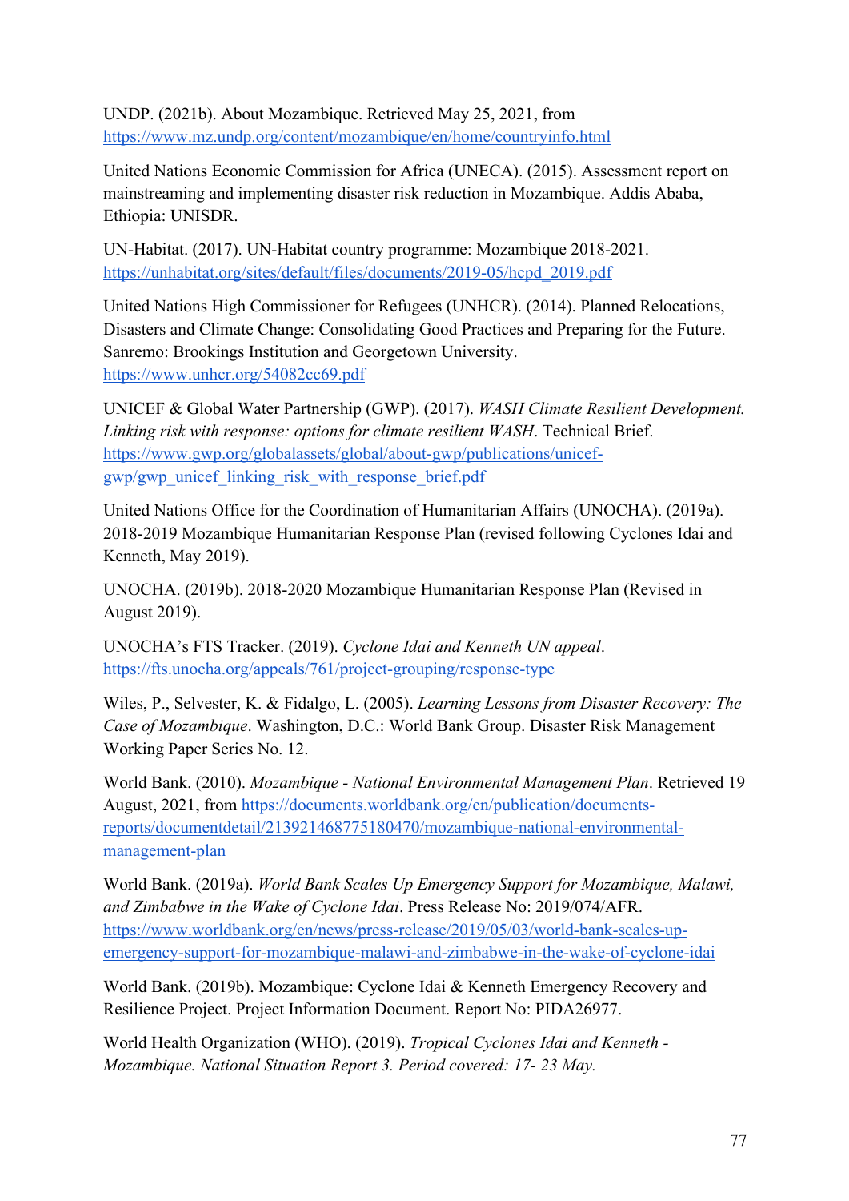UNDP. (2021b). About Mozambique. Retrieved May 25, 2021, from https://www.mz.undp.org/content/mozambique/en/home/countryinfo.html

United Nations Economic Commission for Africa (UNECA). (2015). Assessment report on mainstreaming and implementing disaster risk reduction in Mozambique. Addis Ababa, Ethiopia: UNISDR.

UN-Habitat. (2017). UN-Habitat country programme: Mozambique 2018-2021. https://unhabitat.org/sites/default/files/documents/2019-05/hcpd_2019.pdf

United Nations High Commissioner for Refugees (UNHCR). (2014). Planned Relocations, Disasters and Climate Change: Consolidating Good Practices and Preparing for the Future. Sanremo: Brookings Institution and Georgetown University. https://www.unhcr.org/54082cc69.pdf

UNICEF & Global Water Partnership (GWP). (2017). *WASH Climate Resilient Development. Linking risk with response: options for climate resilient WASH*. Technical Brief. https://www.gwp.org/globalassets/global/about-gwp/publications/unicef-gwp/gwp_unicef_linking_risk_with_response_brief.pdf

United Nations Office for the Coordination of Humanitarian Affairs (UNOCHA). (2019a). 2018-2019 Mozambique Humanitarian Response Plan (revised following Cyclones Idai and Kenneth, May 2019).

UNOCHA. (2019b). 2018-2020 Mozambique Humanitarian Response Plan (Revised in August 2019).

UNOCHA's FTS Tracker. (2019). *Cyclone Idai and Kenneth UN appeal*. https://fts.unocha.org/appeals/761/project-grouping/response-type

Wiles, P., Selvester, K. & Fidalgo, L. (2005). *Learning Lessons from Disaster Recovery: The Case of Mozambique*. Washington, D.C.: World Bank Group. Disaster Risk Management Working Paper Series No. 12.

World Bank. (2010). *Mozambique - National Environmental Management Plan*. Retrieved 19 August, 2021, from https://documents.worldbank.org/en/publication/documents-reports/documentdetail/213921468775180470/mozambique-national-environmental-management-plan

World Bank. (2019a). *World Bank Scales Up Emergency Support for Mozambique, Malawi, and Zimbabwe in the Wake of Cyclone Idai*. Press Release No: 2019/074/AFR. https://www.worldbank.org/en/news/press-release/2019/05/03/world-bank-scales-up-emergency-support-for-mozambique-malawi-and-zimbabwe-in-the-wake-of-cyclone-idai

World Bank. (2019b). Mozambique: Cyclone Idai & Kenneth Emergency Recovery and Resilience Project. Project Information Document. Report No: PIDA26977.

World Health Organization (WHO). (2019). *Tropical Cyclones Idai and Kenneth - Mozambique. National Situation Report 3. Period covered: 17- 23 May.*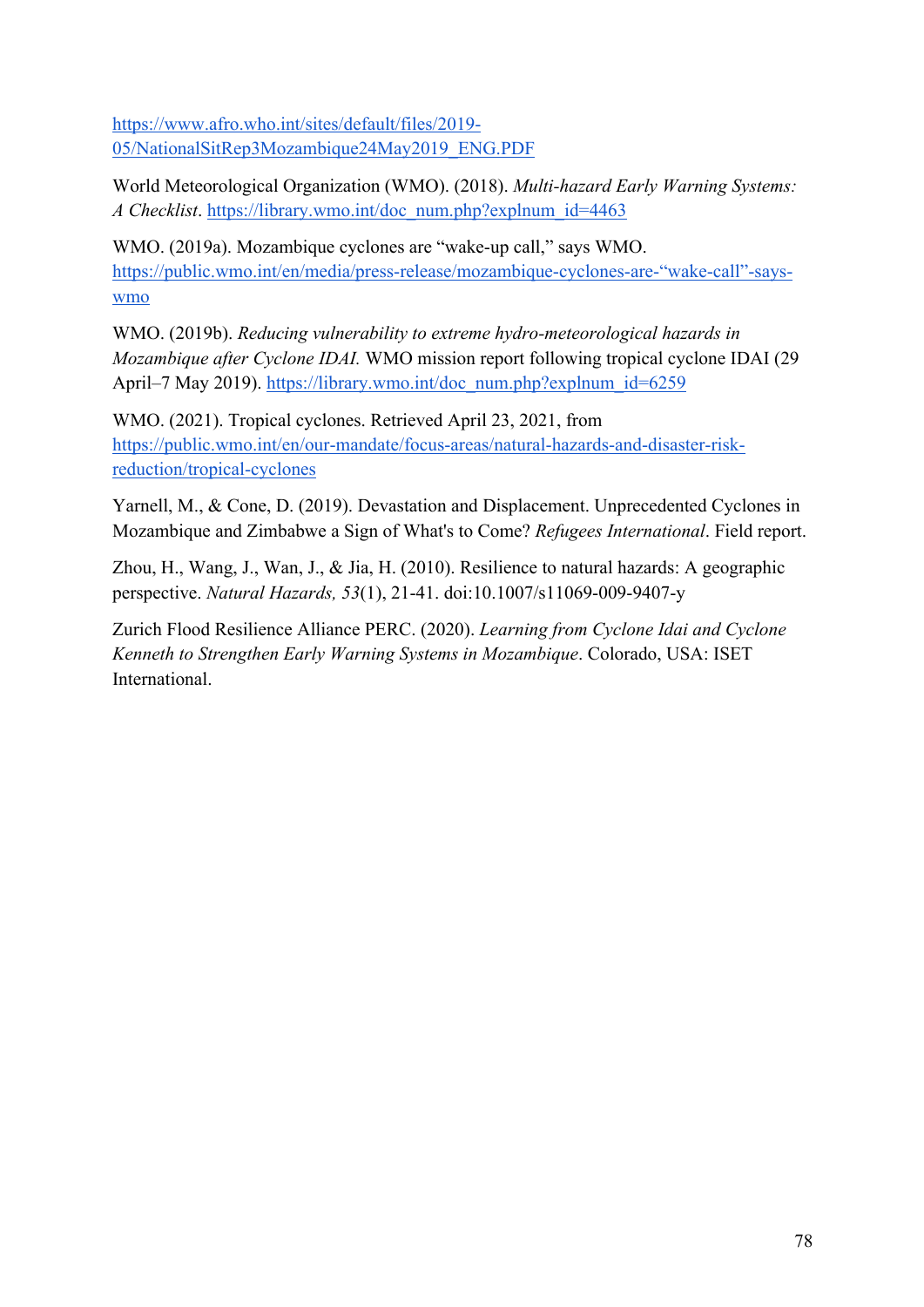https://www.afro.who.int/sites/default/files/2019-05/NationalSitRep3Mozambique24May2019_ENG.PDF

World Meteorological Organization (WMO). (2018). *Multi-hazard Early Warning Systems: A Checklist*. https://library.wmo.int/doc_num.php?explnum_id=4463

WMO. (2019a). Mozambique cyclones are "wake-up call," says WMO. https://public.wmo.int/en/media/press-release/mozambique-cyclones-are-"wake-call"-says-wmo

WMO. (2019b). *Reducing vulnerability to extreme hydro-meteorological hazards in Mozambique after Cyclone IDAI.* WMO mission report following tropical cyclone IDAI (29 April–7 May 2019). https://library.wmo.int/doc_num.php?explnum_id=6259

WMO. (2021). Tropical cyclones. Retrieved April 23, 2021, from https://public.wmo.int/en/our-mandate/focus-areas/natural-hazards-and-disaster-risk-reduction/tropical-cyclones

Yarnell, M., & Cone, D. (2019). Devastation and Displacement. Unprecedented Cyclones in Mozambique and Zimbabwe a Sign of What's to Come? *Refugees International*. Field report.

Zhou, H., Wang, J., Wan, J., & Jia, H. (2010). Resilience to natural hazards: A geographic perspective. *Natural Hazards, 53*(1), 21-41. doi:10.1007/s11069-009-9407-y

Zurich Flood Resilience Alliance PERC. (2020). *Learning from Cyclone Idai and Cyclone Kenneth to Strengthen Early Warning Systems in Mozambique*. Colorado, USA: ISET International.